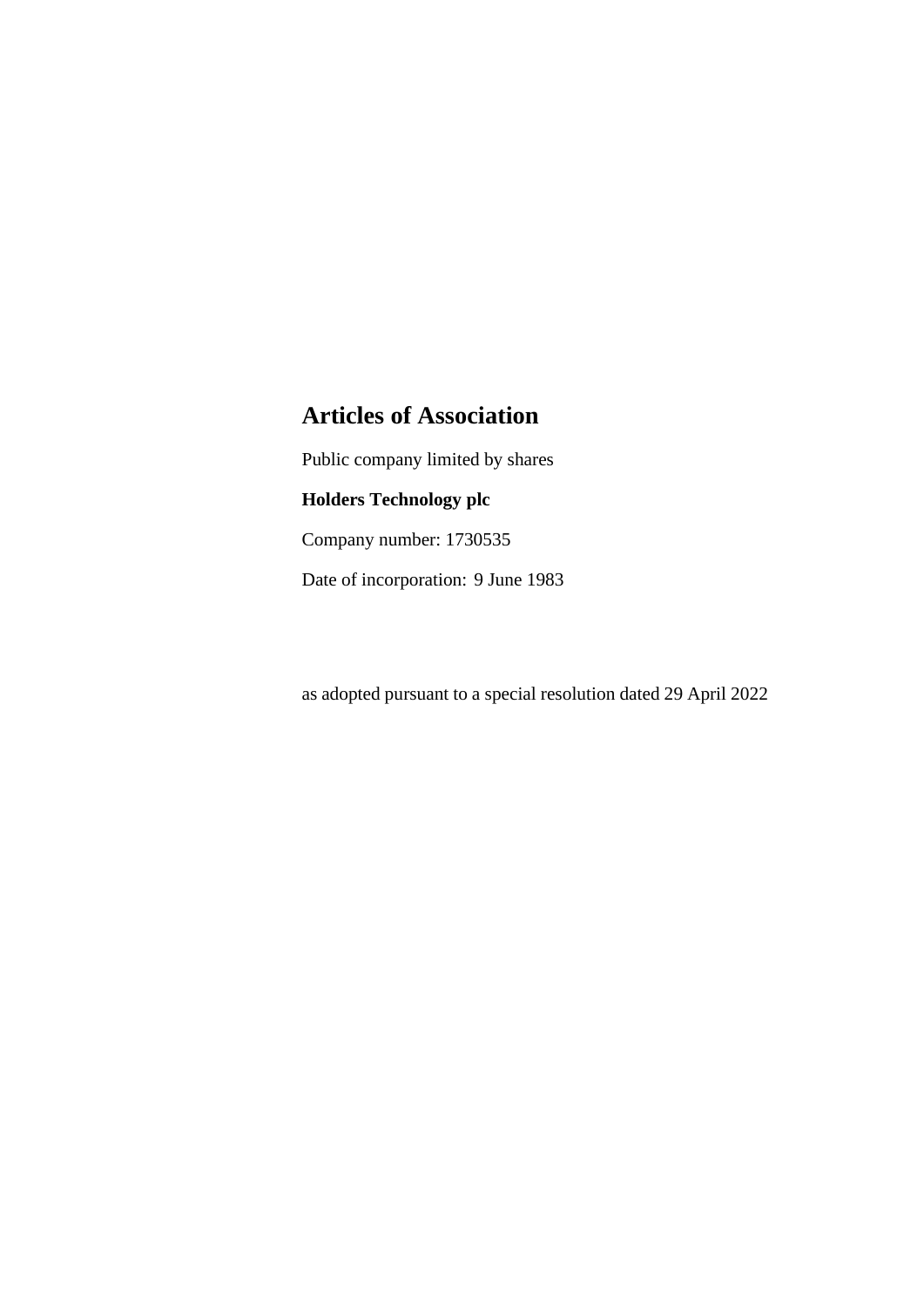# Articles of Association

Public company limited by shares

**Holders Technology plc**

Company number: 1730535

Date of incorporation: 9 June 1983

as adopted pursuant to a special resolution dated 29 April 2022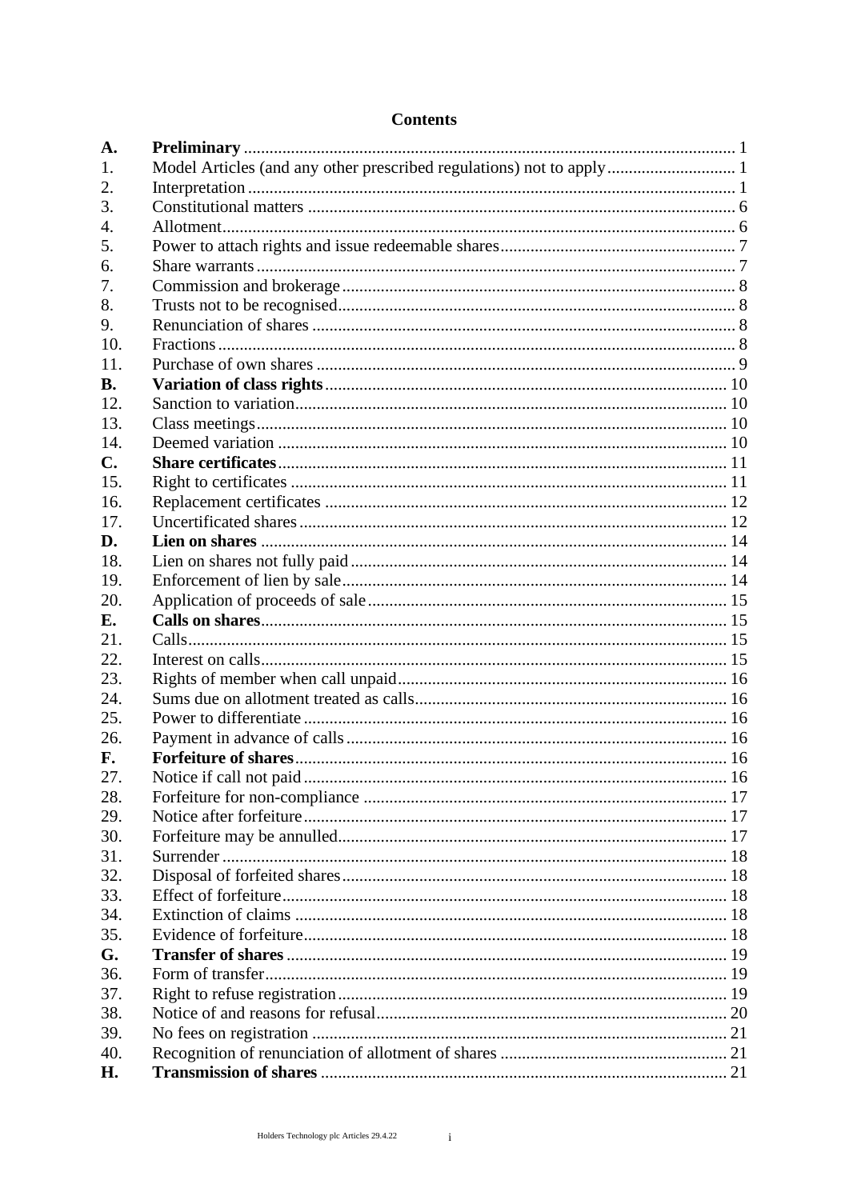# Contents

| | | |
|---|---|---|
| **A.** | **Preliminary** | 1 |
| 1. | Model Articles (and any other prescribed regulations) not to apply | 1 |
| 2. | Interpretation | 1 |
| 3. | Constitutional matters | 6 |
| 4. | Allotment | 6 |
| 5. | Power to attach rights and issue redeemable shares | 7 |
| 6. | Share warrants | 7 |
| 7. | Commission and brokerage | 8 |
| 8. | Trusts not to be recognised | 8 |
| 9. | Renunciation of shares | 8 |
| 10. | Fractions | 8 |
| 11. | Purchase of own shares | 9 |
| **B.** | **Variation of class rights** | 10 |
| 12. | Sanction to variation | 10 |
| 13. | Class meetings | 10 |
| 14. | Deemed variation | 10 |
| **C.** | **Share certificates** | 11 |
| 15. | Right to certificates | 11 |
| 16. | Replacement certificates | 12 |
| 17. | Uncertificated shares | 12 |
| **D.** | **Lien on shares** | 14 |
| 18. | Lien on shares not fully paid | 14 |
| 19. | Enforcement of lien by sale | 14 |
| 20. | Application of proceeds of sale | 15 |
| **E.** | **Calls on shares** | 15 |
| 21. | Calls | 15 |
| 22. | Interest on calls | 15 |
| 23. | Rights of member when call unpaid | 16 |
| 24. | Sums due on allotment treated as calls | 16 |
| 25. | Power to differentiate | 16 |
| 26. | Payment in advance of calls | 16 |
| **F.** | **Forfeiture of shares** | 16 |
| 27. | Notice if call not paid | 16 |
| 28. | Forfeiture for non-compliance | 17 |
| 29. | Notice after forfeiture | 17 |
| 30. | Forfeiture may be annulled | 17 |
| 31. | Surrender | 18 |
| 32. | Disposal of forfeited shares | 18 |
| 33. | Effect of forfeiture | 18 |
| 34. | Extinction of claims | 18 |
| 35. | Evidence of forfeiture | 18 |
| **G.** | **Transfer of shares** | 19 |
| 36. | Form of transfer | 19 |
| 37. | Right to refuse registration | 19 |
| 38. | Notice of and reasons for refusal | 20 |
| 39. | No fees on registration | 21 |
| 40. | Recognition of renunciation of allotment of shares | 21 |
| **H.** | **Transmission of shares** | 21 |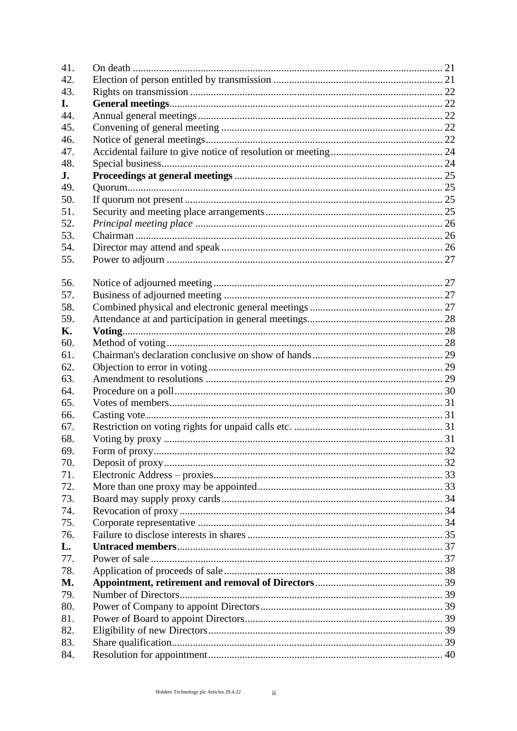| | | |
|---|---|---|
| 41. | On death | 21 |
| 42. | Election of person entitled by transmission | 21 |
| 43. | Rights on transmission | 22 |
| **I.** | **General meetings** | 22 |
| 44. | Annual general meetings | 22 |
| 45. | Convening of general meeting | 22 |
| 46. | Notice of general meetings | 22 |
| 47. | Accidental failure to give notice of resolution or meeting | 24 |
| 48. | Special business | 24 |
| **J.** | **Proceedings at general meetings** | 25 |
| 49. | Quorum | 25 |
| 50. | If quorum not present | 25 |
| 51. | Security and meeting place arrangements | 25 |
| 52. | *Principal meeting place* | 26 |
| 53. | Chairman | 26 |
| 54. | Director may attend and speak | 26 |
| 55. | Power to adjourn | 27 |
| 56. | Notice of adjourned meeting | 27 |
| 57. | Business of adjourned meeting | 27 |
| 58. | Combined physical and electronic general meetings | 27 |
| 59. | Attendance at and participation in general meetings | 28 |
| **K.** | **Voting** | 28 |
| 60. | Method of voting | 28 |
| 61. | Chairman's declaration conclusive on show of hands | 29 |
| 62. | Objection to error in voting | 29 |
| 63. | Amendment to resolutions | 29 |
| 64. | Procedure on a poll | 30 |
| 65. | Votes of members | 31 |
| 66. | Casting vote | 31 |
| 67. | Restriction on voting rights for unpaid calls etc. | 31 |
| 68. | Voting by proxy | 31 |
| 69. | Form of proxy | 32 |
| 70. | Deposit of proxy | 32 |
| 71. | Electronic Address – proxies | 33 |
| 72. | More than one proxy may be appointed | 33 |
| 73. | Board may supply proxy cards | 34 |
| 74. | Revocation of proxy | 34 |
| 75. | Corporate representative | 34 |
| 76. | Failure to disclose interests in shares | 35 |
| **L.** | **Untraced members** | 37 |
| 77. | Power of sale | 37 |
| 78. | Application of proceeds of sale | 38 |
| **M.** | **Appointment, retirement and removal of Directors** | 39 |
| 79. | Number of Directors | 39 |
| 80. | Power of Company to appoint Directors | 39 |
| 81. | Power of Board to appoint Directors | 39 |
| 82. | Eligibility of new Directors | 39 |
| 83. | Share qualification | 39 |
| 84. | Resolution for appointment | 40 |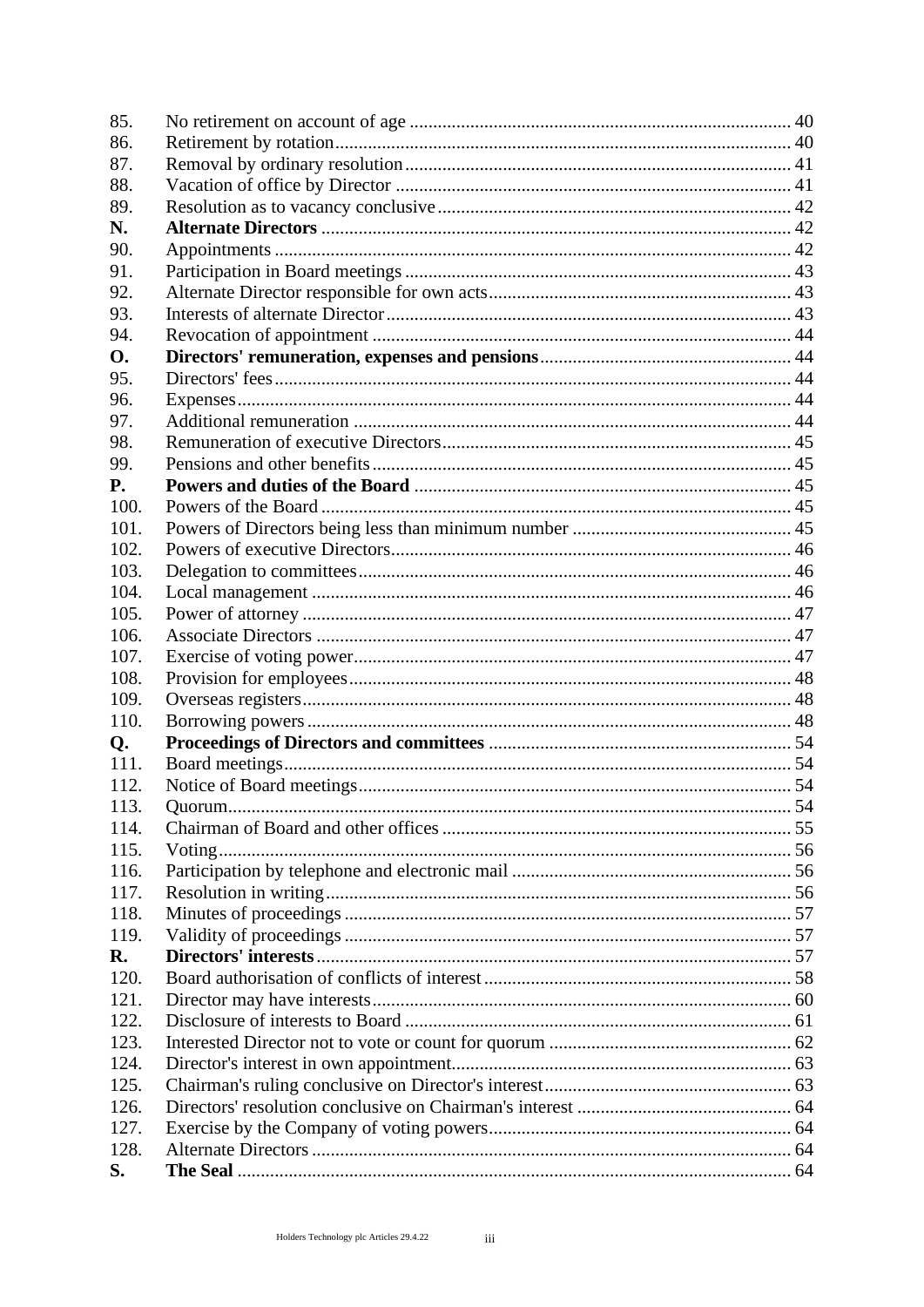| | | |
|---|---|---|
| 85. | No retirement on account of age | 40 |
| 86. | Retirement by rotation | 40 |
| 87. | Removal by ordinary resolution | 41 |
| 88. | Vacation of office by Director | 41 |
| 89. | Resolution as to vacancy conclusive | 42 |
| **N.** | **Alternate Directors** | 42 |
| 90. | Appointments | 42 |
| 91. | Participation in Board meetings | 43 |
| 92. | Alternate Director responsible for own acts | 43 |
| 93. | Interests of alternate Director | 43 |
| 94. | Revocation of appointment | 44 |
| **O.** | **Directors' remuneration, expenses and pensions** | 44 |
| 95. | Directors' fees | 44 |
| 96. | Expenses | 44 |
| 97. | Additional remuneration | 44 |
| 98. | Remuneration of executive Directors | 45 |
| 99. | Pensions and other benefits | 45 |
| **P.** | **Powers and duties of the Board** | 45 |
| 100. | Powers of the Board | 45 |
| 101. | Powers of Directors being less than minimum number | 45 |
| 102. | Powers of executive Directors | 46 |
| 103. | Delegation to committees | 46 |
| 104. | Local management | 46 |
| 105. | Power of attorney | 47 |
| 106. | Associate Directors | 47 |
| 107. | Exercise of voting power | 47 |
| 108. | Provision for employees | 48 |
| 109. | Overseas registers | 48 |
| 110. | Borrowing powers | 48 |
| **Q.** | **Proceedings of Directors and committees** | 54 |
| 111. | Board meetings | 54 |
| 112. | Notice of Board meetings | 54 |
| 113. | Quorum | 54 |
| 114. | Chairman of Board and other offices | 55 |
| 115. | Voting | 56 |
| 116. | Participation by telephone and electronic mail | 56 |
| 117. | Resolution in writing | 56 |
| 118. | Minutes of proceedings | 57 |
| 119. | Validity of proceedings | 57 |
| **R.** | **Directors' interests** | 57 |
| 120. | Board authorisation of conflicts of interest | 58 |
| 121. | Director may have interests | 60 |
| 122. | Disclosure of interests to Board | 61 |
| 123. | Interested Director not to vote or count for quorum | 62 |
| 124. | Director's interest in own appointment | 63 |
| 125. | Chairman's ruling conclusive on Director's interest | 63 |
| 126. | Directors' resolution conclusive on Chairman's interest | 64 |
| 127. | Exercise by the Company of voting powers | 64 |
| 128. | Alternate Directors | 64 |
| **S.** | **The Seal** | 64 |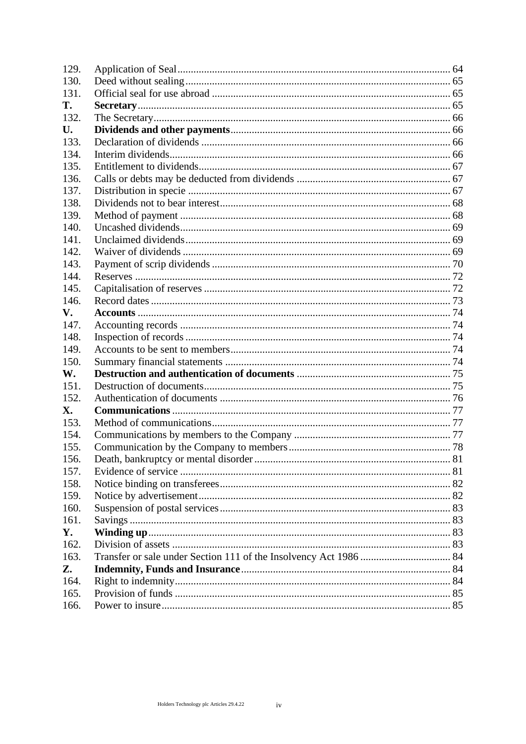| | | |
|---|---|---|
| 129. | Application of Seal | 64 |
| 130. | Deed without sealing | 65 |
| 131. | Official seal for use abroad | 65 |
| **T.** | **Secretary** | 65 |
| 132. | The Secretary | 66 |
| **U.** | **Dividends and other payments** | 66 |
| 133. | Declaration of dividends | 66 |
| 134. | Interim dividends | 66 |
| 135. | Entitlement to dividends | 67 |
| 136. | Calls or debts may be deducted from dividends | 67 |
| 137. | Distribution in specie | 67 |
| 138. | Dividends not to bear interest | 68 |
| 139. | Method of payment | 68 |
| 140. | Uncashed dividends | 69 |
| 141. | Unclaimed dividends | 69 |
| 142. | Waiver of dividends | 69 |
| 143. | Payment of scrip dividends | 70 |
| 144. | Reserves | 72 |
| 145. | Capitalisation of reserves | 72 |
| 146. | Record dates | 73 |
| **V.** | **Accounts** | 74 |
| 147. | Accounting records | 74 |
| 148. | Inspection of records | 74 |
| 149. | Accounts to be sent to members | 74 |
| 150. | Summary financial statements | 74 |
| **W.** | **Destruction and authentication of documents** | 75 |
| 151. | Destruction of documents | 75 |
| 152. | Authentication of documents | 76 |
| **X.** | **Communications** | 77 |
| 153. | Method of communications | 77 |
| 154. | Communications by members to the Company | 77 |
| 155. | Communication by the Company to members | 78 |
| 156. | Death, bankruptcy or mental disorder | 81 |
| 157. | Evidence of service | 81 |
| 158. | Notice binding on transferees | 82 |
| 159. | Notice by advertisement | 82 |
| 160. | Suspension of postal services | 83 |
| 161. | Savings | 83 |
| **Y.** | **Winding up** | 83 |
| 162. | Division of assets | 83 |
| 163. | Transfer or sale under Section 111 of the Insolvency Act 1986 | 84 |
| **Z.** | **Indemnity, Funds and Insurance** | 84 |
| 164. | Right to indemnity | 84 |
| 165. | Provision of funds | 85 |
| 166. | Power to insure | 85 |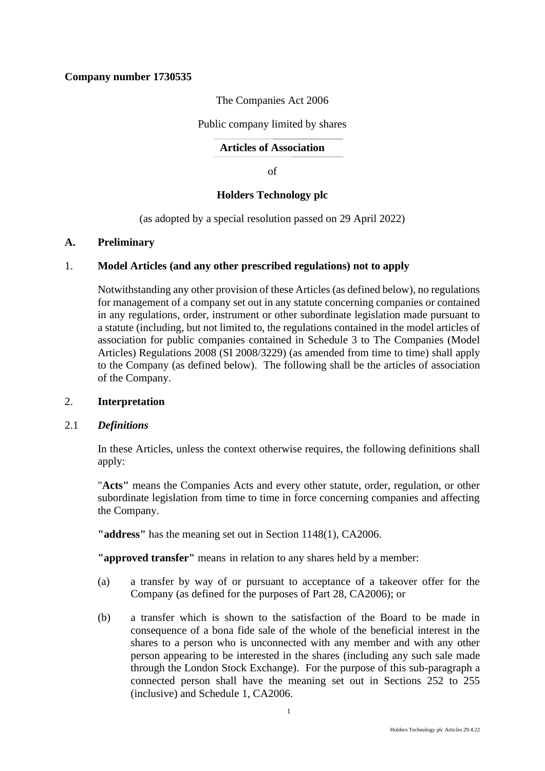**Company number 1730535**

The Companies Act 2006

Public company limited by shares

**Articles of Association**

of

**Holders Technology plc**

(as adopted by a special resolution passed on 29 April 2022)

## A. Preliminary

### 1. Model Articles (and any other prescribed regulations) not to apply

Notwithstanding any other provision of these Articles (as defined below), no regulations for management of a company set out in any statute concerning companies or contained in any regulations, order, instrument or other subordinate legislation made pursuant to a statute (including, but not limited to, the regulations contained in the model articles of association for public companies contained in Schedule 3 to The Companies (Model Articles) Regulations 2008 (SI 2008/3229) (as amended from time to time) shall apply to the Company (as defined below). The following shall be the articles of association of the Company.

### 2. Interpretation

#### 2.1 *Definitions*

In these Articles, unless the context otherwise requires, the following definitions shall apply:

"**Acts"** means the Companies Acts and every other statute, order, regulation, or other subordinate legislation from time to time in force concerning companies and affecting the Company.

**"address"** has the meaning set out in Section 1148(1), CA2006.

**"approved transfer"** means in relation to any shares held by a member:

(a) a transfer by way of or pursuant to acceptance of a takeover offer for the Company (as defined for the purposes of Part 28, CA2006); or

(b) a transfer which is shown to the satisfaction of the Board to be made in consequence of a bona fide sale of the whole of the beneficial interest in the shares to a person who is unconnected with any member and with any other person appearing to be interested in the shares (including any such sale made through the London Stock Exchange). For the purpose of this sub-paragraph a connected person shall have the meaning set out in Sections 252 to 255 (inclusive) and Schedule 1, CA2006.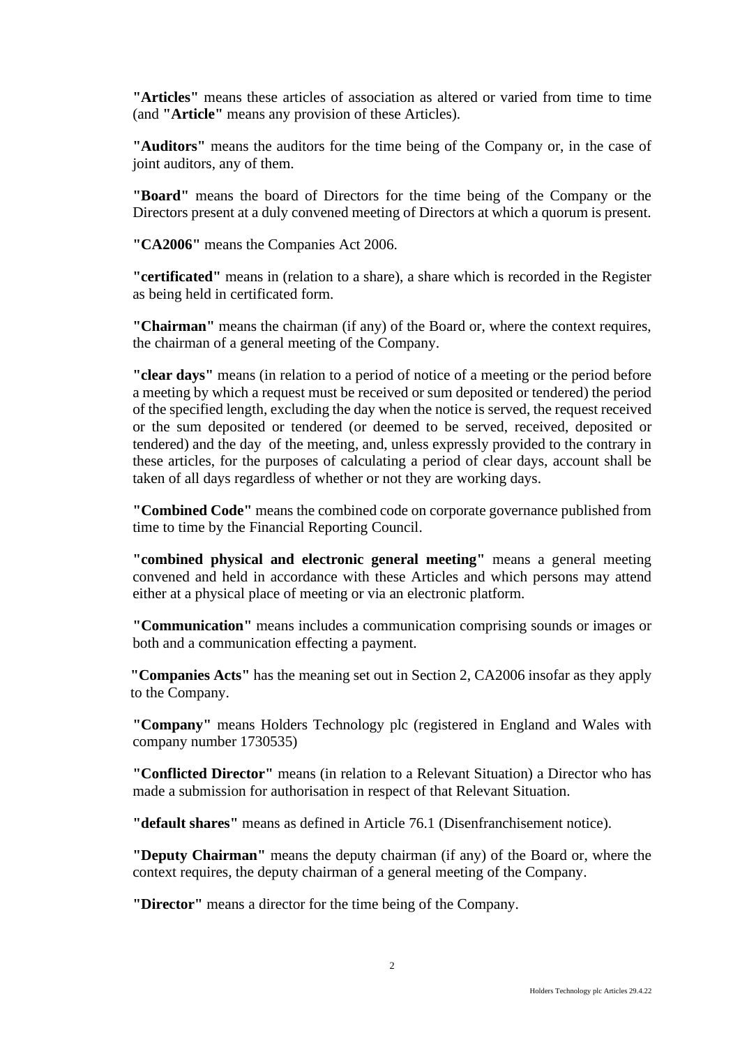**"Articles"** means these articles of association as altered or varied from time to time (and **"Article"** means any provision of these Articles).

**"Auditors"** means the auditors for the time being of the Company or, in the case of joint auditors, any of them.

**"Board"** means the board of Directors for the time being of the Company or the Directors present at a duly convened meeting of Directors at which a quorum is present.

**"CA2006"** means the Companies Act 2006.

**"certificated"** means in (relation to a share), a share which is recorded in the Register as being held in certificated form.

**"Chairman"** means the chairman (if any) of the Board or, where the context requires, the chairman of a general meeting of the Company.

**"clear days"** means (in relation to a period of notice of a meeting or the period before a meeting by which a request must be received or sum deposited or tendered) the period of the specified length, excluding the day when the notice is served, the request received or the sum deposited or tendered (or deemed to be served, received, deposited or tendered) and the day of the meeting, and, unless expressly provided to the contrary in these articles, for the purposes of calculating a period of clear days, account shall be taken of all days regardless of whether or not they are working days.

**"Combined Code"** means the combined code on corporate governance published from time to time by the Financial Reporting Council.

**"combined physical and electronic general meeting"** means a general meeting convened and held in accordance with these Articles and which persons may attend either at a physical place of meeting or via an electronic platform.

**"Communication"** means includes a communication comprising sounds or images or both and a communication effecting a payment.

**"Companies Acts"** has the meaning set out in Section 2, CA2006 insofar as they apply to the Company.

**"Company"** means Holders Technology plc (registered in England and Wales with company number 1730535)

**"Conflicted Director"** means (in relation to a Relevant Situation) a Director who has made a submission for authorisation in respect of that Relevant Situation.

**"default shares"** means as defined in Article 76.1 (Disenfranchisement notice).

**"Deputy Chairman"** means the deputy chairman (if any) of the Board or, where the context requires, the deputy chairman of a general meeting of the Company.

**"Director"** means a director for the time being of the Company.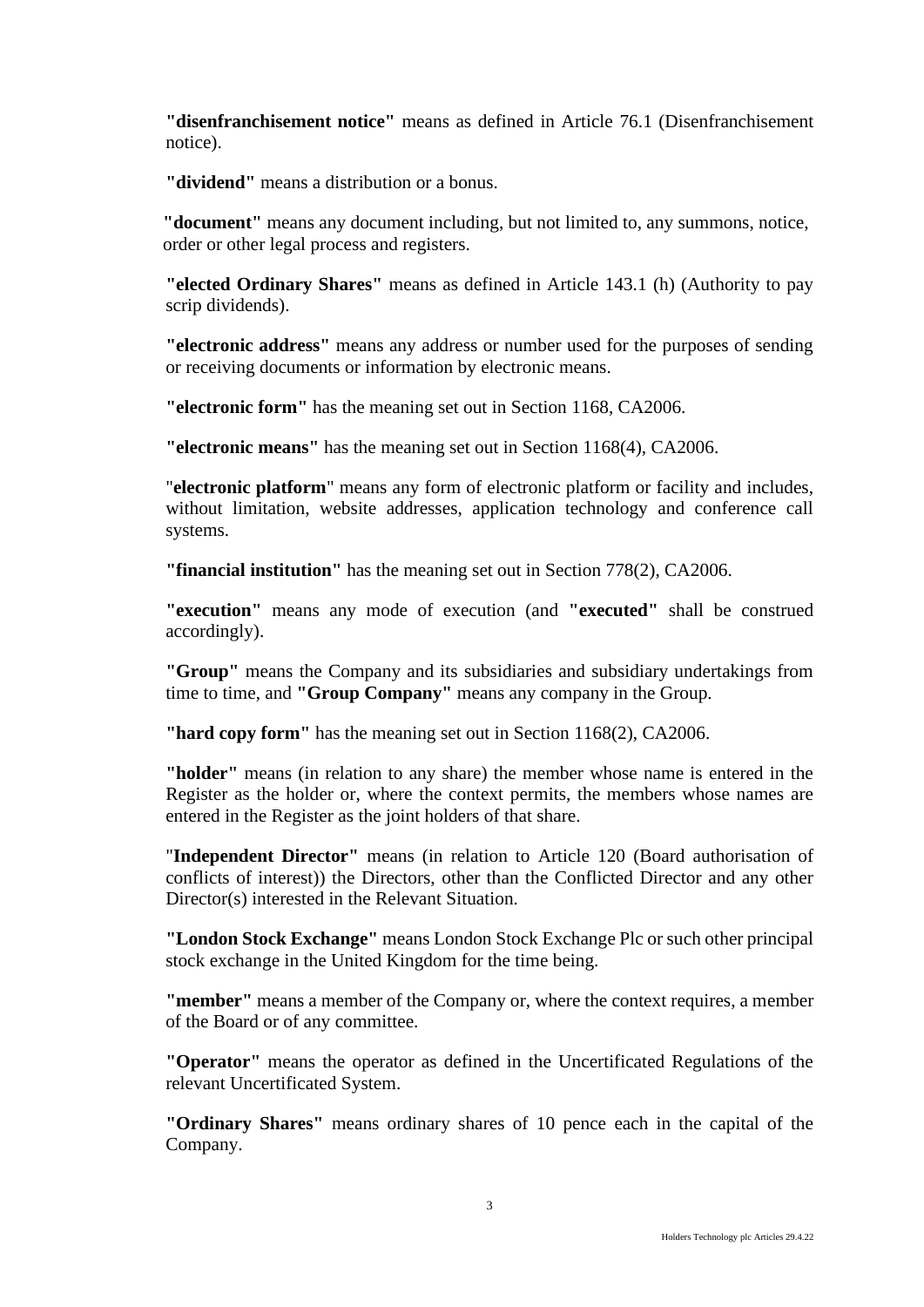**"disenfranchisement notice"** means as defined in Article 76.1 (Disenfranchisement notice).

**"dividend"** means a distribution or a bonus.

**"document"** means any document including, but not limited to, any summons, notice, order or other legal process and registers.

**"elected Ordinary Shares"** means as defined in Article 143.1 (h) (Authority to pay scrip dividends).

**"electronic address"** means any address or number used for the purposes of sending or receiving documents or information by electronic means.

**"electronic form"** has the meaning set out in Section 1168, CA2006.

**"electronic means"** has the meaning set out in Section 1168(4), CA2006.

"**electronic platform**" means any form of electronic platform or facility and includes, without limitation, website addresses, application technology and conference call systems.

**"financial institution"** has the meaning set out in Section 778(2), CA2006.

**"execution"** means any mode of execution (and **"executed"** shall be construed accordingly).

**"Group"** means the Company and its subsidiaries and subsidiary undertakings from time to time, and **"Group Company"** means any company in the Group.

**"hard copy form"** has the meaning set out in Section 1168(2), CA2006.

**"holder"** means (in relation to any share) the member whose name is entered in the Register as the holder or, where the context permits, the members whose names are entered in the Register as the joint holders of that share.

"**Independent Director"** means (in relation to Article 120 (Board authorisation of conflicts of interest)) the Directors, other than the Conflicted Director and any other Director(s) interested in the Relevant Situation.

**"London Stock Exchange"** means London Stock Exchange Plc or such other principal stock exchange in the United Kingdom for the time being.

**"member"** means a member of the Company or, where the context requires, a member of the Board or of any committee.

**"Operator"** means the operator as defined in the Uncertificated Regulations of the relevant Uncertificated System.

**"Ordinary Shares"** means ordinary shares of 10 pence each in the capital of the Company.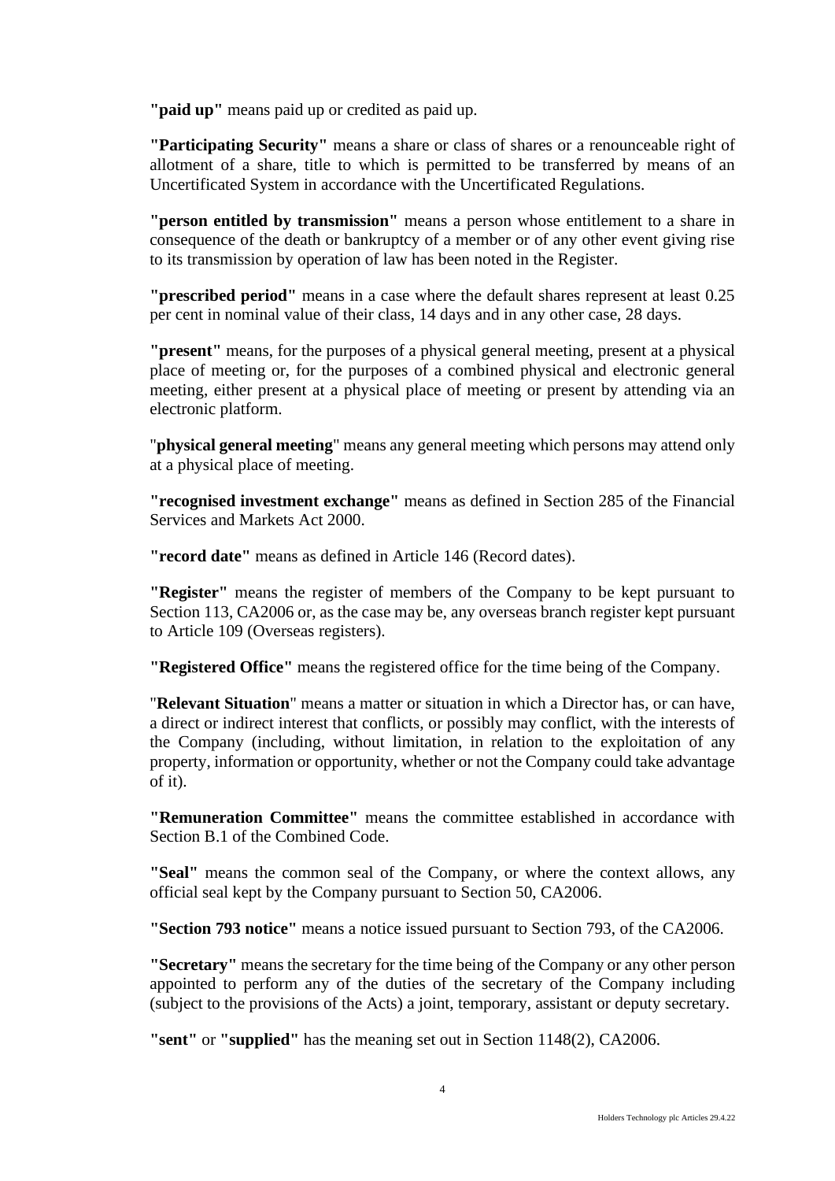**"paid up"** means paid up or credited as paid up.

**"Participating Security"** means a share or class of shares or a renounceable right of allotment of a share, title to which is permitted to be transferred by means of an Uncertificated System in accordance with the Uncertificated Regulations.

**"person entitled by transmission"** means a person whose entitlement to a share in consequence of the death or bankruptcy of a member or of any other event giving rise to its transmission by operation of law has been noted in the Register.

**"prescribed period"** means in a case where the default shares represent at least 0.25 per cent in nominal value of their class, 14 days and in any other case, 28 days.

**"present"** means, for the purposes of a physical general meeting, present at a physical place of meeting or, for the purposes of a combined physical and electronic general meeting, either present at a physical place of meeting or present by attending via an electronic platform.

"**physical general meeting**" means any general meeting which persons may attend only at a physical place of meeting.

**"recognised investment exchange"** means as defined in Section 285 of the Financial Services and Markets Act 2000.

**"record date"** means as defined in Article 146 (Record dates).

**"Register"** means the register of members of the Company to be kept pursuant to Section 113, CA2006 or, as the case may be, any overseas branch register kept pursuant to Article 109 (Overseas registers).

**"Registered Office"** means the registered office for the time being of the Company.

"**Relevant Situation**" means a matter or situation in which a Director has, or can have, a direct or indirect interest that conflicts, or possibly may conflict, with the interests of the Company (including, without limitation, in relation to the exploitation of any property, information or opportunity, whether or not the Company could take advantage of it).

**"Remuneration Committee"** means the committee established in accordance with Section B.1 of the Combined Code.

**"Seal"** means the common seal of the Company, or where the context allows, any official seal kept by the Company pursuant to Section 50, CA2006.

**"Section 793 notice"** means a notice issued pursuant to Section 793, of the CA2006.

**"Secretary"** means the secretary for the time being of the Company or any other person appointed to perform any of the duties of the secretary of the Company including (subject to the provisions of the Acts) a joint, temporary, assistant or deputy secretary.

**"sent"** or **"supplied"** has the meaning set out in Section 1148(2), CA2006.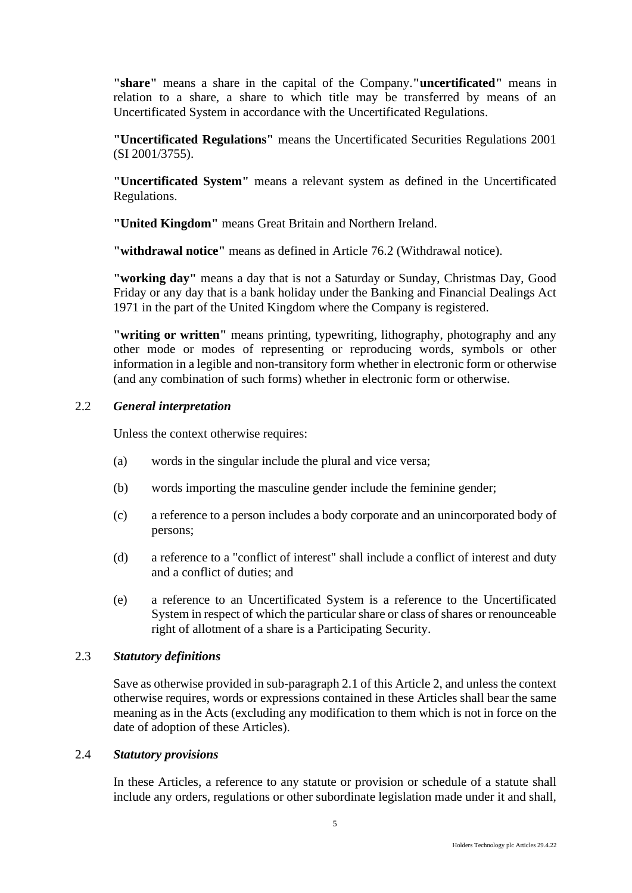**"share"** means a share in the capital of the Company.**"uncertificated"** means in relation to a share, a share to which title may be transferred by means of an Uncertificated System in accordance with the Uncertificated Regulations.

**"Uncertificated Regulations"** means the Uncertificated Securities Regulations 2001 (SI 2001/3755).

**"Uncertificated System"** means a relevant system as defined in the Uncertificated Regulations.

**"United Kingdom"** means Great Britain and Northern Ireland.

**"withdrawal notice"** means as defined in Article 76.2 (Withdrawal notice).

**"working day"** means a day that is not a Saturday or Sunday, Christmas Day, Good Friday or any day that is a bank holiday under the Banking and Financial Dealings Act 1971 in the part of the United Kingdom where the Company is registered.

**"writing or written"** means printing, typewriting, lithography, photography and any other mode or modes of representing or reproducing words, symbols or other information in a legible and non-transitory form whether in electronic form or otherwise (and any combination of such forms) whether in electronic form or otherwise.

2.2 ***General interpretation***

Unless the context otherwise requires:

(a) words in the singular include the plural and vice versa;

(b) words importing the masculine gender include the feminine gender;

(c) a reference to a person includes a body corporate and an unincorporated body of persons;

(d) a reference to a "conflict of interest" shall include a conflict of interest and duty and a conflict of duties; and

(e) a reference to an Uncertificated System is a reference to the Uncertificated System in respect of which the particular share or class of shares or renounceable right of allotment of a share is a Participating Security.

2.3 ***Statutory definitions***

Save as otherwise provided in sub-paragraph 2.1 of this Article 2, and unless the context otherwise requires, words or expressions contained in these Articles shall bear the same meaning as in the Acts (excluding any modification to them which is not in force on the date of adoption of these Articles).

2.4 ***Statutory provisions***

In these Articles, a reference to any statute or provision or schedule of a statute shall include any orders, regulations or other subordinate legislation made under it and shall,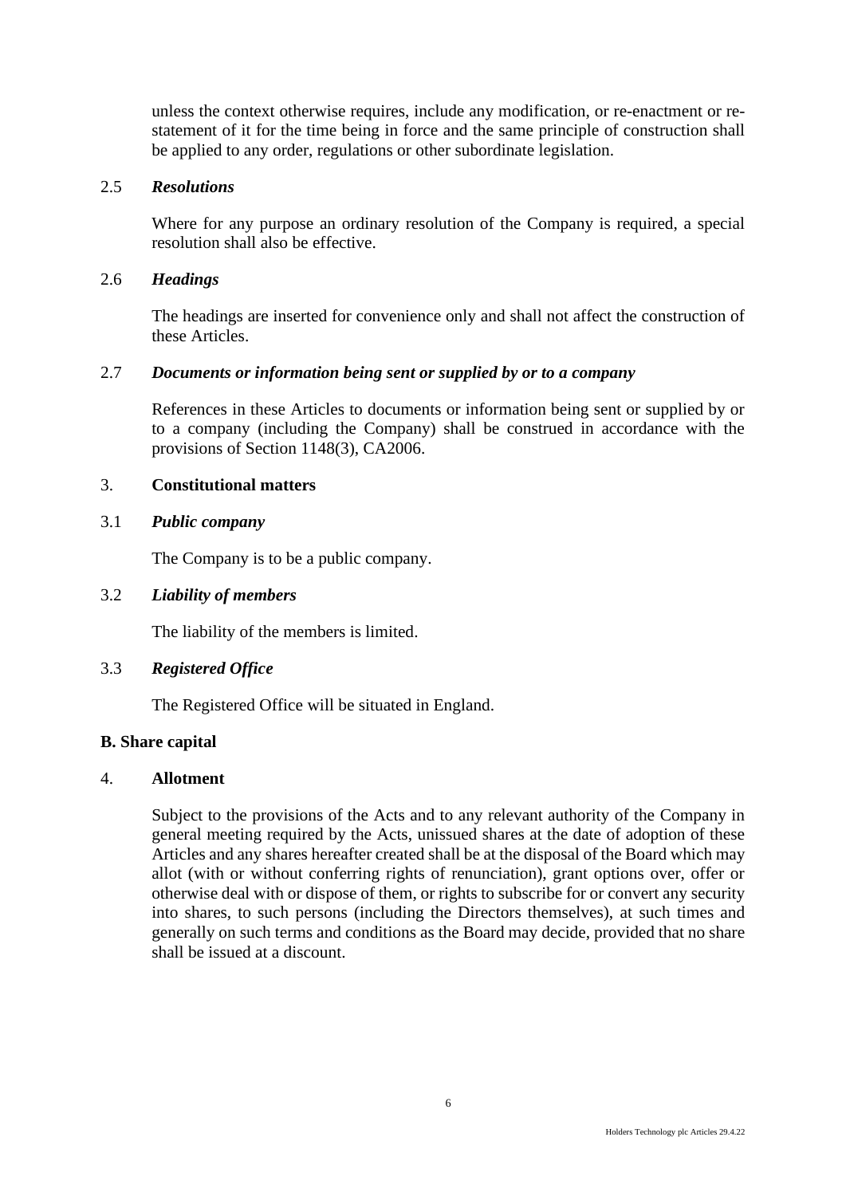unless the context otherwise requires, include any modification, or re-enactment or re-statement of it for the time being in force and the same principle of construction shall be applied to any order, regulations or other subordinate legislation.

2.5 ***Resolutions***

Where for any purpose an ordinary resolution of the Company is required, a special resolution shall also be effective.

2.6 ***Headings***

The headings are inserted for convenience only and shall not affect the construction of these Articles.

2.7 ***Documents or information being sent or supplied by or to a company***

References in these Articles to documents or information being sent or supplied by or to a company (including the Company) shall be construed in accordance with the provisions of Section 1148(3), CA2006.

3. **Constitutional matters**

3.1 ***Public company***

The Company is to be a public company.

3.2 ***Liability of members***

The liability of the members is limited.

3.3 ***Registered Office***

The Registered Office will be situated in England.

**B. Share capital**

4. **Allotment**

Subject to the provisions of the Acts and to any relevant authority of the Company in general meeting required by the Acts, unissued shares at the date of adoption of these Articles and any shares hereafter created shall be at the disposal of the Board which may allot (with or without conferring rights of renunciation), grant options over, offer or otherwise deal with or dispose of them, or rights to subscribe for or convert any security into shares, to such persons (including the Directors themselves), at such times and generally on such terms and conditions as the Board may decide, provided that no share shall be issued at a discount.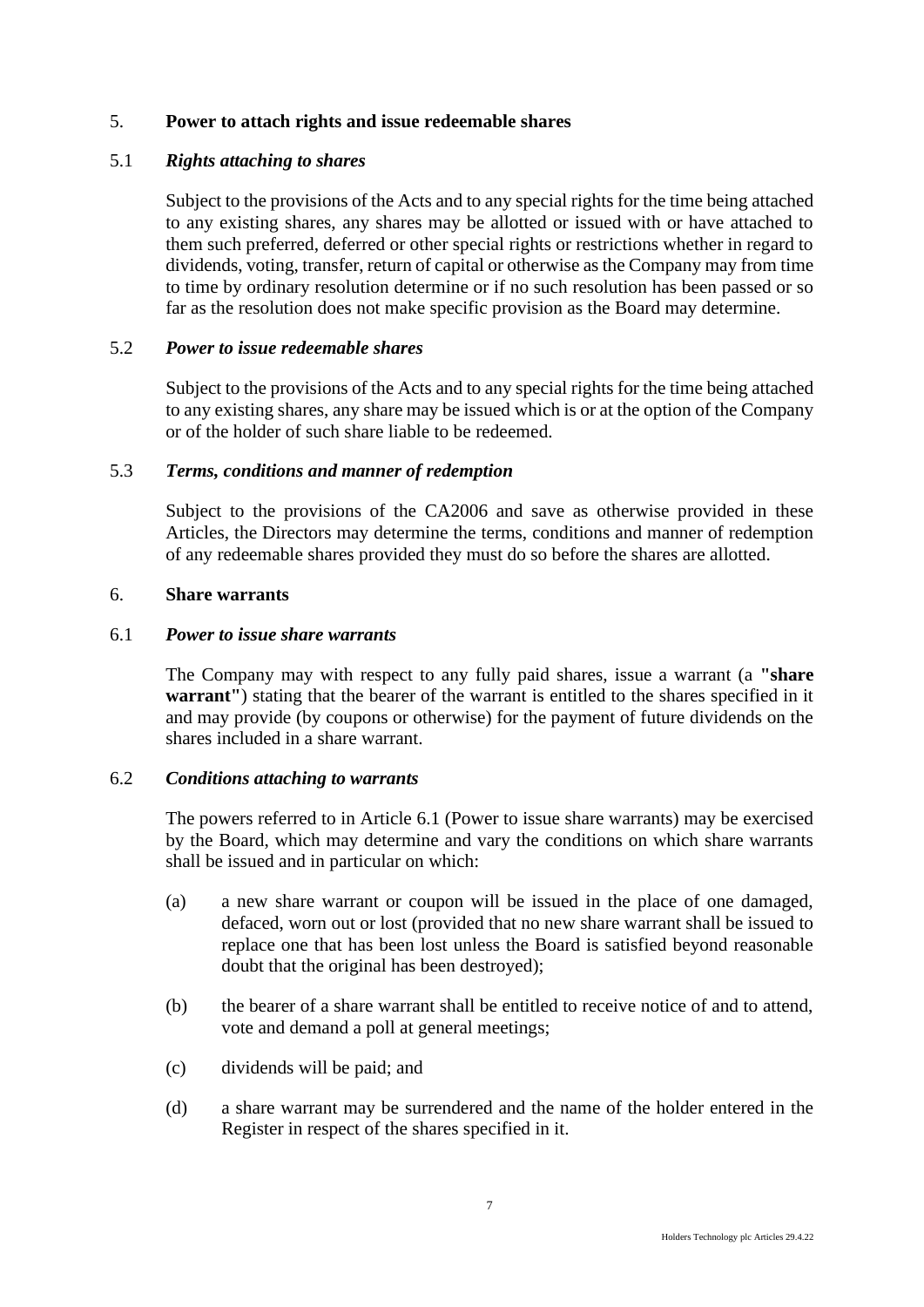## 5. Power to attach rights and issue redeemable shares

### 5.1 *Rights attaching to shares*

Subject to the provisions of the Acts and to any special rights for the time being attached to any existing shares, any shares may be allotted or issued with or have attached to them such preferred, deferred or other special rights or restrictions whether in regard to dividends, voting, transfer, return of capital or otherwise as the Company may from time to time by ordinary resolution determine or if no such resolution has been passed or so far as the resolution does not make specific provision as the Board may determine.

### 5.2 *Power to issue redeemable shares*

Subject to the provisions of the Acts and to any special rights for the time being attached to any existing shares, any share may be issued which is or at the option of the Company or of the holder of such share liable to be redeemed.

### 5.3 *Terms, conditions and manner of redemption*

Subject to the provisions of the CA2006 and save as otherwise provided in these Articles, the Directors may determine the terms, conditions and manner of redemption of any redeemable shares provided they must do so before the shares are allotted.

## 6. Share warrants

### 6.1 *Power to issue share warrants*

The Company may with respect to any fully paid shares, issue a warrant (a **"share warrant"**) stating that the bearer of the warrant is entitled to the shares specified in it and may provide (by coupons or otherwise) for the payment of future dividends on the shares included in a share warrant.

### 6.2 *Conditions attaching to warrants*

The powers referred to in Article 6.1 (Power to issue share warrants) may be exercised by the Board, which may determine and vary the conditions on which share warrants shall be issued and in particular on which:

(a) a new share warrant or coupon will be issued in the place of one damaged, defaced, worn out or lost (provided that no new share warrant shall be issued to replace one that has been lost unless the Board is satisfied beyond reasonable doubt that the original has been destroyed);

(b) the bearer of a share warrant shall be entitled to receive notice of and to attend, vote and demand a poll at general meetings;

(c) dividends will be paid; and

(d) a share warrant may be surrendered and the name of the holder entered in the Register in respect of the shares specified in it.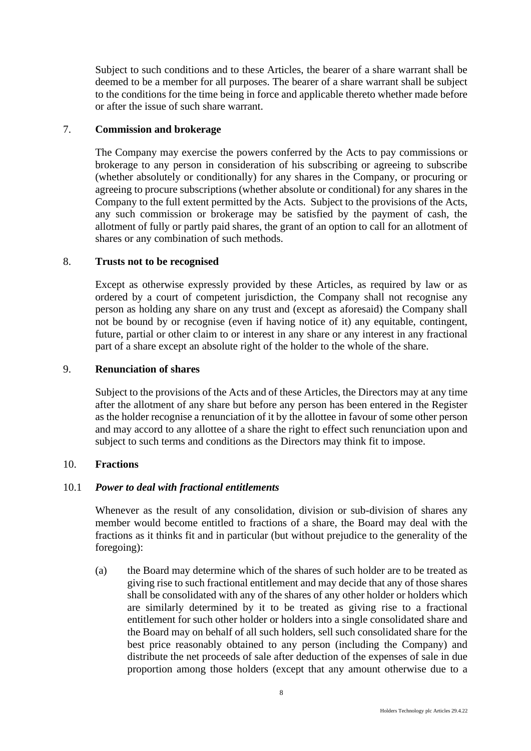Subject to such conditions and to these Articles, the bearer of a share warrant shall be deemed to be a member for all purposes. The bearer of a share warrant shall be subject to the conditions for the time being in force and applicable thereto whether made before or after the issue of such share warrant.

## 7. Commission and brokerage

The Company may exercise the powers conferred by the Acts to pay commissions or brokerage to any person in consideration of his subscribing or agreeing to subscribe (whether absolutely or conditionally) for any shares in the Company, or procuring or agreeing to procure subscriptions (whether absolute or conditional) for any shares in the Company to the full extent permitted by the Acts. Subject to the provisions of the Acts, any such commission or brokerage may be satisfied by the payment of cash, the allotment of fully or partly paid shares, the grant of an option to call for an allotment of shares or any combination of such methods.

## 8. Trusts not to be recognised

Except as otherwise expressly provided by these Articles, as required by law or as ordered by a court of competent jurisdiction, the Company shall not recognise any person as holding any share on any trust and (except as aforesaid) the Company shall not be bound by or recognise (even if having notice of it) any equitable, contingent, future, partial or other claim to or interest in any share or any interest in any fractional part of a share except an absolute right of the holder to the whole of the share.

## 9. Renunciation of shares

Subject to the provisions of the Acts and of these Articles, the Directors may at any time after the allotment of any share but before any person has been entered in the Register as the holder recognise a renunciation of it by the allottee in favour of some other person and may accord to any allottee of a share the right to effect such renunciation upon and subject to such terms and conditions as the Directors may think fit to impose.

## 10. Fractions

### 10.1 *Power to deal with fractional entitlements*

Whenever as the result of any consolidation, division or sub-division of shares any member would become entitled to fractions of a share, the Board may deal with the fractions as it thinks fit and in particular (but without prejudice to the generality of the foregoing):

(a) the Board may determine which of the shares of such holder are to be treated as giving rise to such fractional entitlement and may decide that any of those shares shall be consolidated with any of the shares of any other holder or holders which are similarly determined by it to be treated as giving rise to a fractional entitlement for such other holder or holders into a single consolidated share and the Board may on behalf of all such holders, sell such consolidated share for the best price reasonably obtained to any person (including the Company) and distribute the net proceeds of sale after deduction of the expenses of sale in due proportion among those holders (except that any amount otherwise due to a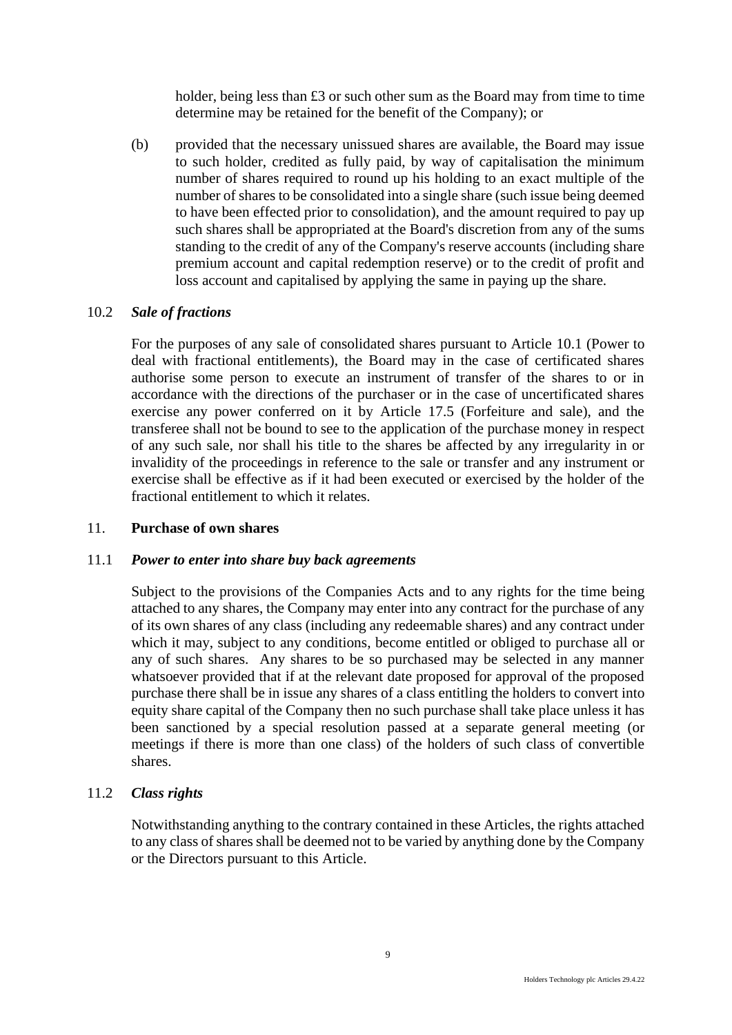holder, being less than £3 or such other sum as the Board may from time to time determine may be retained for the benefit of the Company); or

(b) provided that the necessary unissued shares are available, the Board may issue to such holder, credited as fully paid, by way of capitalisation the minimum number of shares required to round up his holding to an exact multiple of the number of shares to be consolidated into a single share (such issue being deemed to have been effected prior to consolidation), and the amount required to pay up such shares shall be appropriated at the Board's discretion from any of the sums standing to the credit of any of the Company's reserve accounts (including share premium account and capital redemption reserve) or to the credit of profit and loss account and capitalised by applying the same in paying up the share.

### 10.2 *Sale of fractions*

For the purposes of any sale of consolidated shares pursuant to Article 10.1 (Power to deal with fractional entitlements), the Board may in the case of certificated shares authorise some person to execute an instrument of transfer of the shares to or in accordance with the directions of the purchaser or in the case of uncertificated shares exercise any power conferred on it by Article 17.5 (Forfeiture and sale), and the transferee shall not be bound to see to the application of the purchase money in respect of any such sale, nor shall his title to the shares be affected by any irregularity in or invalidity of the proceedings in reference to the sale or transfer and any instrument or exercise shall be effective as if it had been executed or exercised by the holder of the fractional entitlement to which it relates.

## 11. **Purchase of own shares**

### 11.1 *Power to enter into share buy back agreements*

Subject to the provisions of the Companies Acts and to any rights for the time being attached to any shares, the Company may enter into any contract for the purchase of any of its own shares of any class (including any redeemable shares) and any contract under which it may, subject to any conditions, become entitled or obliged to purchase all or any of such shares. Any shares to be so purchased may be selected in any manner whatsoever provided that if at the relevant date proposed for approval of the proposed purchase there shall be in issue any shares of a class entitling the holders to convert into equity share capital of the Company then no such purchase shall take place unless it has been sanctioned by a special resolution passed at a separate general meeting (or meetings if there is more than one class) of the holders of such class of convertible shares.

### 11.2 *Class rights*

Notwithstanding anything to the contrary contained in these Articles, the rights attached to any class of shares shall be deemed not to be varied by anything done by the Company or the Directors pursuant to this Article.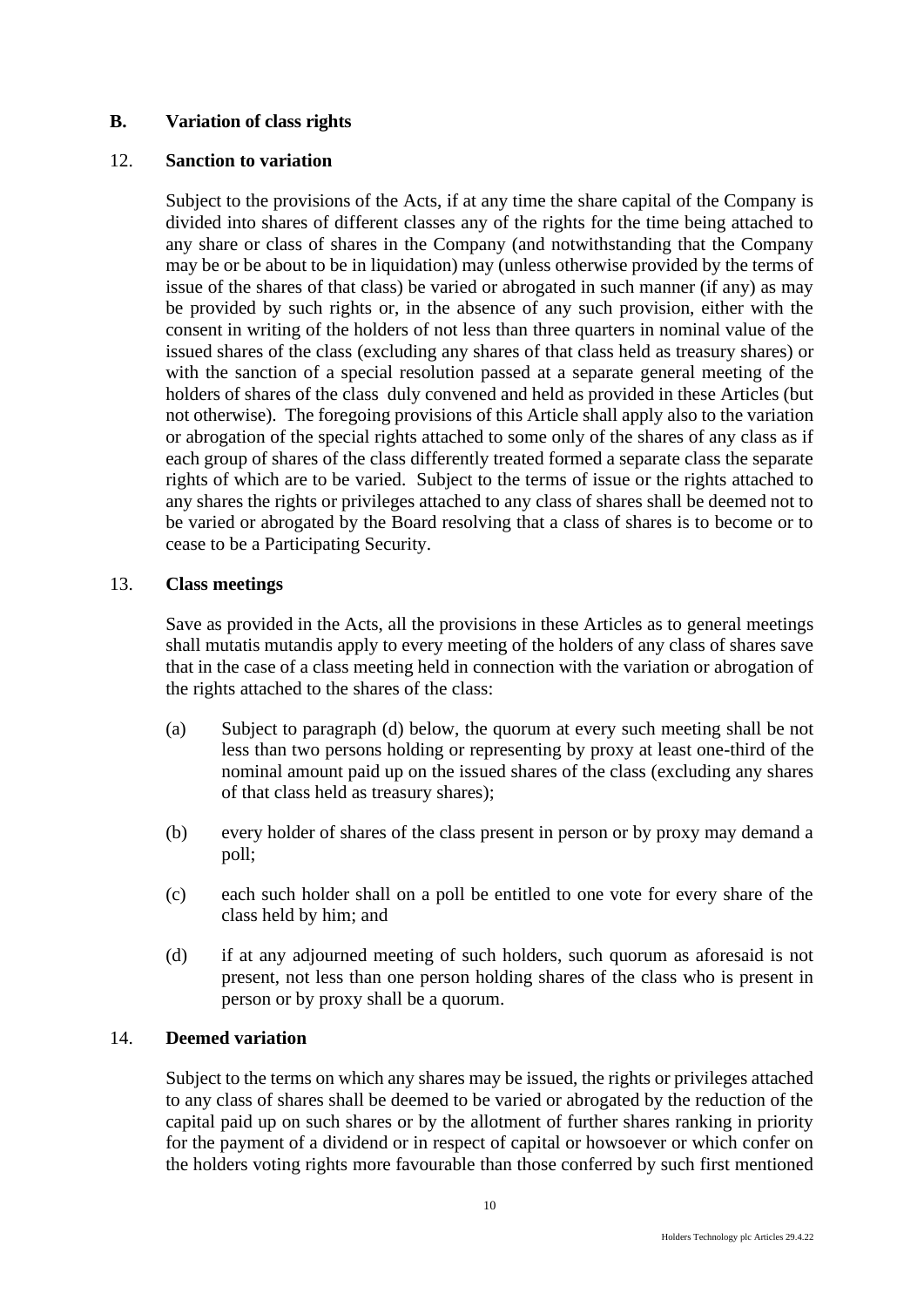## B. Variation of class rights

### 12. Sanction to variation

Subject to the provisions of the Acts, if at any time the share capital of the Company is divided into shares of different classes any of the rights for the time being attached to any share or class of shares in the Company (and notwithstanding that the Company may be or be about to be in liquidation) may (unless otherwise provided by the terms of issue of the shares of that class) be varied or abrogated in such manner (if any) as may be provided by such rights or, in the absence of any such provision, either with the consent in writing of the holders of not less than three quarters in nominal value of the issued shares of the class (excluding any shares of that class held as treasury shares) or with the sanction of a special resolution passed at a separate general meeting of the holders of shares of the class duly convened and held as provided in these Articles (but not otherwise). The foregoing provisions of this Article shall apply also to the variation or abrogation of the special rights attached to some only of the shares of any class as if each group of shares of the class differently treated formed a separate class the separate rights of which are to be varied. Subject to the terms of issue or the rights attached to any shares the rights or privileges attached to any class of shares shall be deemed not to be varied or abrogated by the Board resolving that a class of shares is to become or to cease to be a Participating Security.

### 13. Class meetings

Save as provided in the Acts, all the provisions in these Articles as to general meetings shall mutatis mutandis apply to every meeting of the holders of any class of shares save that in the case of a class meeting held in connection with the variation or abrogation of the rights attached to the shares of the class:

(a) Subject to paragraph (d) below, the quorum at every such meeting shall be not less than two persons holding or representing by proxy at least one-third of the nominal amount paid up on the issued shares of the class (excluding any shares of that class held as treasury shares);

(b) every holder of shares of the class present in person or by proxy may demand a poll;

(c) each such holder shall on a poll be entitled to one vote for every share of the class held by him; and

(d) if at any adjourned meeting of such holders, such quorum as aforesaid is not present, not less than one person holding shares of the class who is present in person or by proxy shall be a quorum.

### 14. Deemed variation

Subject to the terms on which any shares may be issued, the rights or privileges attached to any class of shares shall be deemed to be varied or abrogated by the reduction of the capital paid up on such shares or by the allotment of further shares ranking in priority for the payment of a dividend or in respect of capital or howsoever or which confer on the holders voting rights more favourable than those conferred by such first mentioned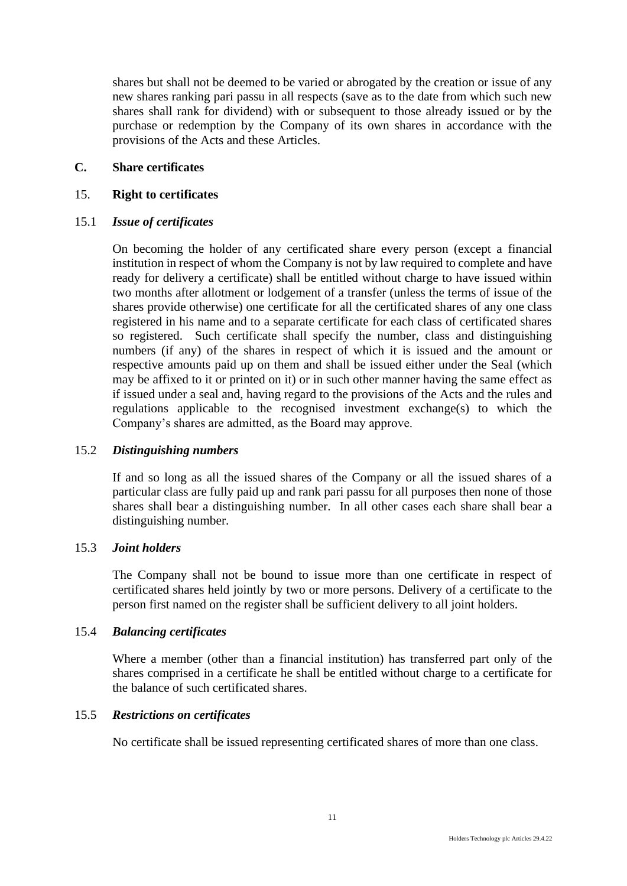shares but shall not be deemed to be varied or abrogated by the creation or issue of any new shares ranking pari passu in all respects (save as to the date from which such new shares shall rank for dividend) with or subsequent to those already issued or by the purchase or redemption by the Company of its own shares in accordance with the provisions of the Acts and these Articles.

## C. Share certificates

### 15. Right to certificates

#### 15.1 *Issue of certificates*

On becoming the holder of any certificated share every person (except a financial institution in respect of whom the Company is not by law required to complete and have ready for delivery a certificate) shall be entitled without charge to have issued within two months after allotment or lodgement of a transfer (unless the terms of issue of the shares provide otherwise) one certificate for all the certificated shares of any one class registered in his name and to a separate certificate for each class of certificated shares so registered. Such certificate shall specify the number, class and distinguishing numbers (if any) of the shares in respect of which it is issued and the amount or respective amounts paid up on them and shall be issued either under the Seal (which may be affixed to it or printed on it) or in such other manner having the same effect as if issued under a seal and, having regard to the provisions of the Acts and the rules and regulations applicable to the recognised investment exchange(s) to which the Company's shares are admitted, as the Board may approve.

#### 15.2 *Distinguishing numbers*

If and so long as all the issued shares of the Company or all the issued shares of a particular class are fully paid up and rank pari passu for all purposes then none of those shares shall bear a distinguishing number. In all other cases each share shall bear a distinguishing number.

#### 15.3 *Joint holders*

The Company shall not be bound to issue more than one certificate in respect of certificated shares held jointly by two or more persons. Delivery of a certificate to the person first named on the register shall be sufficient delivery to all joint holders.

#### 15.4 *Balancing certificates*

Where a member (other than a financial institution) has transferred part only of the shares comprised in a certificate he shall be entitled without charge to a certificate for the balance of such certificated shares.

#### 15.5 *Restrictions on certificates*

No certificate shall be issued representing certificated shares of more than one class.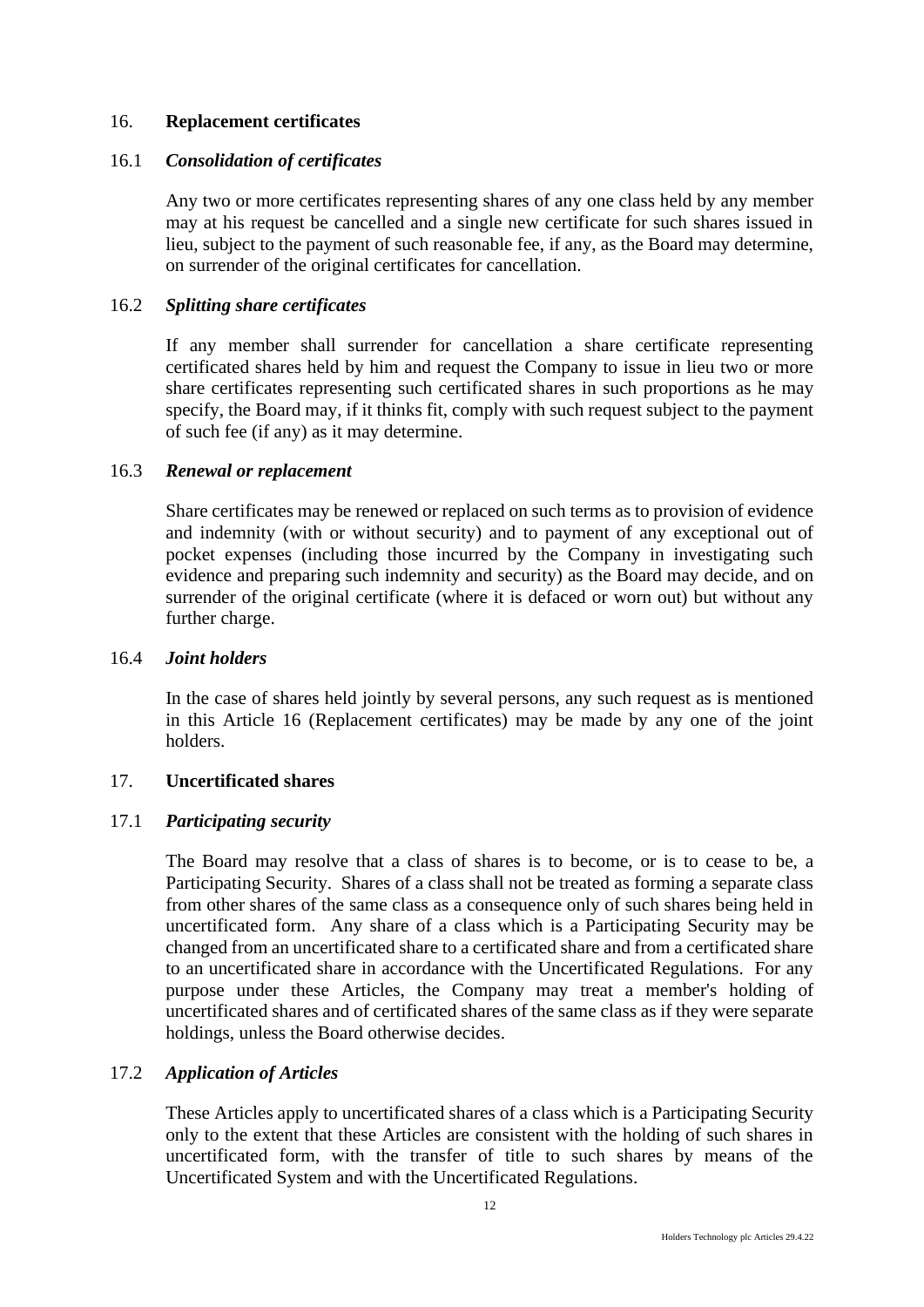## 16. **Replacement certificates**

### 16.1 *Consolidation of certificates*

Any two or more certificates representing shares of any one class held by any member may at his request be cancelled and a single new certificate for such shares issued in lieu, subject to the payment of such reasonable fee, if any, as the Board may determine, on surrender of the original certificates for cancellation.

### 16.2 *Splitting share certificates*

If any member shall surrender for cancellation a share certificate representing certificated shares held by him and request the Company to issue in lieu two or more share certificates representing such certificated shares in such proportions as he may specify, the Board may, if it thinks fit, comply with such request subject to the payment of such fee (if any) as it may determine.

### 16.3 *Renewal or replacement*

Share certificates may be renewed or replaced on such terms as to provision of evidence and indemnity (with or without security) and to payment of any exceptional out of pocket expenses (including those incurred by the Company in investigating such evidence and preparing such indemnity and security) as the Board may decide, and on surrender of the original certificate (where it is defaced or worn out) but without any further charge.

### 16.4 *Joint holders*

In the case of shares held jointly by several persons, any such request as is mentioned in this Article 16 (Replacement certificates) may be made by any one of the joint holders.

## 17. **Uncertificated shares**

### 17.1 *Participating security*

The Board may resolve that a class of shares is to become, or is to cease to be, a Participating Security. Shares of a class shall not be treated as forming a separate class from other shares of the same class as a consequence only of such shares being held in uncertificated form. Any share of a class which is a Participating Security may be changed from an uncertificated share to a certificated share and from a certificated share to an uncertificated share in accordance with the Uncertificated Regulations. For any purpose under these Articles, the Company may treat a member's holding of uncertificated shares and of certificated shares of the same class as if they were separate holdings, unless the Board otherwise decides.

### 17.2 *Application of Articles*

These Articles apply to uncertificated shares of a class which is a Participating Security only to the extent that these Articles are consistent with the holding of such shares in uncertificated form, with the transfer of title to such shares by means of the Uncertificated System and with the Uncertificated Regulations.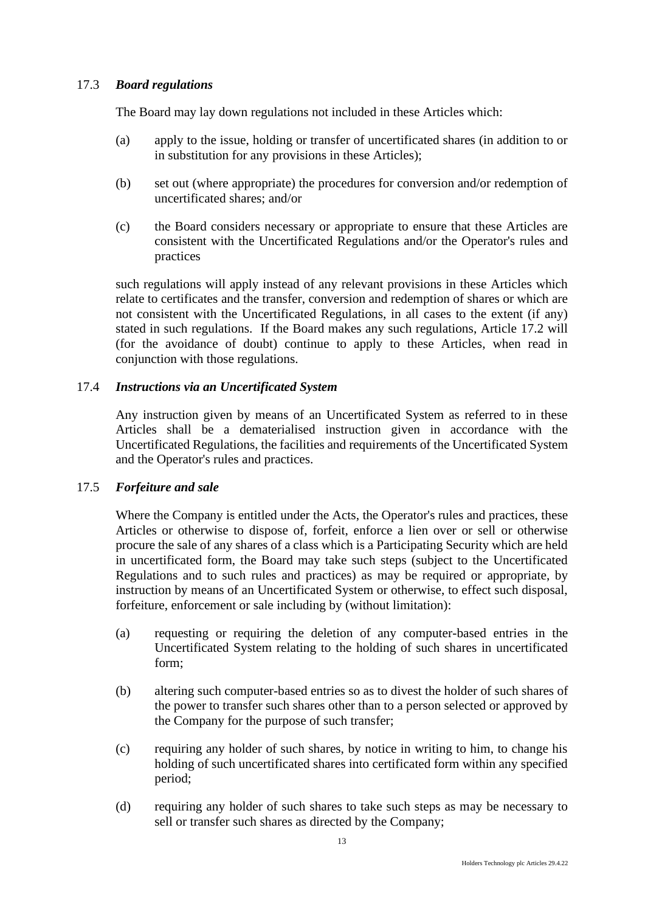17.3 ***Board regulations***

The Board may lay down regulations not included in these Articles which:

(a) apply to the issue, holding or transfer of uncertificated shares (in addition to or in substitution for any provisions in these Articles);

(b) set out (where appropriate) the procedures for conversion and/or redemption of uncertificated shares; and/or

(c) the Board considers necessary or appropriate to ensure that these Articles are consistent with the Uncertificated Regulations and/or the Operator's rules and practices

such regulations will apply instead of any relevant provisions in these Articles which relate to certificates and the transfer, conversion and redemption of shares or which are not consistent with the Uncertificated Regulations, in all cases to the extent (if any) stated in such regulations. If the Board makes any such regulations, Article 17.2 will (for the avoidance of doubt) continue to apply to these Articles, when read in conjunction with those regulations.

17.4 ***Instructions via an Uncertificated System***

Any instruction given by means of an Uncertificated System as referred to in these Articles shall be a dematerialised instruction given in accordance with the Uncertificated Regulations, the facilities and requirements of the Uncertificated System and the Operator's rules and practices.

17.5 ***Forfeiture and sale***

Where the Company is entitled under the Acts, the Operator's rules and practices, these Articles or otherwise to dispose of, forfeit, enforce a lien over or sell or otherwise procure the sale of any shares of a class which is a Participating Security which are held in uncertificated form, the Board may take such steps (subject to the Uncertificated Regulations and to such rules and practices) as may be required or appropriate, by instruction by means of an Uncertificated System or otherwise, to effect such disposal, forfeiture, enforcement or sale including by (without limitation):

(a) requesting or requiring the deletion of any computer-based entries in the Uncertificated System relating to the holding of such shares in uncertificated form;

(b) altering such computer-based entries so as to divest the holder of such shares of the power to transfer such shares other than to a person selected or approved by the Company for the purpose of such transfer;

(c) requiring any holder of such shares, by notice in writing to him, to change his holding of such uncertificated shares into certificated form within any specified period;

(d) requiring any holder of such shares to take such steps as may be necessary to sell or transfer such shares as directed by the Company;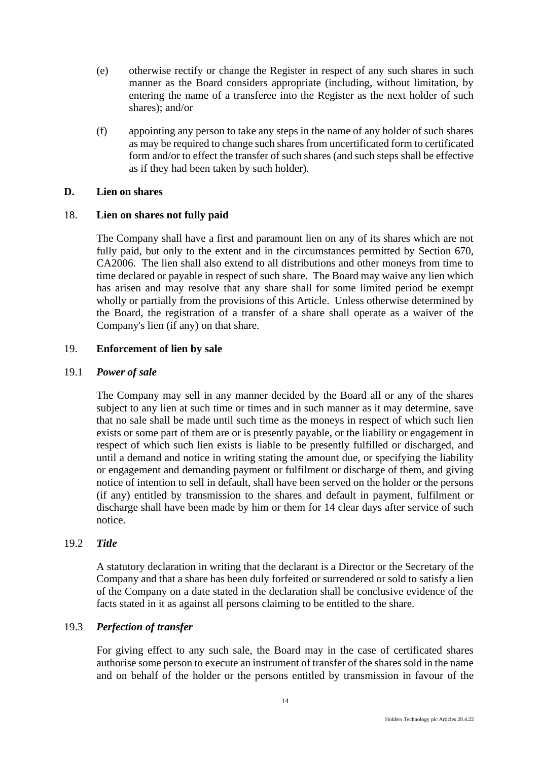(e) otherwise rectify or change the Register in respect of any such shares in such manner as the Board considers appropriate (including, without limitation, by entering the name of a transferee into the Register as the next holder of such shares); and/or

(f) appointing any person to take any steps in the name of any holder of such shares as may be required to change such shares from uncertificated form to certificated form and/or to effect the transfer of such shares (and such steps shall be effective as if they had been taken by such holder).

## D. Lien on shares

### 18. Lien on shares not fully paid

The Company shall have a first and paramount lien on any of its shares which are not fully paid, but only to the extent and in the circumstances permitted by Section 670, CA2006. The lien shall also extend to all distributions and other moneys from time to time declared or payable in respect of such share. The Board may waive any lien which has arisen and may resolve that any share shall for some limited period be exempt wholly or partially from the provisions of this Article. Unless otherwise determined by the Board, the registration of a transfer of a share shall operate as a waiver of the Company's lien (if any) on that share.

### 19. Enforcement of lien by sale

#### 19.1 *Power of sale*

The Company may sell in any manner decided by the Board all or any of the shares subject to any lien at such time or times and in such manner as it may determine, save that no sale shall be made until such time as the moneys in respect of which such lien exists or some part of them are or is presently payable, or the liability or engagement in respect of which such lien exists is liable to be presently fulfilled or discharged, and until a demand and notice in writing stating the amount due, or specifying the liability or engagement and demanding payment or fulfilment or discharge of them, and giving notice of intention to sell in default, shall have been served on the holder or the persons (if any) entitled by transmission to the shares and default in payment, fulfilment or discharge shall have been made by him or them for 14 clear days after service of such notice.

#### 19.2 *Title*

A statutory declaration in writing that the declarant is a Director or the Secretary of the Company and that a share has been duly forfeited or surrendered or sold to satisfy a lien of the Company on a date stated in the declaration shall be conclusive evidence of the facts stated in it as against all persons claiming to be entitled to the share.

#### 19.3 *Perfection of transfer*

For giving effect to any such sale, the Board may in the case of certificated shares authorise some person to execute an instrument of transfer of the shares sold in the name and on behalf of the holder or the persons entitled by transmission in favour of the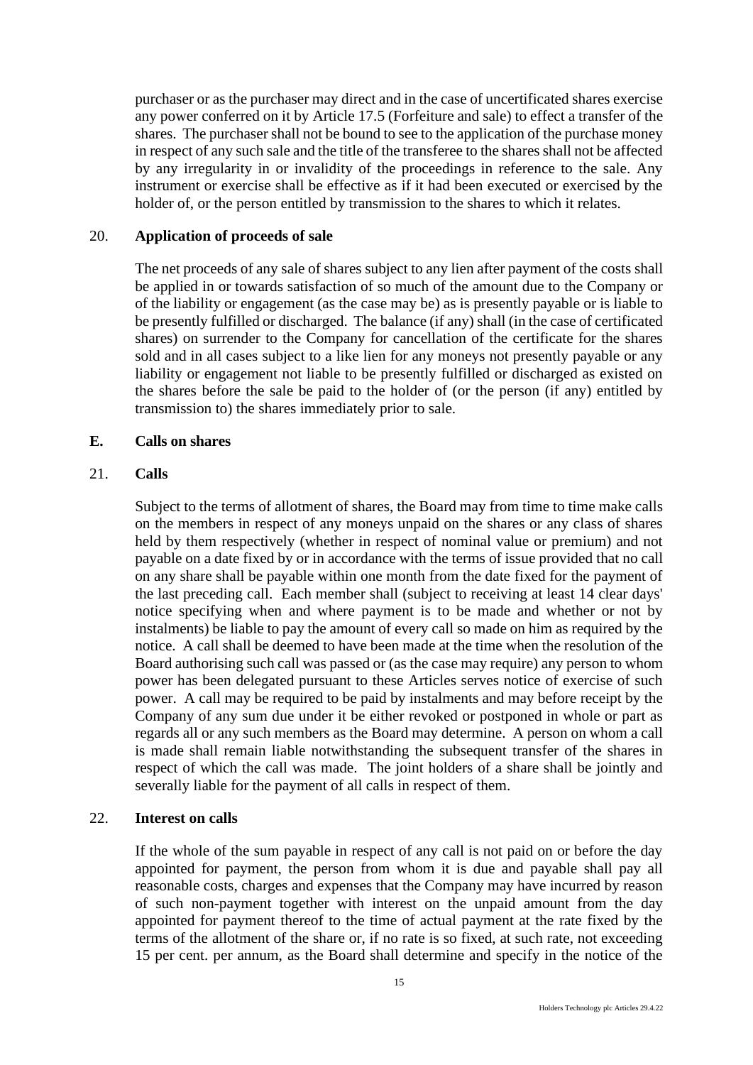purchaser or as the purchaser may direct and in the case of uncertificated shares exercise any power conferred on it by Article 17.5 (Forfeiture and sale) to effect a transfer of the shares. The purchaser shall not be bound to see to the application of the purchase money in respect of any such sale and the title of the transferee to the shares shall not be affected by any irregularity in or invalidity of the proceedings in reference to the sale. Any instrument or exercise shall be effective as if it had been executed or exercised by the holder of, or the person entitled by transmission to the shares to which it relates.

## 20. Application of proceeds of sale

The net proceeds of any sale of shares subject to any lien after payment of the costs shall be applied in or towards satisfaction of so much of the amount due to the Company or of the liability or engagement (as the case may be) as is presently payable or is liable to be presently fulfilled or discharged. The balance (if any) shall (in the case of certificated shares) on surrender to the Company for cancellation of the certificate for the shares sold and in all cases subject to a like lien for any moneys not presently payable or any liability or engagement not liable to be presently fulfilled or discharged as existed on the shares before the sale be paid to the holder of (or the person (if any) entitled by transmission to) the shares immediately prior to sale.

# E. Calls on shares

## 21. Calls

Subject to the terms of allotment of shares, the Board may from time to time make calls on the members in respect of any moneys unpaid on the shares or any class of shares held by them respectively (whether in respect of nominal value or premium) and not payable on a date fixed by or in accordance with the terms of issue provided that no call on any share shall be payable within one month from the date fixed for the payment of the last preceding call. Each member shall (subject to receiving at least 14 clear days' notice specifying when and where payment is to be made and whether or not by instalments) be liable to pay the amount of every call so made on him as required by the notice. A call shall be deemed to have been made at the time when the resolution of the Board authorising such call was passed or (as the case may require) any person to whom power has been delegated pursuant to these Articles serves notice of exercise of such power. A call may be required to be paid by instalments and may before receipt by the Company of any sum due under it be either revoked or postponed in whole or part as regards all or any such members as the Board may determine. A person on whom a call is made shall remain liable notwithstanding the subsequent transfer of the shares in respect of which the call was made. The joint holders of a share shall be jointly and severally liable for the payment of all calls in respect of them.

## 22. Interest on calls

If the whole of the sum payable in respect of any call is not paid on or before the day appointed for payment, the person from whom it is due and payable shall pay all reasonable costs, charges and expenses that the Company may have incurred by reason of such non-payment together with interest on the unpaid amount from the day appointed for payment thereof to the time of actual payment at the rate fixed by the terms of the allotment of the share or, if no rate is so fixed, at such rate, not exceeding 15 per cent. per annum, as the Board shall determine and specify in the notice of the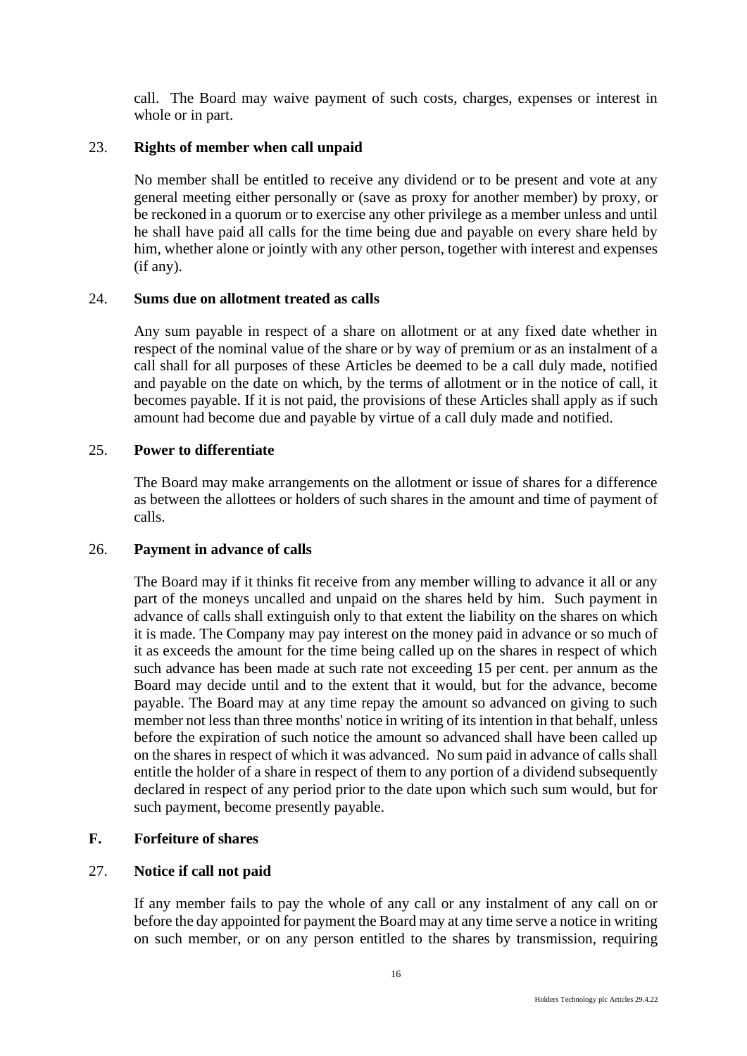call. The Board may waive payment of such costs, charges, expenses or interest in whole or in part.

23. **Rights of member when call unpaid**

No member shall be entitled to receive any dividend or to be present and vote at any general meeting either personally or (save as proxy for another member) by proxy, or be reckoned in a quorum or to exercise any other privilege as a member unless and until he shall have paid all calls for the time being due and payable on every share held by him, whether alone or jointly with any other person, together with interest and expenses (if any).

24. **Sums due on allotment treated as calls**

Any sum payable in respect of a share on allotment or at any fixed date whether in respect of the nominal value of the share or by way of premium or as an instalment of a call shall for all purposes of these Articles be deemed to be a call duly made, notified and payable on the date on which, by the terms of allotment or in the notice of call, it becomes payable. If it is not paid, the provisions of these Articles shall apply as if such amount had become due and payable by virtue of a call duly made and notified.

25. **Power to differentiate**

The Board may make arrangements on the allotment or issue of shares for a difference as between the allottees or holders of such shares in the amount and time of payment of calls.

26. **Payment in advance of calls**

The Board may if it thinks fit receive from any member willing to advance it all or any part of the moneys uncalled and unpaid on the shares held by him. Such payment in advance of calls shall extinguish only to that extent the liability on the shares on which it is made. The Company may pay interest on the money paid in advance or so much of it as exceeds the amount for the time being called up on the shares in respect of which such advance has been made at such rate not exceeding 15 per cent. per annum as the Board may decide until and to the extent that it would, but for the advance, become payable. The Board may at any time repay the amount so advanced on giving to such member not less than three months' notice in writing of its intention in that behalf, unless before the expiration of such notice the amount so advanced shall have been called up on the shares in respect of which it was advanced. No sum paid in advance of calls shall entitle the holder of a share in respect of them to any portion of a dividend subsequently declared in respect of any period prior to the date upon which such sum would, but for such payment, become presently payable.

## F. Forfeiture of shares

27. **Notice if call not paid**

If any member fails to pay the whole of any call or any instalment of any call on or before the day appointed for payment the Board may at any time serve a notice in writing on such member, or on any person entitled to the shares by transmission, requiring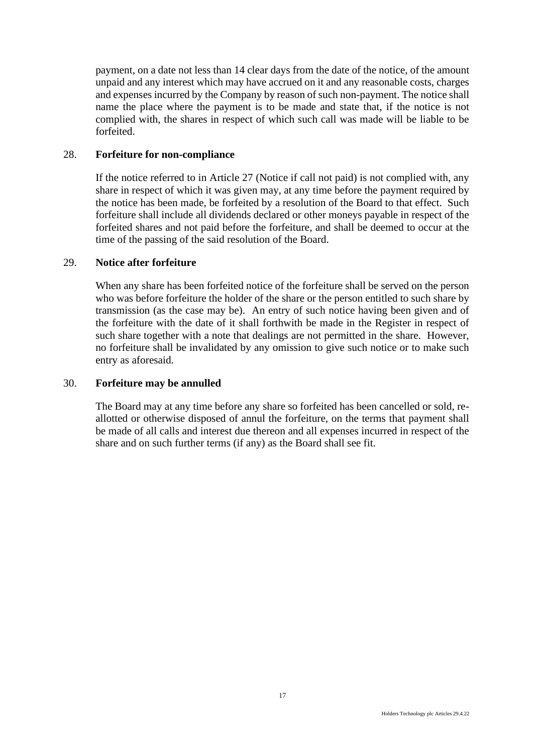payment, on a date not less than 14 clear days from the date of the notice, of the amount unpaid and any interest which may have accrued on it and any reasonable costs, charges and expenses incurred by the Company by reason of such non-payment. The notice shall name the place where the payment is to be made and state that, if the notice is not complied with, the shares in respect of which such call was made will be liable to be forfeited.

## 28. Forfeiture for non-compliance

If the notice referred to in Article 27 (Notice if call not paid) is not complied with, any share in respect of which it was given may, at any time before the payment required by the notice has been made, be forfeited by a resolution of the Board to that effect. Such forfeiture shall include all dividends declared or other moneys payable in respect of the forfeited shares and not paid before the forfeiture, and shall be deemed to occur at the time of the passing of the said resolution of the Board.

## 29. Notice after forfeiture

When any share has been forfeited notice of the forfeiture shall be served on the person who was before forfeiture the holder of the share or the person entitled to such share by transmission (as the case may be). An entry of such notice having been given and of the forfeiture with the date of it shall forthwith be made in the Register in respect of such share together with a note that dealings are not permitted in the share. However, no forfeiture shall be invalidated by any omission to give such notice or to make such entry as aforesaid.

## 30. Forfeiture may be annulled

The Board may at any time before any share so forfeited has been cancelled or sold, re-allotted or otherwise disposed of annul the forfeiture, on the terms that payment shall be made of all calls and interest due thereon and all expenses incurred in respect of the share and on such further terms (if any) as the Board shall see fit.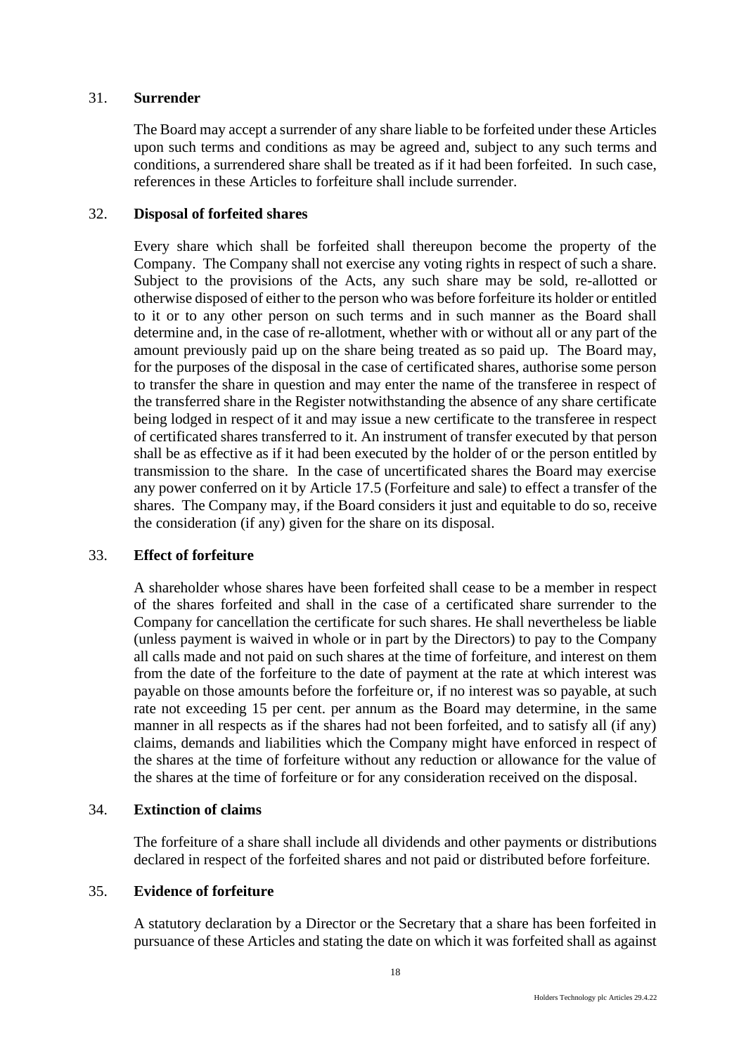## 31. Surrender

The Board may accept a surrender of any share liable to be forfeited under these Articles upon such terms and conditions as may be agreed and, subject to any such terms and conditions, a surrendered share shall be treated as if it had been forfeited. In such case, references in these Articles to forfeiture shall include surrender.

## 32. Disposal of forfeited shares

Every share which shall be forfeited shall thereupon become the property of the Company. The Company shall not exercise any voting rights in respect of such a share. Subject to the provisions of the Acts, any such share may be sold, re-allotted or otherwise disposed of either to the person who was before forfeiture its holder or entitled to it or to any other person on such terms and in such manner as the Board shall determine and, in the case of re-allotment, whether with or without all or any part of the amount previously paid up on the share being treated as so paid up. The Board may, for the purposes of the disposal in the case of certificated shares, authorise some person to transfer the share in question and may enter the name of the transferee in respect of the transferred share in the Register notwithstanding the absence of any share certificate being lodged in respect of it and may issue a new certificate to the transferee in respect of certificated shares transferred to it. An instrument of transfer executed by that person shall be as effective as if it had been executed by the holder of or the person entitled by transmission to the share. In the case of uncertificated shares the Board may exercise any power conferred on it by Article 17.5 (Forfeiture and sale) to effect a transfer of the shares. The Company may, if the Board considers it just and equitable to do so, receive the consideration (if any) given for the share on its disposal.

## 33. Effect of forfeiture

A shareholder whose shares have been forfeited shall cease to be a member in respect of the shares forfeited and shall in the case of a certificated share surrender to the Company for cancellation the certificate for such shares. He shall nevertheless be liable (unless payment is waived in whole or in part by the Directors) to pay to the Company all calls made and not paid on such shares at the time of forfeiture, and interest on them from the date of the forfeiture to the date of payment at the rate at which interest was payable on those amounts before the forfeiture or, if no interest was so payable, at such rate not exceeding 15 per cent. per annum as the Board may determine, in the same manner in all respects as if the shares had not been forfeited, and to satisfy all (if any) claims, demands and liabilities which the Company might have enforced in respect of the shares at the time of forfeiture without any reduction or allowance for the value of the shares at the time of forfeiture or for any consideration received on the disposal.

## 34. Extinction of claims

The forfeiture of a share shall include all dividends and other payments or distributions declared in respect of the forfeited shares and not paid or distributed before forfeiture.

## 35. Evidence of forfeiture

A statutory declaration by a Director or the Secretary that a share has been forfeited in pursuance of these Articles and stating the date on which it was forfeited shall as against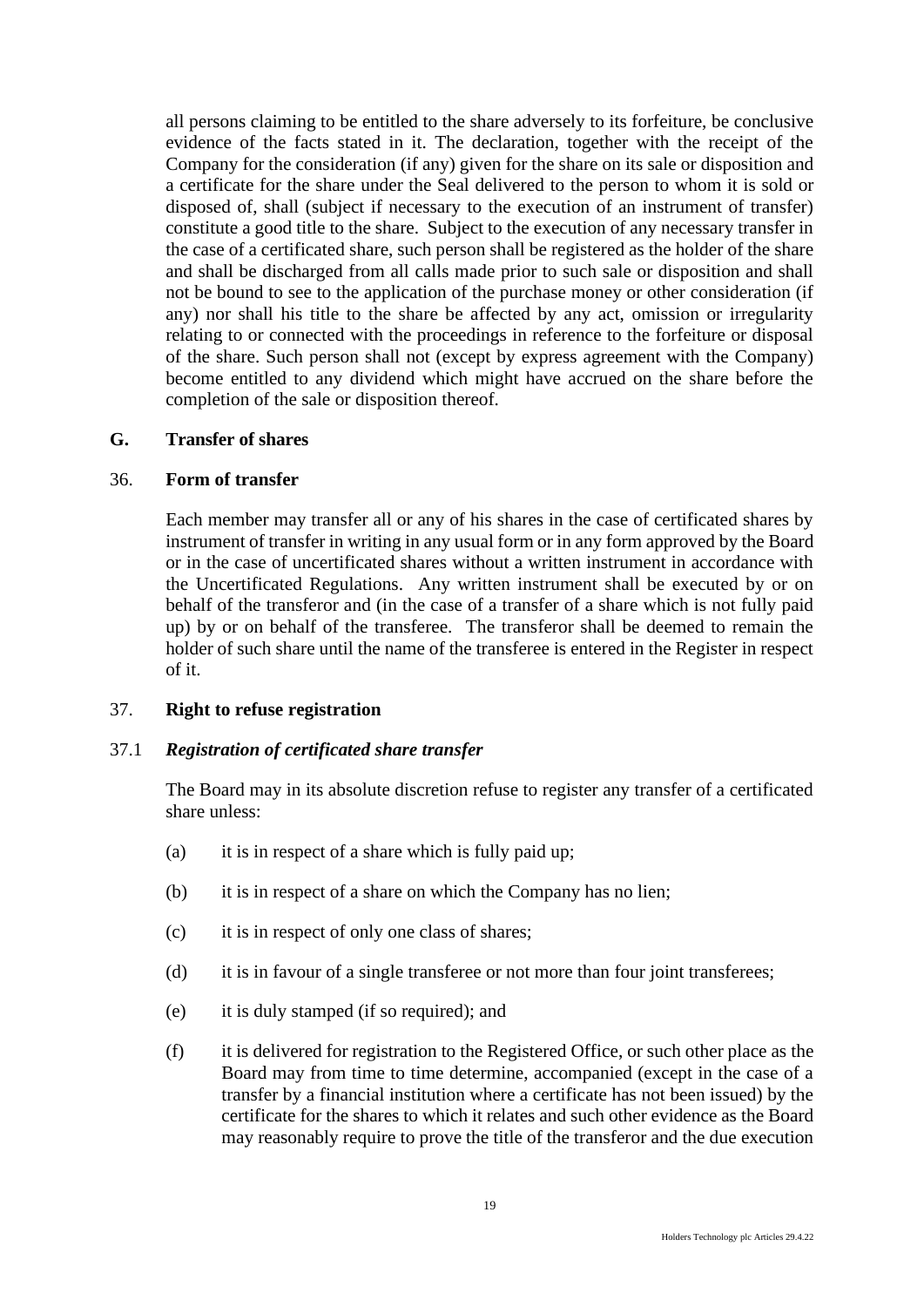all persons claiming to be entitled to the share adversely to its forfeiture, be conclusive evidence of the facts stated in it. The declaration, together with the receipt of the Company for the consideration (if any) given for the share on its sale or disposition and a certificate for the share under the Seal delivered to the person to whom it is sold or disposed of, shall (subject if necessary to the execution of an instrument of transfer) constitute a good title to the share. Subject to the execution of any necessary transfer in the case of a certificated share, such person shall be registered as the holder of the share and shall be discharged from all calls made prior to such sale or disposition and shall not be bound to see to the application of the purchase money or other consideration (if any) nor shall his title to the share be affected by any act, omission or irregularity relating to or connected with the proceedings in reference to the forfeiture or disposal of the share. Such person shall not (except by express agreement with the Company) become entitled to any dividend which might have accrued on the share before the completion of the sale or disposition thereof.

## G. Transfer of shares

### 36. Form of transfer

Each member may transfer all or any of his shares in the case of certificated shares by instrument of transfer in writing in any usual form or in any form approved by the Board or in the case of uncertificated shares without a written instrument in accordance with the Uncertificated Regulations. Any written instrument shall be executed by or on behalf of the transferor and (in the case of a transfer of a share which is not fully paid up) by or on behalf of the transferee. The transferor shall be deemed to remain the holder of such share until the name of the transferee is entered in the Register in respect of it.

### 37. Right to refuse registration

#### 37.1 *Registration of certificated share transfer*

The Board may in its absolute discretion refuse to register any transfer of a certificated share unless:

(a) it is in respect of a share which is fully paid up;

(b) it is in respect of a share on which the Company has no lien;

(c) it is in respect of only one class of shares;

(d) it is in favour of a single transferee or not more than four joint transferees;

(e) it is duly stamped (if so required); and

(f) it is delivered for registration to the Registered Office, or such other place as the Board may from time to time determine, accompanied (except in the case of a transfer by a financial institution where a certificate has not been issued) by the certificate for the shares to which it relates and such other evidence as the Board may reasonably require to prove the title of the transferor and the due execution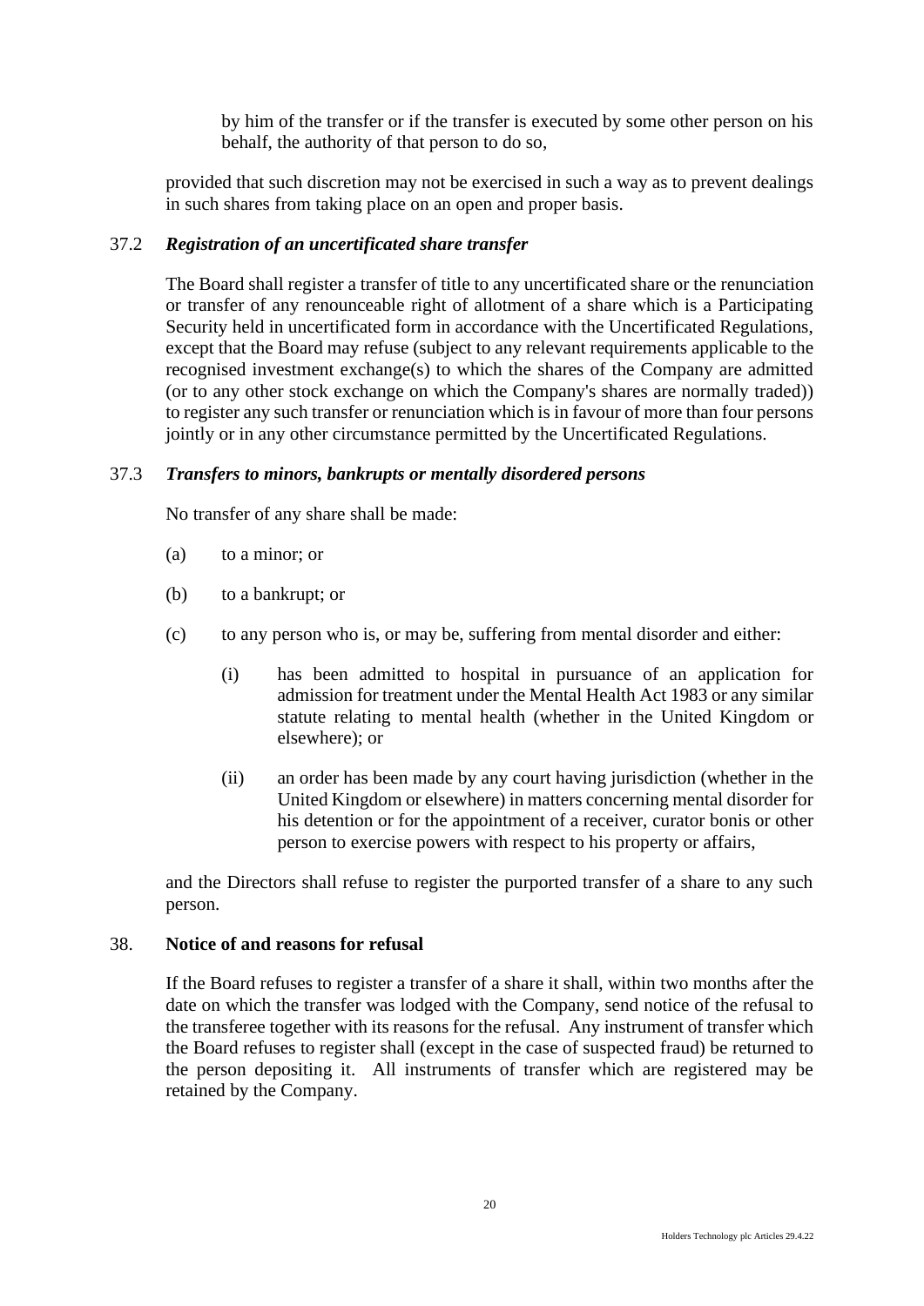by him of the transfer or if the transfer is executed by some other person on his behalf, the authority of that person to do so,

provided that such discretion may not be exercised in such a way as to prevent dealings in such shares from taking place on an open and proper basis.

37.2 ***Registration of an uncertificated share transfer***

The Board shall register a transfer of title to any uncertificated share or the renunciation or transfer of any renounceable right of allotment of a share which is a Participating Security held in uncertificated form in accordance with the Uncertificated Regulations, except that the Board may refuse (subject to any relevant requirements applicable to the recognised investment exchange(s) to which the shares of the Company are admitted (or to any other stock exchange on which the Company's shares are normally traded)) to register any such transfer or renunciation which is in favour of more than four persons jointly or in any other circumstance permitted by the Uncertificated Regulations.

37.3 ***Transfers to minors, bankrupts or mentally disordered persons***

No transfer of any share shall be made:

(a) to a minor; or

(b) to a bankrupt; or

(c) to any person who is, or may be, suffering from mental disorder and either:

  (i) has been admitted to hospital in pursuance of an application for admission for treatment under the Mental Health Act 1983 or any similar statute relating to mental health (whether in the United Kingdom or elsewhere); or

  (ii) an order has been made by any court having jurisdiction (whether in the United Kingdom or elsewhere) in matters concerning mental disorder for his detention or for the appointment of a receiver, curator bonis or other person to exercise powers with respect to his property or affairs,

and the Directors shall refuse to register the purported transfer of a share to any such person.

38. **Notice of and reasons for refusal**

If the Board refuses to register a transfer of a share it shall, within two months after the date on which the transfer was lodged with the Company, send notice of the refusal to the transferee together with its reasons for the refusal. Any instrument of transfer which the Board refuses to register shall (except in the case of suspected fraud) be returned to the person depositing it. All instruments of transfer which are registered may be retained by the Company.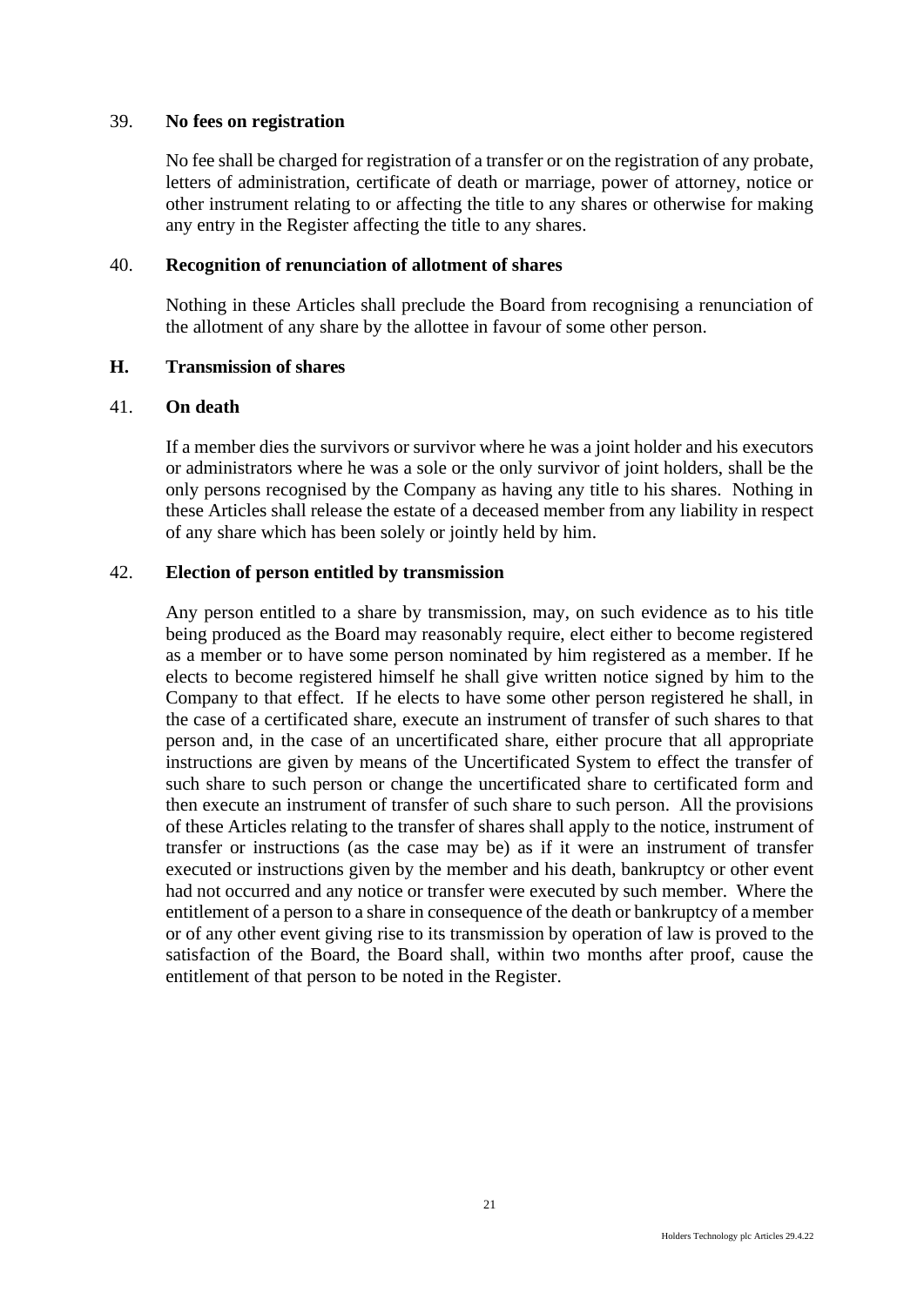39. **No fees on registration**

No fee shall be charged for registration of a transfer or on the registration of any probate, letters of administration, certificate of death or marriage, power of attorney, notice or other instrument relating to or affecting the title to any shares or otherwise for making any entry in the Register affecting the title to any shares.

40. **Recognition of renunciation of allotment of shares**

Nothing in these Articles shall preclude the Board from recognising a renunciation of the allotment of any share by the allottee in favour of some other person.

## H. Transmission of shares

41. **On death**

If a member dies the survivors or survivor where he was a joint holder and his executors or administrators where he was a sole or the only survivor of joint holders, shall be the only persons recognised by the Company as having any title to his shares. Nothing in these Articles shall release the estate of a deceased member from any liability in respect of any share which has been solely or jointly held by him.

42. **Election of person entitled by transmission**

Any person entitled to a share by transmission, may, on such evidence as to his title being produced as the Board may reasonably require, elect either to become registered as a member or to have some person nominated by him registered as a member. If he elects to become registered himself he shall give written notice signed by him to the Company to that effect. If he elects to have some other person registered he shall, in the case of a certificated share, execute an instrument of transfer of such shares to that person and, in the case of an uncertificated share, either procure that all appropriate instructions are given by means of the Uncertificated System to effect the transfer of such share to such person or change the uncertificated share to certificated form and then execute an instrument of transfer of such share to such person. All the provisions of these Articles relating to the transfer of shares shall apply to the notice, instrument of transfer or instructions (as the case may be) as if it were an instrument of transfer executed or instructions given by the member and his death, bankruptcy or other event had not occurred and any notice or transfer were executed by such member. Where the entitlement of a person to a share in consequence of the death or bankruptcy of a member or of any other event giving rise to its transmission by operation of law is proved to the satisfaction of the Board, the Board shall, within two months after proof, cause the entitlement of that person to be noted in the Register.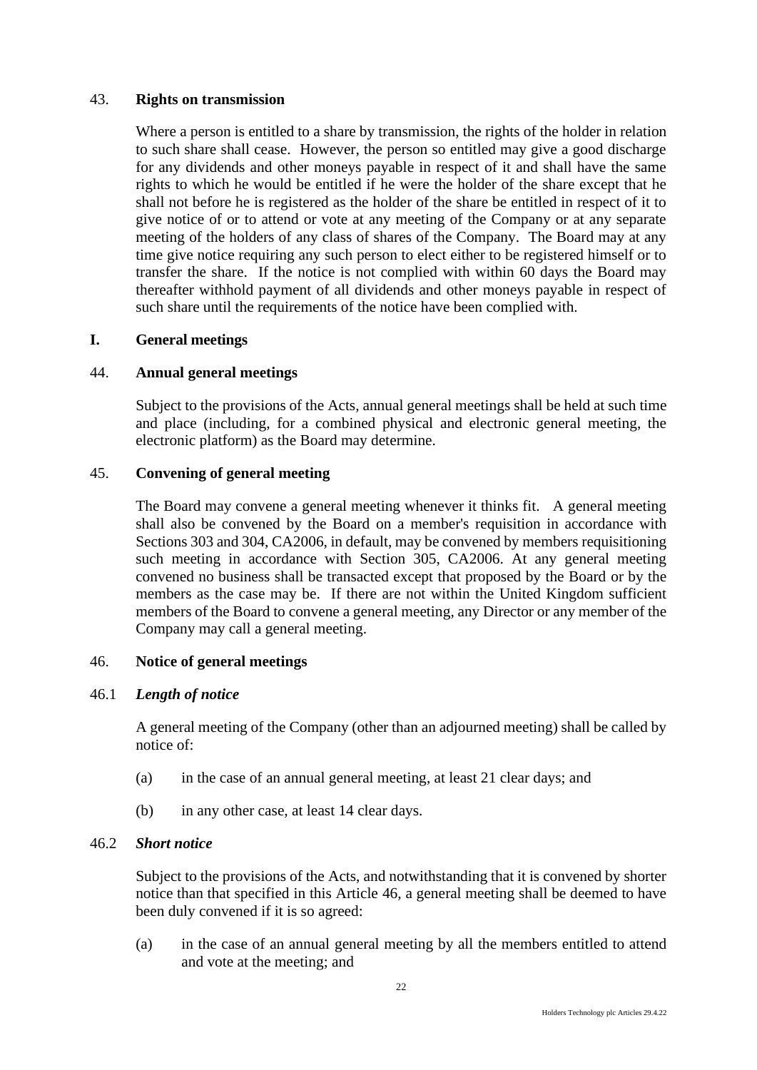43. **Rights on transmission**

Where a person is entitled to a share by transmission, the rights of the holder in relation to such share shall cease. However, the person so entitled may give a good discharge for any dividends and other moneys payable in respect of it and shall have the same rights to which he would be entitled if he were the holder of the share except that he shall not before he is registered as the holder of the share be entitled in respect of it to give notice of or to attend or vote at any meeting of the Company or at any separate meeting of the holders of any class of shares of the Company. The Board may at any time give notice requiring any such person to elect either to be registered himself or to transfer the share. If the notice is not complied with within 60 days the Board may thereafter withhold payment of all dividends and other moneys payable in respect of such share until the requirements of the notice have been complied with.

## I. General meetings

44. **Annual general meetings**

Subject to the provisions of the Acts, annual general meetings shall be held at such time and place (including, for a combined physical and electronic general meeting, the electronic platform) as the Board may determine.

45. **Convening of general meeting**

The Board may convene a general meeting whenever it thinks fit. A general meeting shall also be convened by the Board on a member's requisition in accordance with Sections 303 and 304, CA2006, in default, may be convened by members requisitioning such meeting in accordance with Section 305, CA2006. At any general meeting convened no business shall be transacted except that proposed by the Board or by the members as the case may be. If there are not within the United Kingdom sufficient members of the Board to convene a general meeting, any Director or any member of the Company may call a general meeting.

46. **Notice of general meetings**

46.1 ***Length of notice***

A general meeting of the Company (other than an adjourned meeting) shall be called by notice of:

(a) in the case of an annual general meeting, at least 21 clear days; and

(b) in any other case, at least 14 clear days.

46.2 ***Short notice***

Subject to the provisions of the Acts, and notwithstanding that it is convened by shorter notice than that specified in this Article 46, a general meeting shall be deemed to have been duly convened if it is so agreed:

(a) in the case of an annual general meeting by all the members entitled to attend and vote at the meeting; and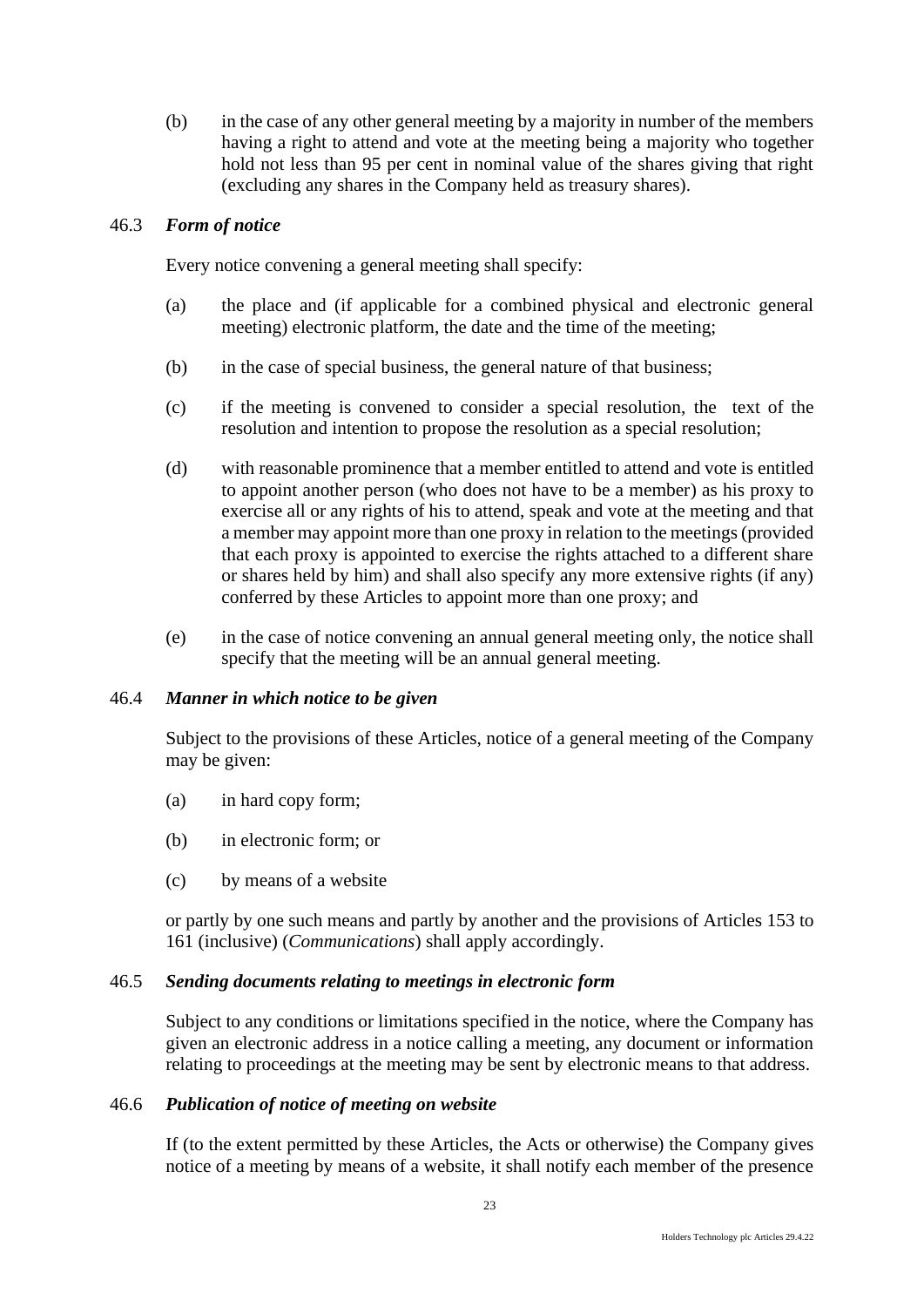(b) in the case of any other general meeting by a majority in number of the members having a right to attend and vote at the meeting being a majority who together hold not less than 95 per cent in nominal value of the shares giving that right (excluding any shares in the Company held as treasury shares).

46.3 ***Form of notice***

Every notice convening a general meeting shall specify:

(a) the place and (if applicable for a combined physical and electronic general meeting) electronic platform, the date and the time of the meeting;

(b) in the case of special business, the general nature of that business;

(c) if the meeting is convened to consider a special resolution, the text of the resolution and intention to propose the resolution as a special resolution;

(d) with reasonable prominence that a member entitled to attend and vote is entitled to appoint another person (who does not have to be a member) as his proxy to exercise all or any rights of his to attend, speak and vote at the meeting and that a member may appoint more than one proxy in relation to the meetings (provided that each proxy is appointed to exercise the rights attached to a different share or shares held by him) and shall also specify any more extensive rights (if any) conferred by these Articles to appoint more than one proxy; and

(e) in the case of notice convening an annual general meeting only, the notice shall specify that the meeting will be an annual general meeting.

46.4 ***Manner in which notice to be given***

Subject to the provisions of these Articles, notice of a general meeting of the Company may be given:

(a) in hard copy form;

(b) in electronic form; or

(c) by means of a website

or partly by one such means and partly by another and the provisions of Articles 153 to 161 (inclusive) (*Communications*) shall apply accordingly.

46.5 ***Sending documents relating to meetings in electronic form***

Subject to any conditions or limitations specified in the notice, where the Company has given an electronic address in a notice calling a meeting, any document or information relating to proceedings at the meeting may be sent by electronic means to that address.

46.6 ***Publication of notice of meeting on website***

If (to the extent permitted by these Articles, the Acts or otherwise) the Company gives notice of a meeting by means of a website, it shall notify each member of the presence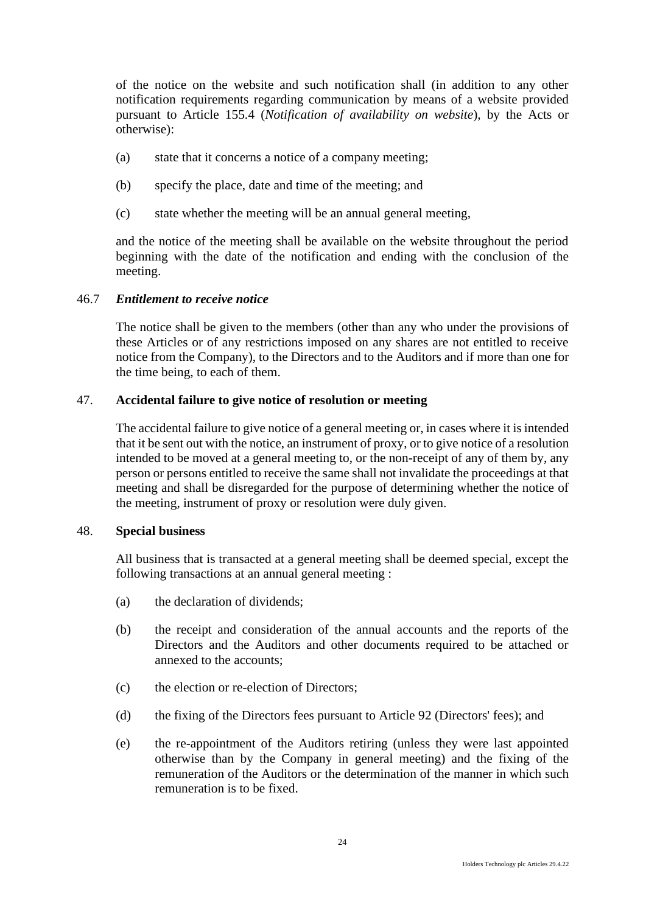of the notice on the website and such notification shall (in addition to any other notification requirements regarding communication by means of a website provided pursuant to Article 155.4 (*Notification of availability on website*), by the Acts or otherwise):

(a) state that it concerns a notice of a company meeting;

(b) specify the place, date and time of the meeting; and

(c) state whether the meeting will be an annual general meeting,

and the notice of the meeting shall be available on the website throughout the period beginning with the date of the notification and ending with the conclusion of the meeting.

46.7 ***Entitlement to receive notice***

The notice shall be given to the members (other than any who under the provisions of these Articles or of any restrictions imposed on any shares are not entitled to receive notice from the Company), to the Directors and to the Auditors and if more than one for the time being, to each of them.

47. **Accidental failure to give notice of resolution or meeting**

The accidental failure to give notice of a general meeting or, in cases where it is intended that it be sent out with the notice, an instrument of proxy, or to give notice of a resolution intended to be moved at a general meeting to, or the non-receipt of any of them by, any person or persons entitled to receive the same shall not invalidate the proceedings at that meeting and shall be disregarded for the purpose of determining whether the notice of the meeting, instrument of proxy or resolution were duly given.

48. **Special business**

All business that is transacted at a general meeting shall be deemed special, except the following transactions at an annual general meeting :

(a) the declaration of dividends;

(b) the receipt and consideration of the annual accounts and the reports of the Directors and the Auditors and other documents required to be attached or annexed to the accounts;

(c) the election or re-election of Directors;

(d) the fixing of the Directors fees pursuant to Article 92 (Directors' fees); and

(e) the re-appointment of the Auditors retiring (unless they were last appointed otherwise than by the Company in general meeting) and the fixing of the remuneration of the Auditors or the determination of the manner in which such remuneration is to be fixed.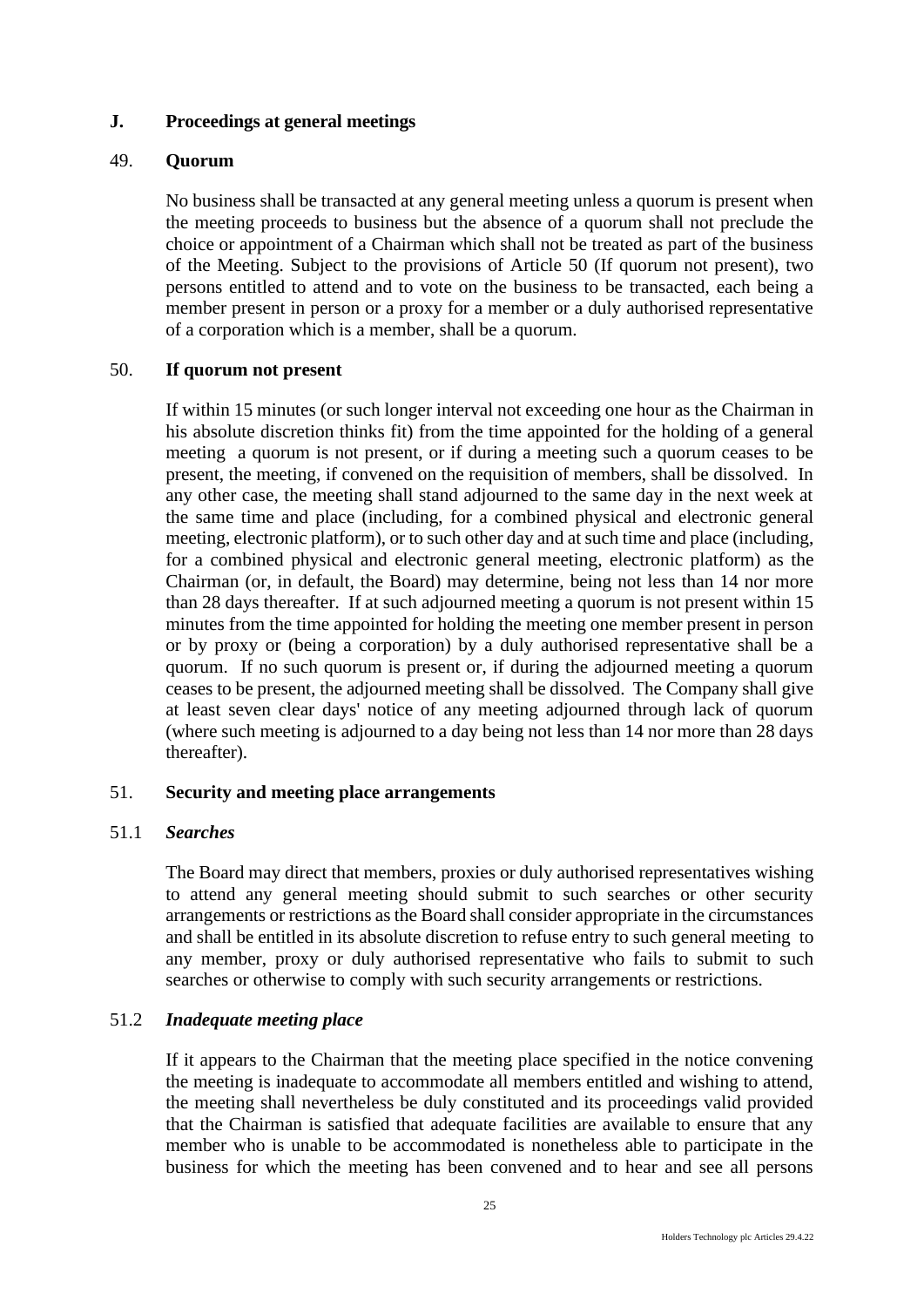## J. Proceedings at general meetings

### 49. Quorum

No business shall be transacted at any general meeting unless a quorum is present when the meeting proceeds to business but the absence of a quorum shall not preclude the choice or appointment of a Chairman which shall not be treated as part of the business of the Meeting. Subject to the provisions of Article 50 (If quorum not present), two persons entitled to attend and to vote on the business to be transacted, each being a member present in person or a proxy for a member or a duly authorised representative of a corporation which is a member, shall be a quorum.

### 50. If quorum not present

If within 15 minutes (or such longer interval not exceeding one hour as the Chairman in his absolute discretion thinks fit) from the time appointed for the holding of a general meeting a quorum is not present, or if during a meeting such a quorum ceases to be present, the meeting, if convened on the requisition of members, shall be dissolved. In any other case, the meeting shall stand adjourned to the same day in the next week at the same time and place (including, for a combined physical and electronic general meeting, electronic platform), or to such other day and at such time and place (including, for a combined physical and electronic general meeting, electronic platform) as the Chairman (or, in default, the Board) may determine, being not less than 14 nor more than 28 days thereafter. If at such adjourned meeting a quorum is not present within 15 minutes from the time appointed for holding the meeting one member present in person or by proxy or (being a corporation) by a duly authorised representative shall be a quorum. If no such quorum is present or, if during the adjourned meeting a quorum ceases to be present, the adjourned meeting shall be dissolved. The Company shall give at least seven clear days' notice of any meeting adjourned through lack of quorum (where such meeting is adjourned to a day being not less than 14 nor more than 28 days thereafter).

### 51. Security and meeting place arrangements

#### 51.1 *Searches*

The Board may direct that members, proxies or duly authorised representatives wishing to attend any general meeting should submit to such searches or other security arrangements or restrictions as the Board shall consider appropriate in the circumstances and shall be entitled in its absolute discretion to refuse entry to such general meeting to any member, proxy or duly authorised representative who fails to submit to such searches or otherwise to comply with such security arrangements or restrictions.

#### 51.2 *Inadequate meeting place*

If it appears to the Chairman that the meeting place specified in the notice convening the meeting is inadequate to accommodate all members entitled and wishing to attend, the meeting shall nevertheless be duly constituted and its proceedings valid provided that the Chairman is satisfied that adequate facilities are available to ensure that any member who is unable to be accommodated is nonetheless able to participate in the business for which the meeting has been convened and to hear and see all persons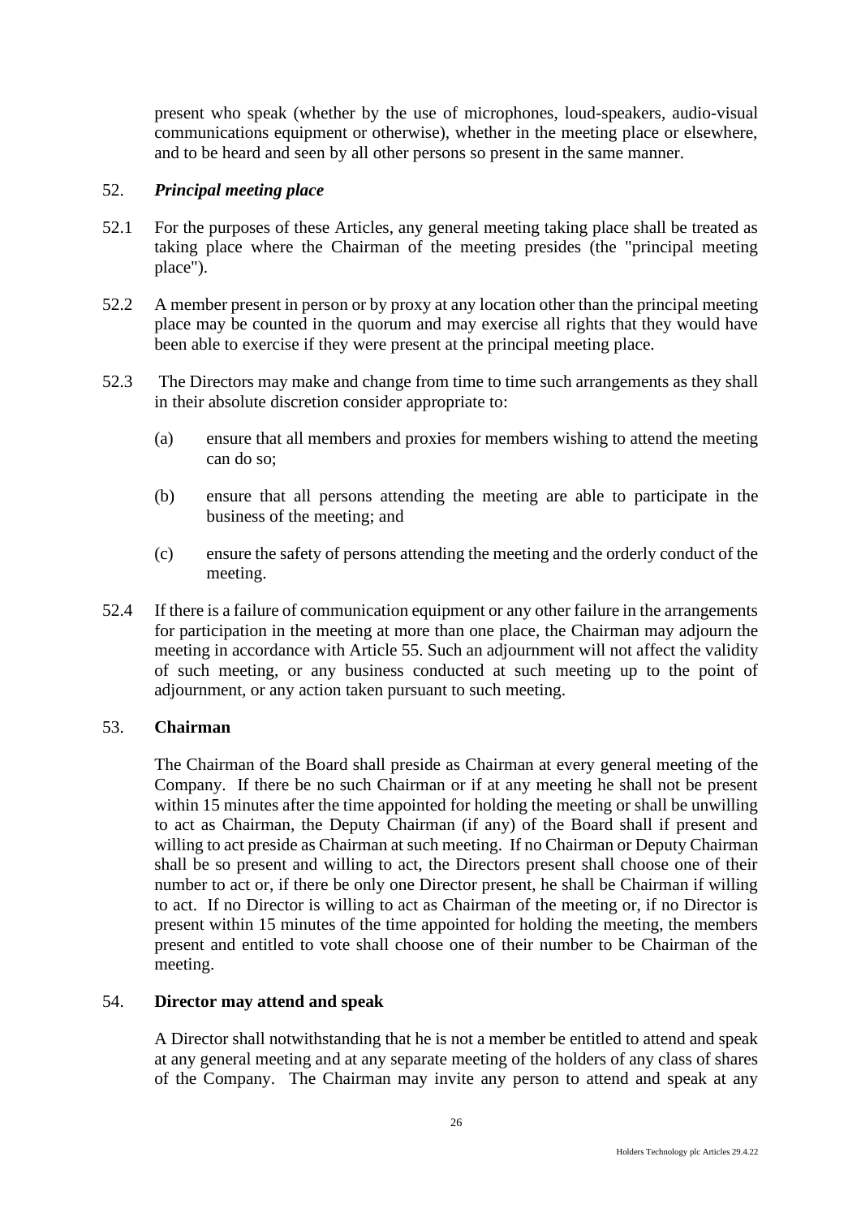present who speak (whether by the use of microphones, loud-speakers, audio-visual communications equipment or otherwise), whether in the meeting place or elsewhere, and to be heard and seen by all other persons so present in the same manner.

## 52. *Principal meeting place*

52.1 For the purposes of these Articles, any general meeting taking place shall be treated as taking place where the Chairman of the meeting presides (the "principal meeting place").

52.2 A member present in person or by proxy at any location other than the principal meeting place may be counted in the quorum and may exercise all rights that they would have been able to exercise if they were present at the principal meeting place.

52.3 The Directors may make and change from time to time such arrangements as they shall in their absolute discretion consider appropriate to:

(a) ensure that all members and proxies for members wishing to attend the meeting can do so;

(b) ensure that all persons attending the meeting are able to participate in the business of the meeting; and

(c) ensure the safety of persons attending the meeting and the orderly conduct of the meeting.

52.4 If there is a failure of communication equipment or any other failure in the arrangements for participation in the meeting at more than one place, the Chairman may adjourn the meeting in accordance with Article 55. Such an adjournment will not affect the validity of such meeting, or any business conducted at such meeting up to the point of adjournment, or any action taken pursuant to such meeting.

## 53. **Chairman**

The Chairman of the Board shall preside as Chairman at every general meeting of the Company. If there be no such Chairman or if at any meeting he shall not be present within 15 minutes after the time appointed for holding the meeting or shall be unwilling to act as Chairman, the Deputy Chairman (if any) of the Board shall if present and willing to act preside as Chairman at such meeting. If no Chairman or Deputy Chairman shall be so present and willing to act, the Directors present shall choose one of their number to act or, if there be only one Director present, he shall be Chairman if willing to act. If no Director is willing to act as Chairman of the meeting or, if no Director is present within 15 minutes of the time appointed for holding the meeting, the members present and entitled to vote shall choose one of their number to be Chairman of the meeting.

## 54. **Director may attend and speak**

A Director shall notwithstanding that he is not a member be entitled to attend and speak at any general meeting and at any separate meeting of the holders of any class of shares of the Company. The Chairman may invite any person to attend and speak at any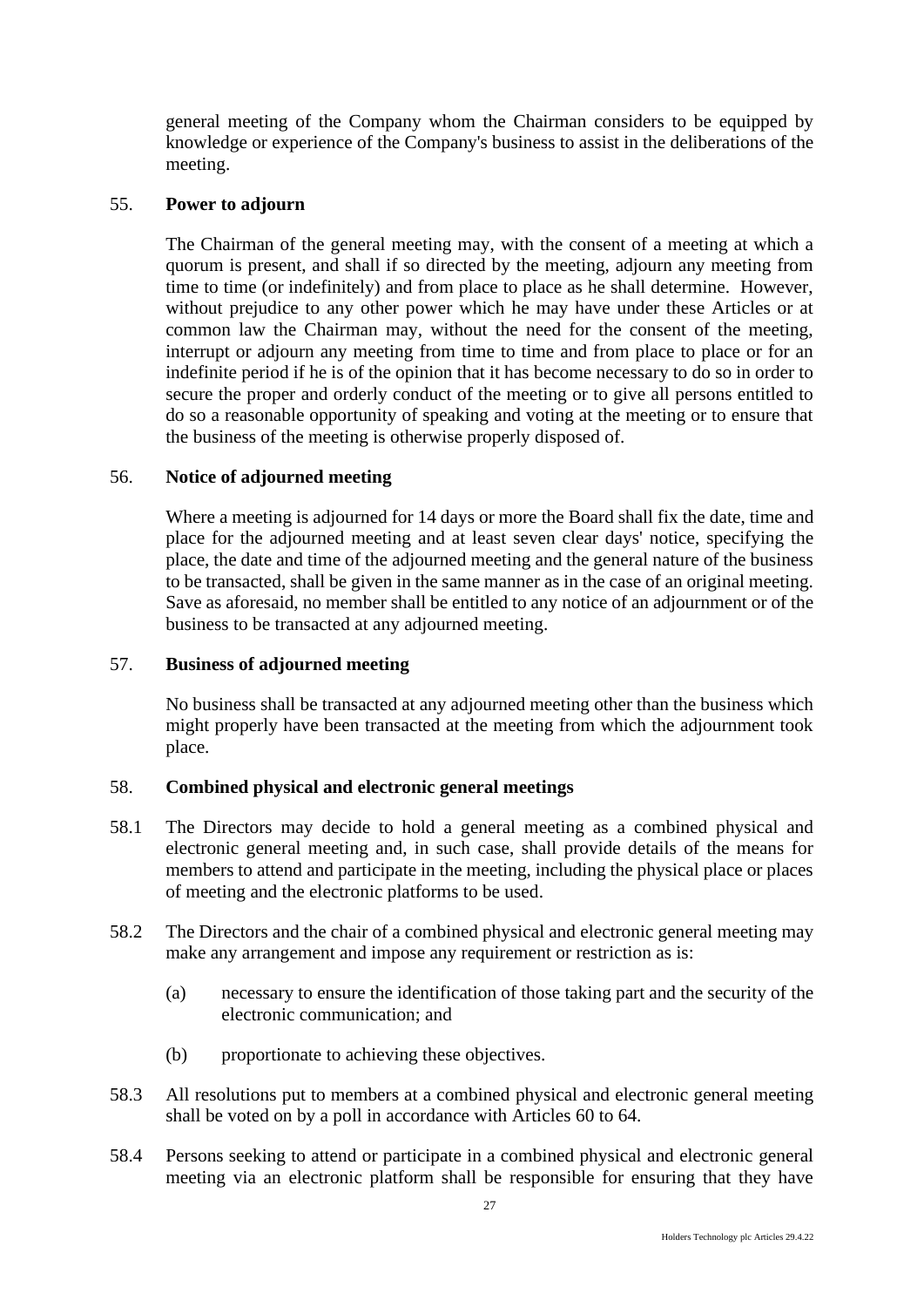general meeting of the Company whom the Chairman considers to be equipped by knowledge or experience of the Company's business to assist in the deliberations of the meeting.

## 55. **Power to adjourn**

The Chairman of the general meeting may, with the consent of a meeting at which a quorum is present, and shall if so directed by the meeting, adjourn any meeting from time to time (or indefinitely) and from place to place as he shall determine. However, without prejudice to any other power which he may have under these Articles or at common law the Chairman may, without the need for the consent of the meeting, interrupt or adjourn any meeting from time to time and from place to place or for an indefinite period if he is of the opinion that it has become necessary to do so in order to secure the proper and orderly conduct of the meeting or to give all persons entitled to do so a reasonable opportunity of speaking and voting at the meeting or to ensure that the business of the meeting is otherwise properly disposed of.

## 56. **Notice of adjourned meeting**

Where a meeting is adjourned for 14 days or more the Board shall fix the date, time and place for the adjourned meeting and at least seven clear days' notice, specifying the place, the date and time of the adjourned meeting and the general nature of the business to be transacted, shall be given in the same manner as in the case of an original meeting. Save as aforesaid, no member shall be entitled to any notice of an adjournment or of the business to be transacted at any adjourned meeting.

## 57. **Business of adjourned meeting**

No business shall be transacted at any adjourned meeting other than the business which might properly have been transacted at the meeting from which the adjournment took place.

## 58. **Combined physical and electronic general meetings**

58.1 The Directors may decide to hold a general meeting as a combined physical and electronic general meeting and, in such case, shall provide details of the means for members to attend and participate in the meeting, including the physical place or places of meeting and the electronic platforms to be used.

58.2 The Directors and the chair of a combined physical and electronic general meeting may make any arrangement and impose any requirement or restriction as is:

(a) necessary to ensure the identification of those taking part and the security of the electronic communication; and

(b) proportionate to achieving these objectives.

58.3 All resolutions put to members at a combined physical and electronic general meeting shall be voted on by a poll in accordance with Articles 60 to 64.

58.4 Persons seeking to attend or participate in a combined physical and electronic general meeting via an electronic platform shall be responsible for ensuring that they have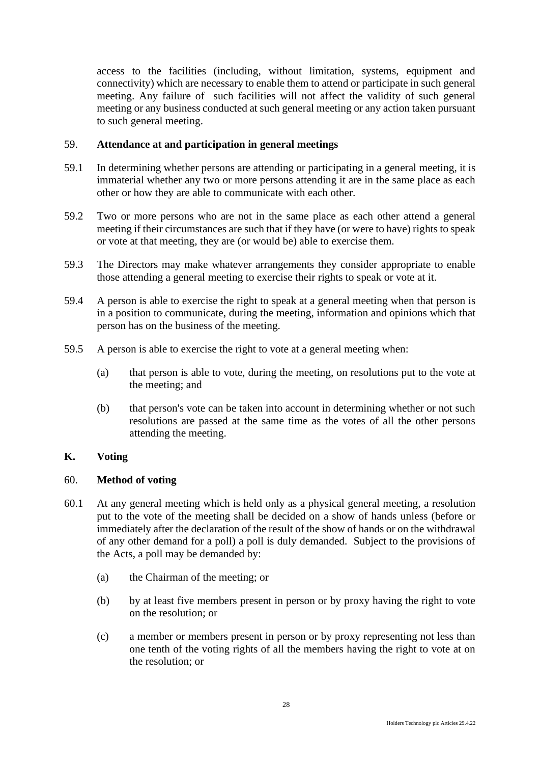access to the facilities (including, without limitation, systems, equipment and connectivity) which are necessary to enable them to attend or participate in such general meeting. Any failure of such facilities will not affect the validity of such general meeting or any business conducted at such general meeting or any action taken pursuant to such general meeting.

59. **Attendance at and participation in general meetings**

59.1 In determining whether persons are attending or participating in a general meeting, it is immaterial whether any two or more persons attending it are in the same place as each other or how they are able to communicate with each other.

59.2 Two or more persons who are not in the same place as each other attend a general meeting if their circumstances are such that if they have (or were to have) rights to speak or vote at that meeting, they are (or would be) able to exercise them.

59.3 The Directors may make whatever arrangements they consider appropriate to enable those attending a general meeting to exercise their rights to speak or vote at it.

59.4 A person is able to exercise the right to speak at a general meeting when that person is in a position to communicate, during the meeting, information and opinions which that person has on the business of the meeting.

59.5 A person is able to exercise the right to vote at a general meeting when:

(a) that person is able to vote, during the meeting, on resolutions put to the vote at the meeting; and

(b) that person's vote can be taken into account in determining whether or not such resolutions are passed at the same time as the votes of all the other persons attending the meeting.

**K. Voting**

60. **Method of voting**

60.1 At any general meeting which is held only as a physical general meeting, a resolution put to the vote of the meeting shall be decided on a show of hands unless (before or immediately after the declaration of the result of the show of hands or on the withdrawal of any other demand for a poll) a poll is duly demanded. Subject to the provisions of the Acts, a poll may be demanded by:

(a) the Chairman of the meeting; or

(b) by at least five members present in person or by proxy having the right to vote on the resolution; or

(c) a member or members present in person or by proxy representing not less than one tenth of the voting rights of all the members having the right to vote at on the resolution; or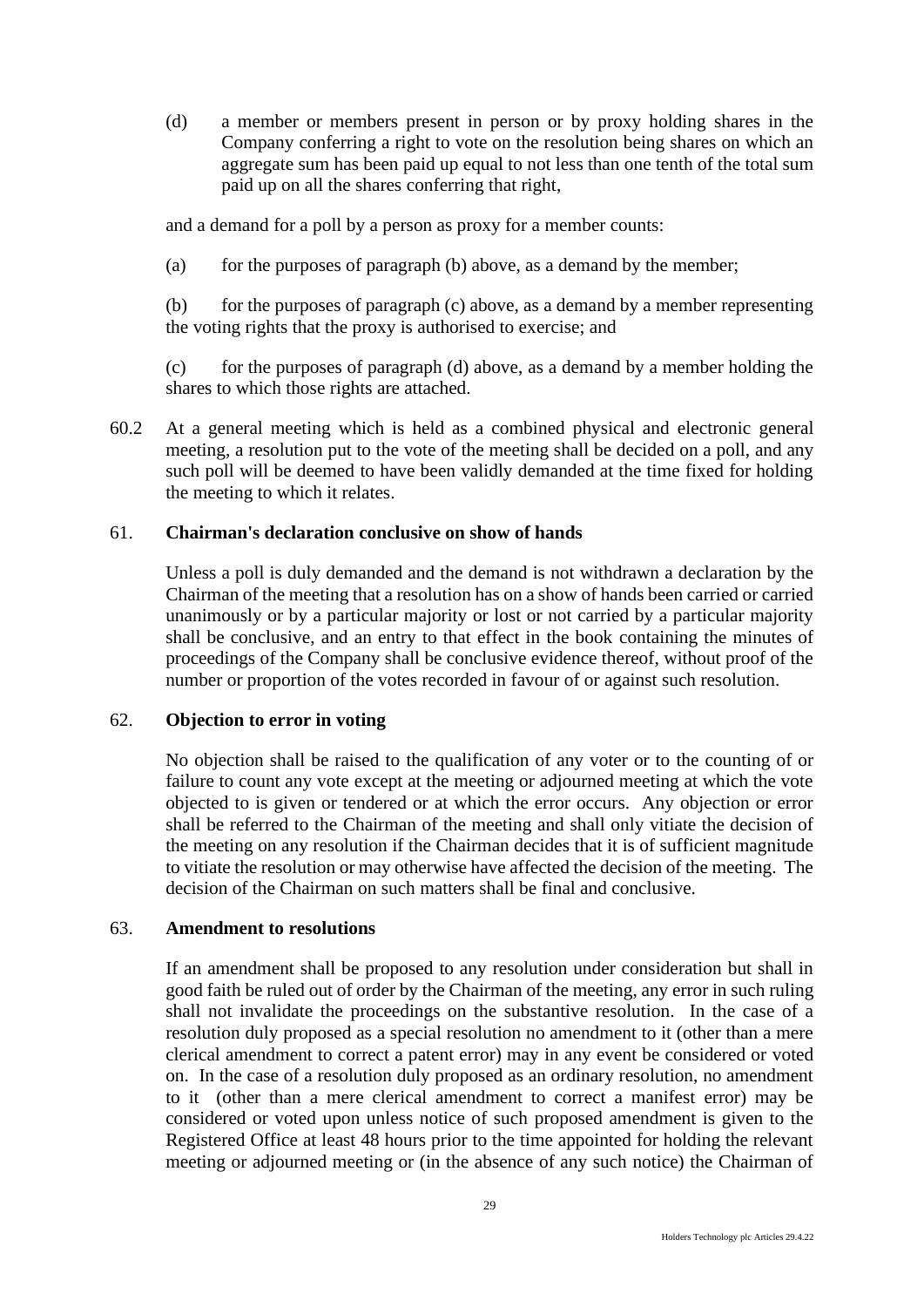(d) a member or members present in person or by proxy holding shares in the Company conferring a right to vote on the resolution being shares on which an aggregate sum has been paid up equal to not less than one tenth of the total sum paid up on all the shares conferring that right,

and a demand for a poll by a person as proxy for a member counts:

(a) for the purposes of paragraph (b) above, as a demand by the member;

(b) for the purposes of paragraph (c) above, as a demand by a member representing the voting rights that the proxy is authorised to exercise; and

(c) for the purposes of paragraph (d) above, as a demand by a member holding the shares to which those rights are attached.

60.2 At a general meeting which is held as a combined physical and electronic general meeting, a resolution put to the vote of the meeting shall be decided on a poll, and any such poll will be deemed to have been validly demanded at the time fixed for holding the meeting to which it relates.

## 61. Chairman's declaration conclusive on show of hands

Unless a poll is duly demanded and the demand is not withdrawn a declaration by the Chairman of the meeting that a resolution has on a show of hands been carried or carried unanimously or by a particular majority or lost or not carried by a particular majority shall be conclusive, and an entry to that effect in the book containing the minutes of proceedings of the Company shall be conclusive evidence thereof, without proof of the number or proportion of the votes recorded in favour of or against such resolution.

## 62. Objection to error in voting

No objection shall be raised to the qualification of any voter or to the counting of or failure to count any vote except at the meeting or adjourned meeting at which the vote objected to is given or tendered or at which the error occurs. Any objection or error shall be referred to the Chairman of the meeting and shall only vitiate the decision of the meeting on any resolution if the Chairman decides that it is of sufficient magnitude to vitiate the resolution or may otherwise have affected the decision of the meeting. The decision of the Chairman on such matters shall be final and conclusive.

## 63. Amendment to resolutions

If an amendment shall be proposed to any resolution under consideration but shall in good faith be ruled out of order by the Chairman of the meeting, any error in such ruling shall not invalidate the proceedings on the substantive resolution. In the case of a resolution duly proposed as a special resolution no amendment to it (other than a mere clerical amendment to correct a patent error) may in any event be considered or voted on. In the case of a resolution duly proposed as an ordinary resolution, no amendment to it (other than a mere clerical amendment to correct a manifest error) may be considered or voted upon unless notice of such proposed amendment is given to the Registered Office at least 48 hours prior to the time appointed for holding the relevant meeting or adjourned meeting or (in the absence of any such notice) the Chairman of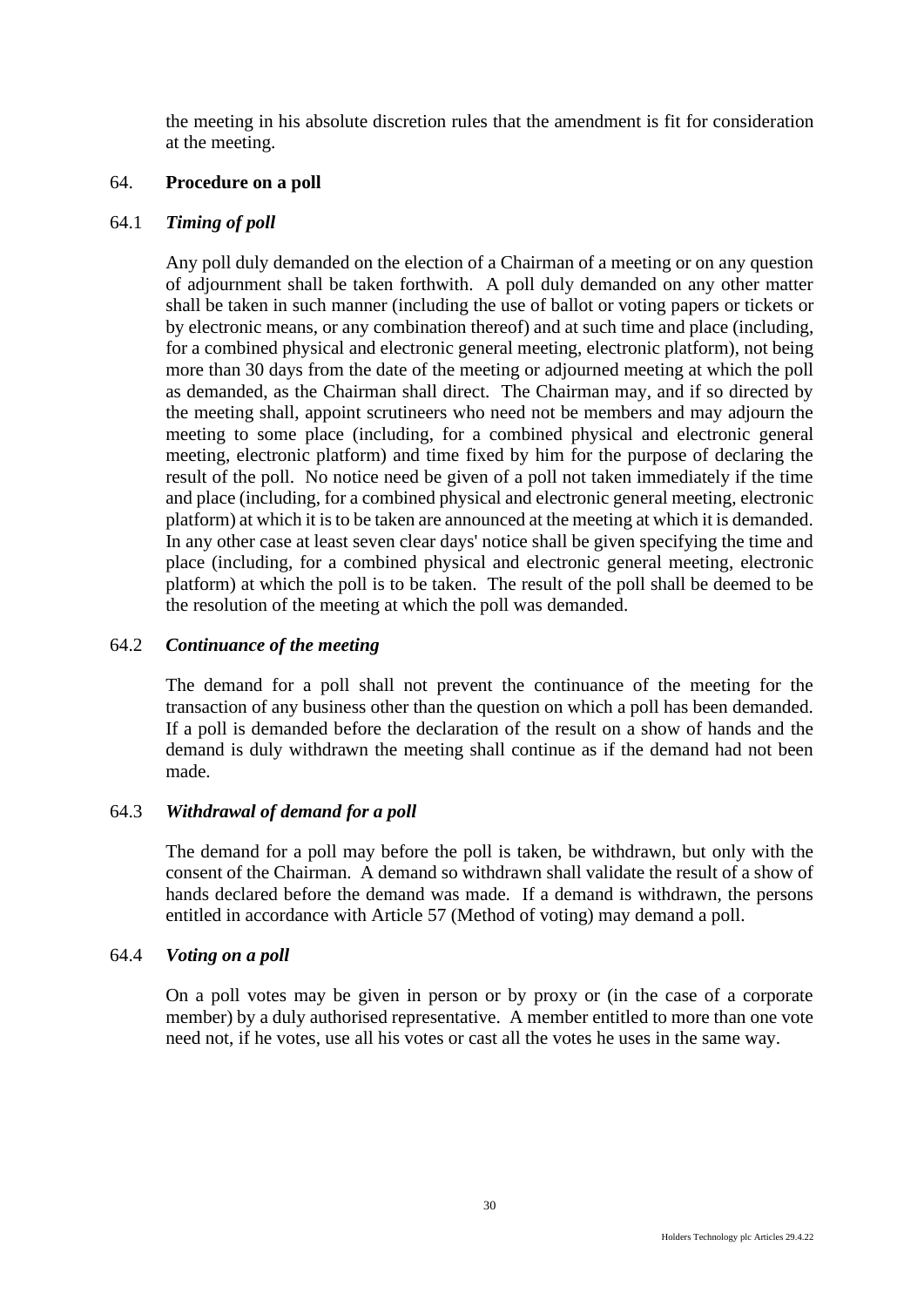the meeting in his absolute discretion rules that the amendment is fit for consideration at the meeting.

## 64. **Procedure on a poll**

### 64.1 *Timing of poll*

Any poll duly demanded on the election of a Chairman of a meeting or on any question of adjournment shall be taken forthwith. A poll duly demanded on any other matter shall be taken in such manner (including the use of ballot or voting papers or tickets or by electronic means, or any combination thereof) and at such time and place (including, for a combined physical and electronic general meeting, electronic platform), not being more than 30 days from the date of the meeting or adjourned meeting at which the poll as demanded, as the Chairman shall direct. The Chairman may, and if so directed by the meeting shall, appoint scrutineers who need not be members and may adjourn the meeting to some place (including, for a combined physical and electronic general meeting, electronic platform) and time fixed by him for the purpose of declaring the result of the poll. No notice need be given of a poll not taken immediately if the time and place (including, for a combined physical and electronic general meeting, electronic platform) at which it is to be taken are announced at the meeting at which it is demanded. In any other case at least seven clear days' notice shall be given specifying the time and place (including, for a combined physical and electronic general meeting, electronic platform) at which the poll is to be taken. The result of the poll shall be deemed to be the resolution of the meeting at which the poll was demanded.

### 64.2 *Continuance of the meeting*

The demand for a poll shall not prevent the continuance of the meeting for the transaction of any business other than the question on which a poll has been demanded. If a poll is demanded before the declaration of the result on a show of hands and the demand is duly withdrawn the meeting shall continue as if the demand had not been made.

### 64.3 *Withdrawal of demand for a poll*

The demand for a poll may before the poll is taken, be withdrawn, but only with the consent of the Chairman. A demand so withdrawn shall validate the result of a show of hands declared before the demand was made. If a demand is withdrawn, the persons entitled in accordance with Article 57 (Method of voting) may demand a poll.

### 64.4 *Voting on a poll*

On a poll votes may be given in person or by proxy or (in the case of a corporate member) by a duly authorised representative. A member entitled to more than one vote need not, if he votes, use all his votes or cast all the votes he uses in the same way.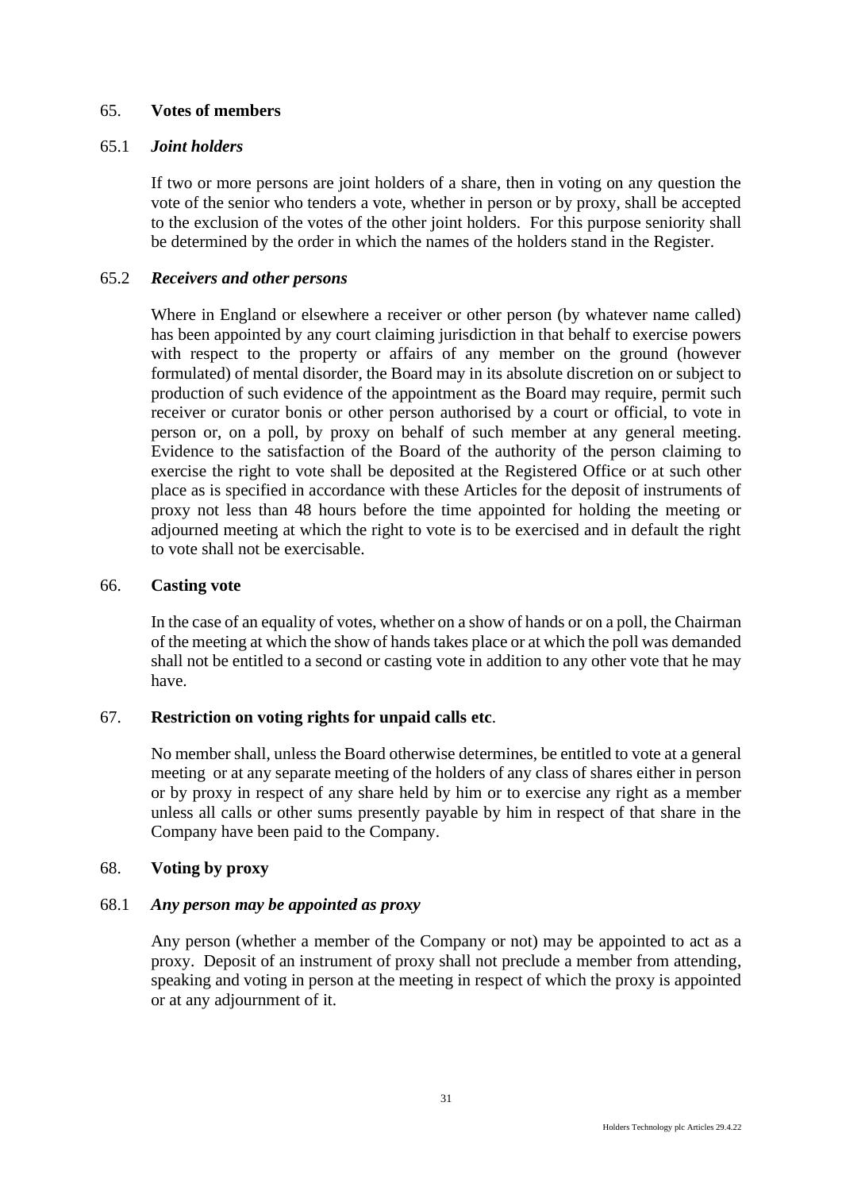## 65. **Votes of members**

### 65.1 *Joint holders*

If two or more persons are joint holders of a share, then in voting on any question the vote of the senior who tenders a vote, whether in person or by proxy, shall be accepted to the exclusion of the votes of the other joint holders. For this purpose seniority shall be determined by the order in which the names of the holders stand in the Register.

### 65.2 *Receivers and other persons*

Where in England or elsewhere a receiver or other person (by whatever name called) has been appointed by any court claiming jurisdiction in that behalf to exercise powers with respect to the property or affairs of any member on the ground (however formulated) of mental disorder, the Board may in its absolute discretion on or subject to production of such evidence of the appointment as the Board may require, permit such receiver or curator bonis or other person authorised by a court or official, to vote in person or, on a poll, by proxy on behalf of such member at any general meeting. Evidence to the satisfaction of the Board of the authority of the person claiming to exercise the right to vote shall be deposited at the Registered Office or at such other place as is specified in accordance with these Articles for the deposit of instruments of proxy not less than 48 hours before the time appointed for holding the meeting or adjourned meeting at which the right to vote is to be exercised and in default the right to vote shall not be exercisable.

## 66. **Casting vote**

In the case of an equality of votes, whether on a show of hands or on a poll, the Chairman of the meeting at which the show of hands takes place or at which the poll was demanded shall not be entitled to a second or casting vote in addition to any other vote that he may have.

## 67. **Restriction on voting rights for unpaid calls etc**.

No member shall, unless the Board otherwise determines, be entitled to vote at a general meeting or at any separate meeting of the holders of any class of shares either in person or by proxy in respect of any share held by him or to exercise any right as a member unless all calls or other sums presently payable by him in respect of that share in the Company have been paid to the Company.

## 68. **Voting by proxy**

### 68.1 *Any person may be appointed as proxy*

Any person (whether a member of the Company or not) may be appointed to act as a proxy. Deposit of an instrument of proxy shall not preclude a member from attending, speaking and voting in person at the meeting in respect of which the proxy is appointed or at any adjournment of it.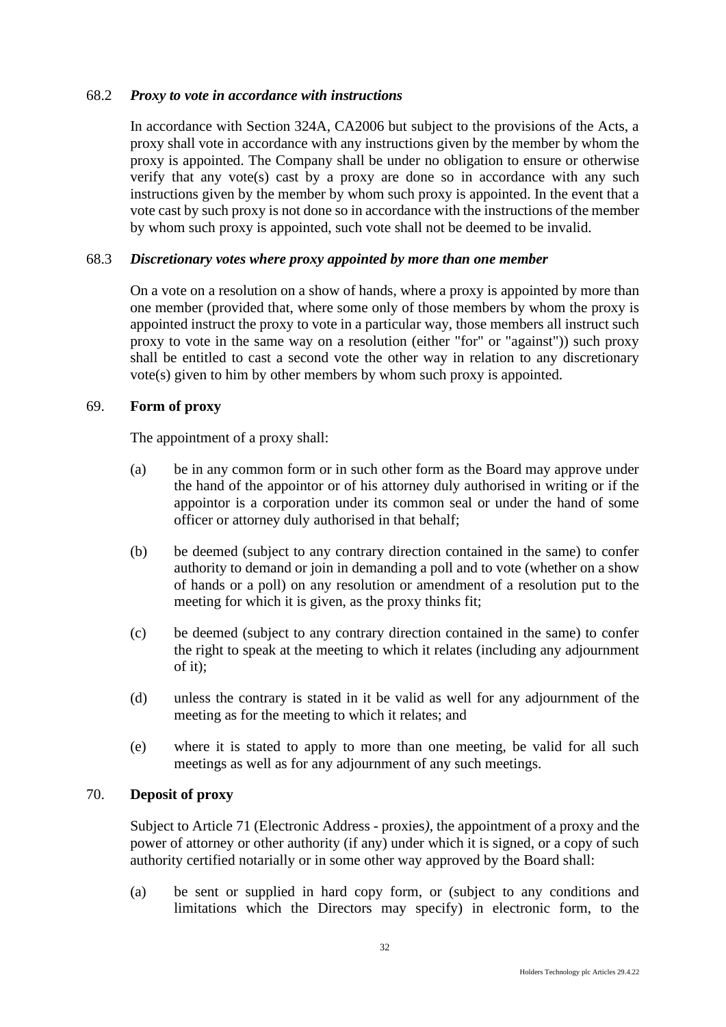68.2 ***Proxy to vote in accordance with instructions***

In accordance with Section 324A, CA2006 but subject to the provisions of the Acts, a proxy shall vote in accordance with any instructions given by the member by whom the proxy is appointed. The Company shall be under no obligation to ensure or otherwise verify that any vote(s) cast by a proxy are done so in accordance with any such instructions given by the member by whom such proxy is appointed. In the event that a vote cast by such proxy is not done so in accordance with the instructions of the member by whom such proxy is appointed, such vote shall not be deemed to be invalid.

68.3 ***Discretionary votes where proxy appointed by more than one member***

On a vote on a resolution on a show of hands, where a proxy is appointed by more than one member (provided that, where some only of those members by whom the proxy is appointed instruct the proxy to vote in a particular way, those members all instruct such proxy to vote in the same way on a resolution (either "for" or "against")) such proxy shall be entitled to cast a second vote the other way in relation to any discretionary vote(s) given to him by other members by whom such proxy is appointed.

69. **Form of proxy**

The appointment of a proxy shall:

(a) be in any common form or in such other form as the Board may approve under the hand of the appointor or of his attorney duly authorised in writing or if the appointor is a corporation under its common seal or under the hand of some officer or attorney duly authorised in that behalf;

(b) be deemed (subject to any contrary direction contained in the same) to confer authority to demand or join in demanding a poll and to vote (whether on a show of hands or a poll) on any resolution or amendment of a resolution put to the meeting for which it is given, as the proxy thinks fit;

(c) be deemed (subject to any contrary direction contained in the same) to confer the right to speak at the meeting to which it relates (including any adjournment of it);

(d) unless the contrary is stated in it be valid as well for any adjournment of the meeting as for the meeting to which it relates; and

(e) where it is stated to apply to more than one meeting, be valid for all such meetings as well as for any adjournment of any such meetings.

70. **Deposit of proxy**

Subject to Article 71 (Electronic Address - proxies*)*, the appointment of a proxy and the power of attorney or other authority (if any) under which it is signed, or a copy of such authority certified notarially or in some other way approved by the Board shall:

(a) be sent or supplied in hard copy form, or (subject to any conditions and limitations which the Directors may specify) in electronic form, to the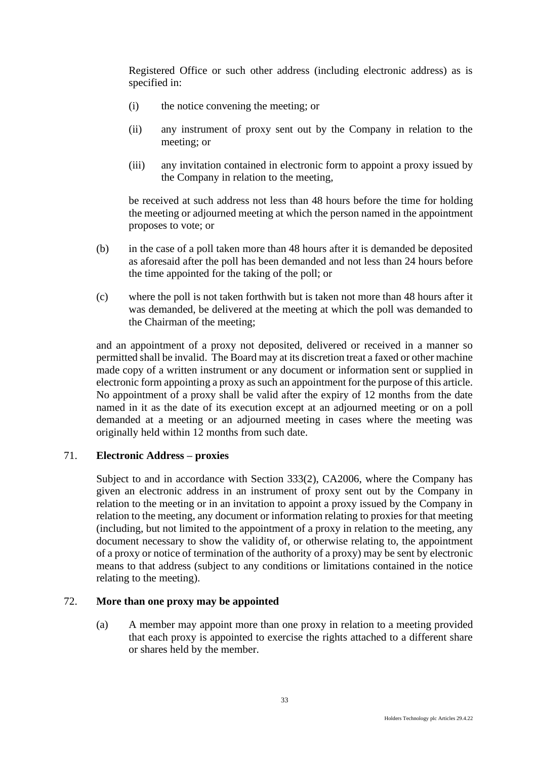Registered Office or such other address (including electronic address) as is specified in:

(i) the notice convening the meeting; or

(ii) any instrument of proxy sent out by the Company in relation to the meeting; or

(iii) any invitation contained in electronic form to appoint a proxy issued by the Company in relation to the meeting,

be received at such address not less than 48 hours before the time for holding the meeting or adjourned meeting at which the person named in the appointment proposes to vote; or

(b) in the case of a poll taken more than 48 hours after it is demanded be deposited as aforesaid after the poll has been demanded and not less than 24 hours before the time appointed for the taking of the poll; or

(c) where the poll is not taken forthwith but is taken not more than 48 hours after it was demanded, be delivered at the meeting at which the poll was demanded to the Chairman of the meeting;

and an appointment of a proxy not deposited, delivered or received in a manner so permitted shall be invalid. The Board may at its discretion treat a faxed or other machine made copy of a written instrument or any document or information sent or supplied in electronic form appointing a proxy as such an appointment for the purpose of this article. No appointment of a proxy shall be valid after the expiry of 12 months from the date named in it as the date of its execution except at an adjourned meeting or on a poll demanded at a meeting or an adjourned meeting in cases where the meeting was originally held within 12 months from such date.

71. **Electronic Address – proxies**

Subject to and in accordance with Section 333(2), CA2006, where the Company has given an electronic address in an instrument of proxy sent out by the Company in relation to the meeting or in an invitation to appoint a proxy issued by the Company in relation to the meeting, any document or information relating to proxies for that meeting (including, but not limited to the appointment of a proxy in relation to the meeting, any document necessary to show the validity of, or otherwise relating to, the appointment of a proxy or notice of termination of the authority of a proxy) may be sent by electronic means to that address (subject to any conditions or limitations contained in the notice relating to the meeting).

72. **More than one proxy may be appointed**

(a) A member may appoint more than one proxy in relation to a meeting provided that each proxy is appointed to exercise the rights attached to a different share or shares held by the member.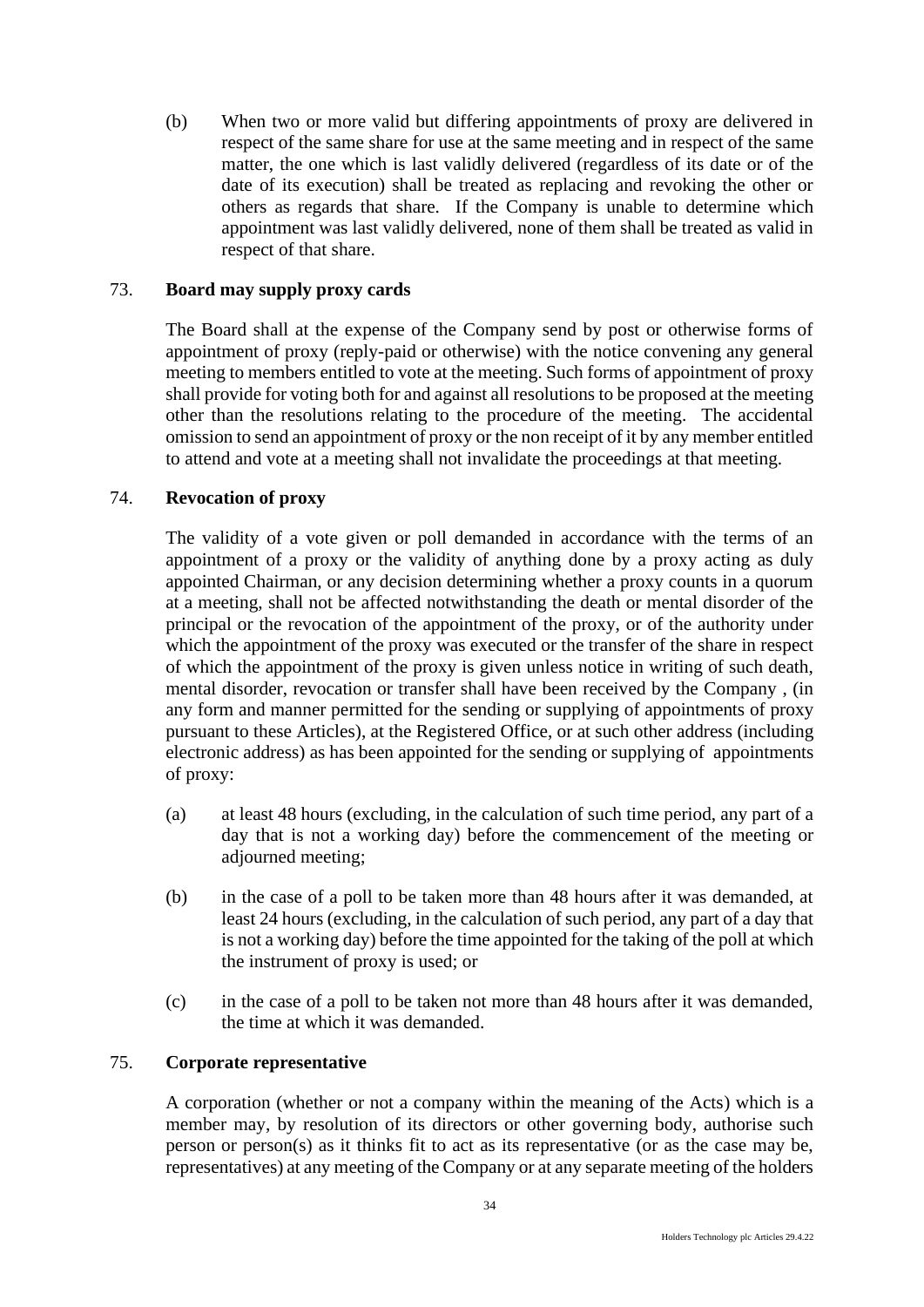(b) When two or more valid but differing appointments of proxy are delivered in respect of the same share for use at the same meeting and in respect of the same matter, the one which is last validly delivered (regardless of its date or of the date of its execution) shall be treated as replacing and revoking the other or others as regards that share. If the Company is unable to determine which appointment was last validly delivered, none of them shall be treated as valid in respect of that share.

## 73. Board may supply proxy cards

The Board shall at the expense of the Company send by post or otherwise forms of appointment of proxy (reply-paid or otherwise) with the notice convening any general meeting to members entitled to vote at the meeting. Such forms of appointment of proxy shall provide for voting both for and against all resolutions to be proposed at the meeting other than the resolutions relating to the procedure of the meeting. The accidental omission to send an appointment of proxy or the non receipt of it by any member entitled to attend and vote at a meeting shall not invalidate the proceedings at that meeting.

## 74. Revocation of proxy

The validity of a vote given or poll demanded in accordance with the terms of an appointment of a proxy or the validity of anything done by a proxy acting as duly appointed Chairman, or any decision determining whether a proxy counts in a quorum at a meeting, shall not be affected notwithstanding the death or mental disorder of the principal or the revocation of the appointment of the proxy, or of the authority under which the appointment of the proxy was executed or the transfer of the share in respect of which the appointment of the proxy is given unless notice in writing of such death, mental disorder, revocation or transfer shall have been received by the Company , (in any form and manner permitted for the sending or supplying of appointments of proxy pursuant to these Articles), at the Registered Office, or at such other address (including electronic address) as has been appointed for the sending or supplying of appointments of proxy:

(a) at least 48 hours (excluding, in the calculation of such time period, any part of a day that is not a working day) before the commencement of the meeting or adjourned meeting;

(b) in the case of a poll to be taken more than 48 hours after it was demanded, at least 24 hours (excluding, in the calculation of such period, any part of a day that is not a working day) before the time appointed for the taking of the poll at which the instrument of proxy is used; or

(c) in the case of a poll to be taken not more than 48 hours after it was demanded, the time at which it was demanded.

## 75. Corporate representative

A corporation (whether or not a company within the meaning of the Acts) which is a member may, by resolution of its directors or other governing body, authorise such person or person(s) as it thinks fit to act as its representative (or as the case may be, representatives) at any meeting of the Company or at any separate meeting of the holders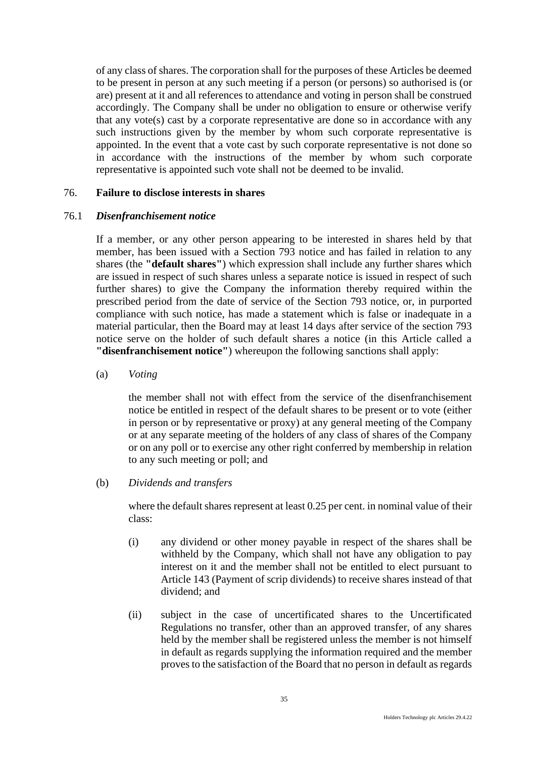of any class of shares. The corporation shall for the purposes of these Articles be deemed to be present in person at any such meeting if a person (or persons) so authorised is (or are) present at it and all references to attendance and voting in person shall be construed accordingly. The Company shall be under no obligation to ensure or otherwise verify that any vote(s) cast by a corporate representative are done so in accordance with any such instructions given by the member by whom such corporate representative is appointed. In the event that a vote cast by such corporate representative is not done so in accordance with the instructions of the member by whom such corporate representative is appointed such vote shall not be deemed to be invalid.

## 76. Failure to disclose interests in shares

### 76.1 *Disenfranchisement notice*

If a member, or any other person appearing to be interested in shares held by that member, has been issued with a Section 793 notice and has failed in relation to any shares (the **"default shares"**) which expression shall include any further shares which are issued in respect of such shares unless a separate notice is issued in respect of such further shares) to give the Company the information thereby required within the prescribed period from the date of service of the Section 793 notice, or, in purported compliance with such notice, has made a statement which is false or inadequate in a material particular, then the Board may at least 14 days after service of the section 793 notice serve on the holder of such default shares a notice (in this Article called a **"disenfranchisement notice"**) whereupon the following sanctions shall apply:

(a) *Voting*

the member shall not with effect from the service of the disenfranchisement notice be entitled in respect of the default shares to be present or to vote (either in person or by representative or proxy) at any general meeting of the Company or at any separate meeting of the holders of any class of shares of the Company or on any poll or to exercise any other right conferred by membership in relation to any such meeting or poll; and

(b) *Dividends and transfers*

where the default shares represent at least 0.25 per cent. in nominal value of their class:

(i) any dividend or other money payable in respect of the shares shall be withheld by the Company, which shall not have any obligation to pay interest on it and the member shall not be entitled to elect pursuant to Article 143 (Payment of scrip dividends) to receive shares instead of that dividend; and

(ii) subject in the case of uncertificated shares to the Uncertificated Regulations no transfer, other than an approved transfer, of any shares held by the member shall be registered unless the member is not himself in default as regards supplying the information required and the member proves to the satisfaction of the Board that no person in default as regards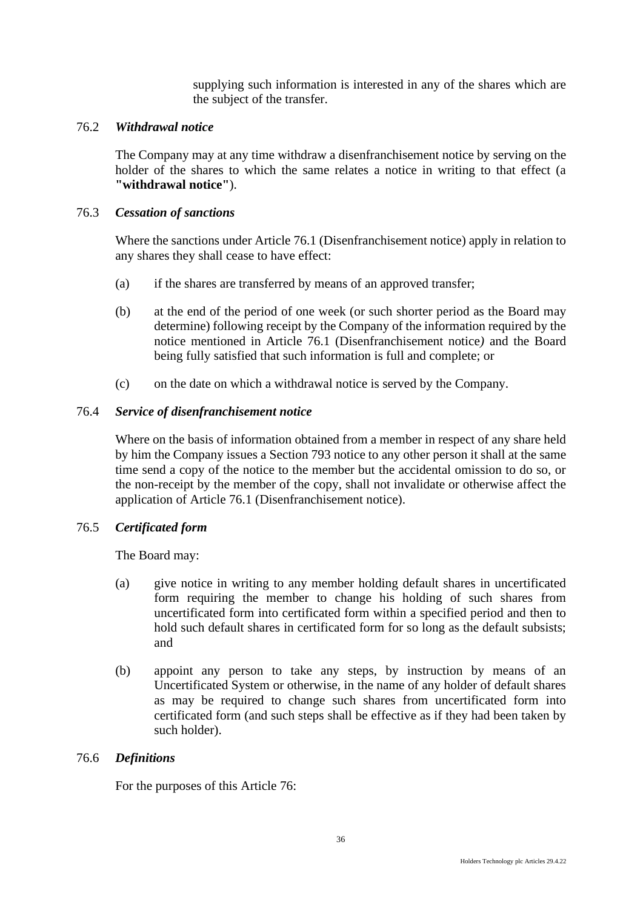supplying such information is interested in any of the shares which are the subject of the transfer.

### 76.2 *Withdrawal notice*

The Company may at any time withdraw a disenfranchisement notice by serving on the holder of the shares to which the same relates a notice in writing to that effect (a **"withdrawal notice"**).

### 76.3 *Cessation of sanctions*

Where the sanctions under Article 76.1 (Disenfranchisement notice) apply in relation to any shares they shall cease to have effect:

(a) if the shares are transferred by means of an approved transfer;

(b) at the end of the period of one week (or such shorter period as the Board may determine) following receipt by the Company of the information required by the notice mentioned in Article 76.1 (Disenfranchisement notice*)* and the Board being fully satisfied that such information is full and complete; or

(c) on the date on which a withdrawal notice is served by the Company.

### 76.4 *Service of disenfranchisement notice*

Where on the basis of information obtained from a member in respect of any share held by him the Company issues a Section 793 notice to any other person it shall at the same time send a copy of the notice to the member but the accidental omission to do so, or the non-receipt by the member of the copy, shall not invalidate or otherwise affect the application of Article 76.1 (Disenfranchisement notice).

### 76.5 *Certificated form*

The Board may:

(a) give notice in writing to any member holding default shares in uncertificated form requiring the member to change his holding of such shares from uncertificated form into certificated form within a specified period and then to hold such default shares in certificated form for so long as the default subsists; and

(b) appoint any person to take any steps, by instruction by means of an Uncertificated System or otherwise, in the name of any holder of default shares as may be required to change such shares from uncertificated form into certificated form (and such steps shall be effective as if they had been taken by such holder).

### 76.6 *Definitions*

For the purposes of this Article 76: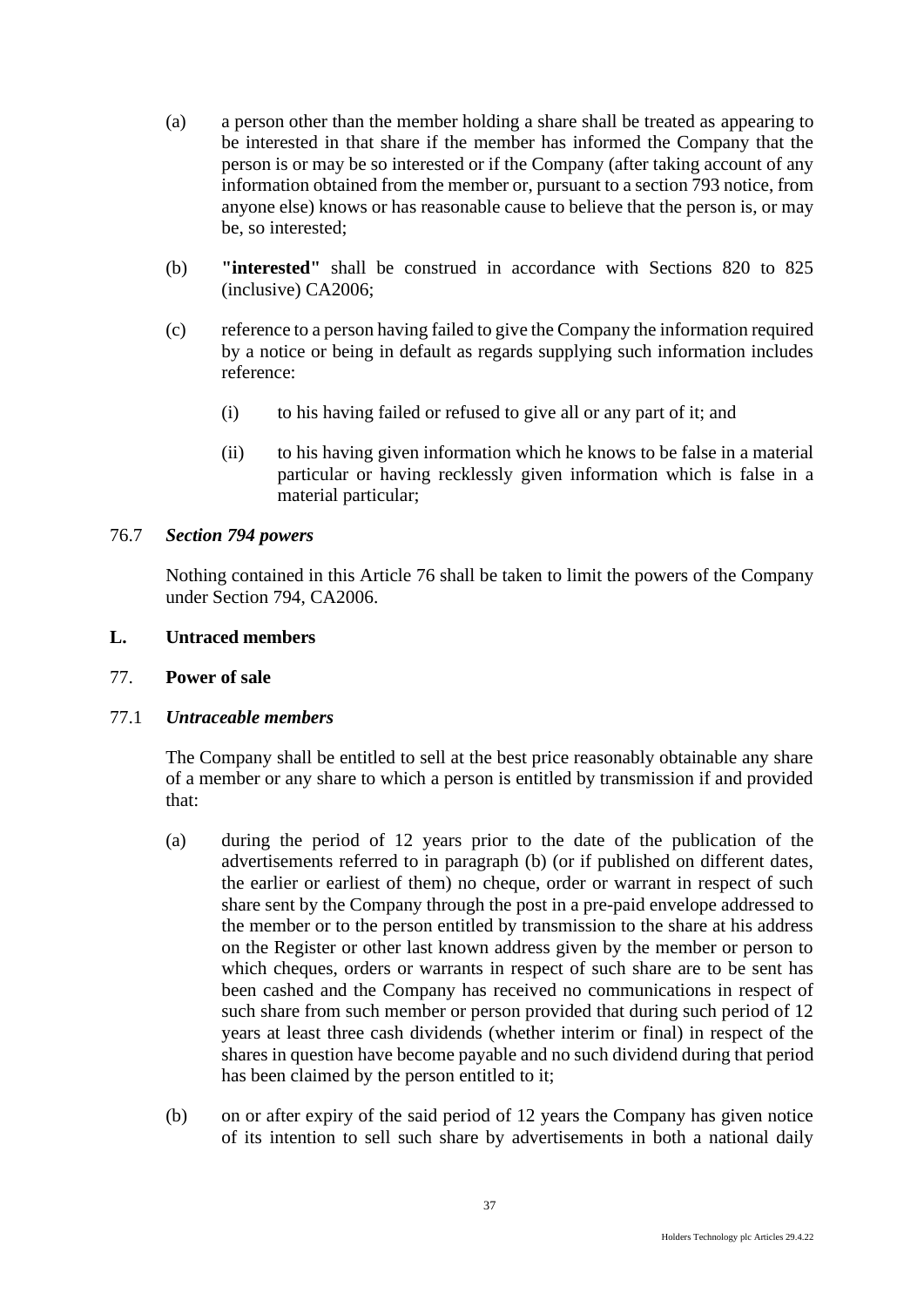(a) a person other than the member holding a share shall be treated as appearing to be interested in that share if the member has informed the Company that the person is or may be so interested or if the Company (after taking account of any information obtained from the member or, pursuant to a section 793 notice, from anyone else) knows or has reasonable cause to believe that the person is, or may be, so interested;

(b) **"interested"** shall be construed in accordance with Sections 820 to 825 (inclusive) CA2006;

(c) reference to a person having failed to give the Company the information required by a notice or being in default as regards supplying such information includes reference:

  (i) to his having failed or refused to give all or any part of it; and

  (ii) to his having given information which he knows to be false in a material particular or having recklessly given information which is false in a material particular;

76.7 ***Section 794 powers***

Nothing contained in this Article 76 shall be taken to limit the powers of the Company under Section 794, CA2006.

**L. Untraced members**

77. **Power of sale**

77.1 ***Untraceable members***

The Company shall be entitled to sell at the best price reasonably obtainable any share of a member or any share to which a person is entitled by transmission if and provided that:

(a) during the period of 12 years prior to the date of the publication of the advertisements referred to in paragraph (b) (or if published on different dates, the earlier or earliest of them) no cheque, order or warrant in respect of such share sent by the Company through the post in a pre-paid envelope addressed to the member or to the person entitled by transmission to the share at his address on the Register or other last known address given by the member or person to which cheques, orders or warrants in respect of such share are to be sent has been cashed and the Company has received no communications in respect of such share from such member or person provided that during such period of 12 years at least three cash dividends (whether interim or final) in respect of the shares in question have become payable and no such dividend during that period has been claimed by the person entitled to it;

(b) on or after expiry of the said period of 12 years the Company has given notice of its intention to sell such share by advertisements in both a national daily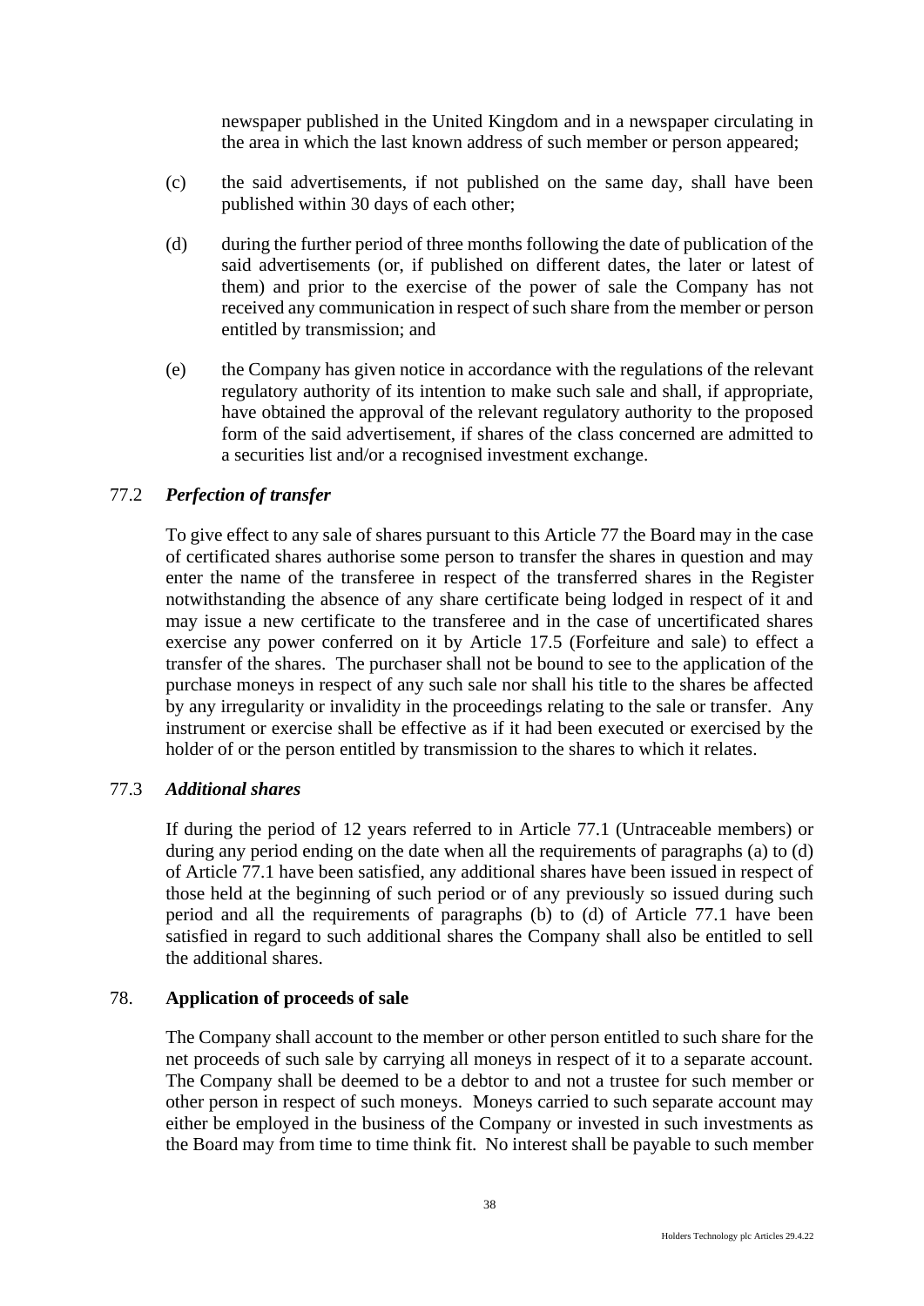newspaper published in the United Kingdom and in a newspaper circulating in the area in which the last known address of such member or person appeared;

(c) the said advertisements, if not published on the same day, shall have been published within 30 days of each other;

(d) during the further period of three months following the date of publication of the said advertisements (or, if published on different dates, the later or latest of them) and prior to the exercise of the power of sale the Company has not received any communication in respect of such share from the member or person entitled by transmission; and

(e) the Company has given notice in accordance with the regulations of the relevant regulatory authority of its intention to make such sale and shall, if appropriate, have obtained the approval of the relevant regulatory authority to the proposed form of the said advertisement, if shares of the class concerned are admitted to a securities list and/or a recognised investment exchange.

77.2 ***Perfection of transfer***

To give effect to any sale of shares pursuant to this Article 77 the Board may in the case of certificated shares authorise some person to transfer the shares in question and may enter the name of the transferee in respect of the transferred shares in the Register notwithstanding the absence of any share certificate being lodged in respect of it and may issue a new certificate to the transferee and in the case of uncertificated shares exercise any power conferred on it by Article 17.5 (Forfeiture and sale) to effect a transfer of the shares. The purchaser shall not be bound to see to the application of the purchase moneys in respect of any such sale nor shall his title to the shares be affected by any irregularity or invalidity in the proceedings relating to the sale or transfer. Any instrument or exercise shall be effective as if it had been executed or exercised by the holder of or the person entitled by transmission to the shares to which it relates.

77.3 ***Additional shares***

If during the period of 12 years referred to in Article 77.1 (Untraceable members) or during any period ending on the date when all the requirements of paragraphs (a) to (d) of Article 77.1 have been satisfied, any additional shares have been issued in respect of those held at the beginning of such period or of any previously so issued during such period and all the requirements of paragraphs (b) to (d) of Article 77.1 have been satisfied in regard to such additional shares the Company shall also be entitled to sell the additional shares.

78. **Application of proceeds of sale**

The Company shall account to the member or other person entitled to such share for the net proceeds of such sale by carrying all moneys in respect of it to a separate account. The Company shall be deemed to be a debtor to and not a trustee for such member or other person in respect of such moneys. Moneys carried to such separate account may either be employed in the business of the Company or invested in such investments as the Board may from time to time think fit. No interest shall be payable to such member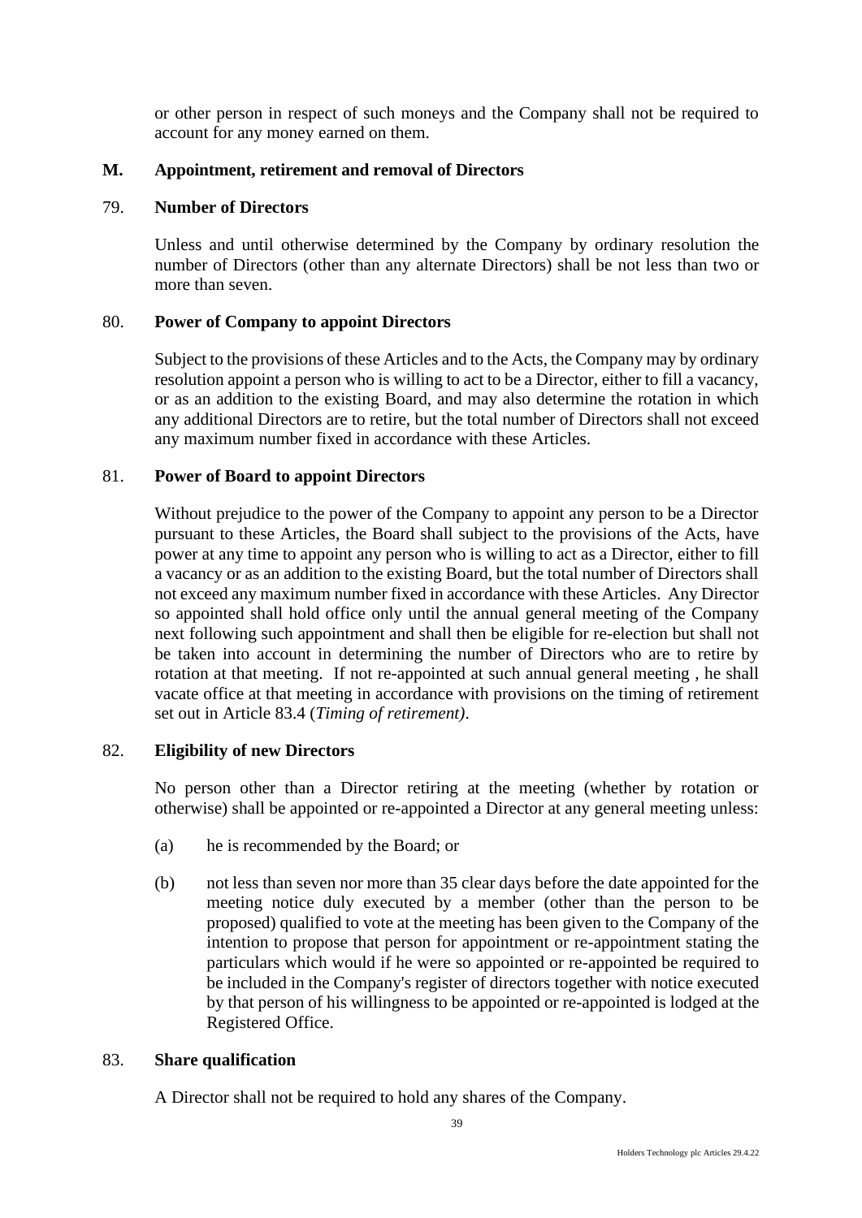or other person in respect of such moneys and the Company shall not be required to account for any money earned on them.

## M. Appointment, retirement and removal of Directors

### 79. Number of Directors

Unless and until otherwise determined by the Company by ordinary resolution the number of Directors (other than any alternate Directors) shall be not less than two or more than seven.

### 80. Power of Company to appoint Directors

Subject to the provisions of these Articles and to the Acts, the Company may by ordinary resolution appoint a person who is willing to act to be a Director, either to fill a vacancy, or as an addition to the existing Board, and may also determine the rotation in which any additional Directors are to retire, but the total number of Directors shall not exceed any maximum number fixed in accordance with these Articles.

### 81. Power of Board to appoint Directors

Without prejudice to the power of the Company to appoint any person to be a Director pursuant to these Articles, the Board shall subject to the provisions of the Acts, have power at any time to appoint any person who is willing to act as a Director, either to fill a vacancy or as an addition to the existing Board, but the total number of Directors shall not exceed any maximum number fixed in accordance with these Articles. Any Director so appointed shall hold office only until the annual general meeting of the Company next following such appointment and shall then be eligible for re-election but shall not be taken into account in determining the number of Directors who are to retire by rotation at that meeting. If not re-appointed at such annual general meeting , he shall vacate office at that meeting in accordance with provisions on the timing of retirement set out in Article 83.4 (*Timing of retirement)*.

### 82. Eligibility of new Directors

No person other than a Director retiring at the meeting (whether by rotation or otherwise) shall be appointed or re-appointed a Director at any general meeting unless:

(a) he is recommended by the Board; or

(b) not less than seven nor more than 35 clear days before the date appointed for the meeting notice duly executed by a member (other than the person to be proposed) qualified to vote at the meeting has been given to the Company of the intention to propose that person for appointment or re-appointment stating the particulars which would if he were so appointed or re-appointed be required to be included in the Company's register of directors together with notice executed by that person of his willingness to be appointed or re-appointed is lodged at the Registered Office.

### 83. Share qualification

A Director shall not be required to hold any shares of the Company.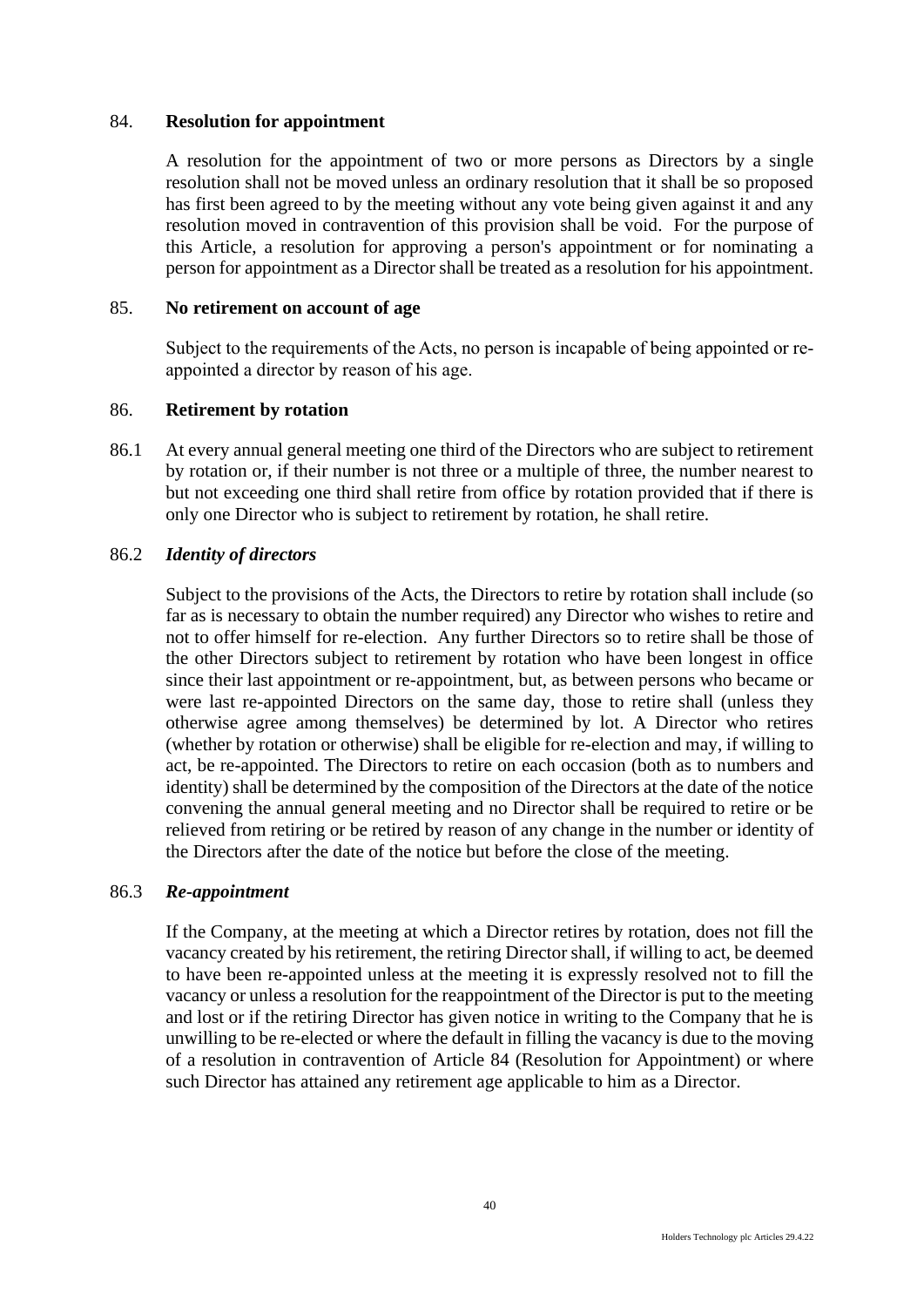## 84. **Resolution for appointment**

A resolution for the appointment of two or more persons as Directors by a single resolution shall not be moved unless an ordinary resolution that it shall be so proposed has first been agreed to by the meeting without any vote being given against it and any resolution moved in contravention of this provision shall be void. For the purpose of this Article, a resolution for approving a person's appointment or for nominating a person for appointment as a Director shall be treated as a resolution for his appointment.

## 85. **No retirement on account of age**

Subject to the requirements of the Acts, no person is incapable of being appointed or re-appointed a director by reason of his age.

## 86. **Retirement by rotation**

86.1 At every annual general meeting one third of the Directors who are subject to retirement by rotation or, if their number is not three or a multiple of three, the number nearest to but not exceeding one third shall retire from office by rotation provided that if there is only one Director who is subject to retirement by rotation, he shall retire.

### 86.2 *Identity of directors*

Subject to the provisions of the Acts, the Directors to retire by rotation shall include (so far as is necessary to obtain the number required) any Director who wishes to retire and not to offer himself for re-election. Any further Directors so to retire shall be those of the other Directors subject to retirement by rotation who have been longest in office since their last appointment or re-appointment, but, as between persons who became or were last re-appointed Directors on the same day, those to retire shall (unless they otherwise agree among themselves) be determined by lot. A Director who retires (whether by rotation or otherwise) shall be eligible for re-election and may, if willing to act, be re-appointed. The Directors to retire on each occasion (both as to numbers and identity) shall be determined by the composition of the Directors at the date of the notice convening the annual general meeting and no Director shall be required to retire or be relieved from retiring or be retired by reason of any change in the number or identity of the Directors after the date of the notice but before the close of the meeting.

### 86.3 *Re-appointment*

If the Company, at the meeting at which a Director retires by rotation, does not fill the vacancy created by his retirement, the retiring Director shall, if willing to act, be deemed to have been re-appointed unless at the meeting it is expressly resolved not to fill the vacancy or unless a resolution for the reappointment of the Director is put to the meeting and lost or if the retiring Director has given notice in writing to the Company that he is unwilling to be re-elected or where the default in filling the vacancy is due to the moving of a resolution in contravention of Article 84 (Resolution for Appointment) or where such Director has attained any retirement age applicable to him as a Director.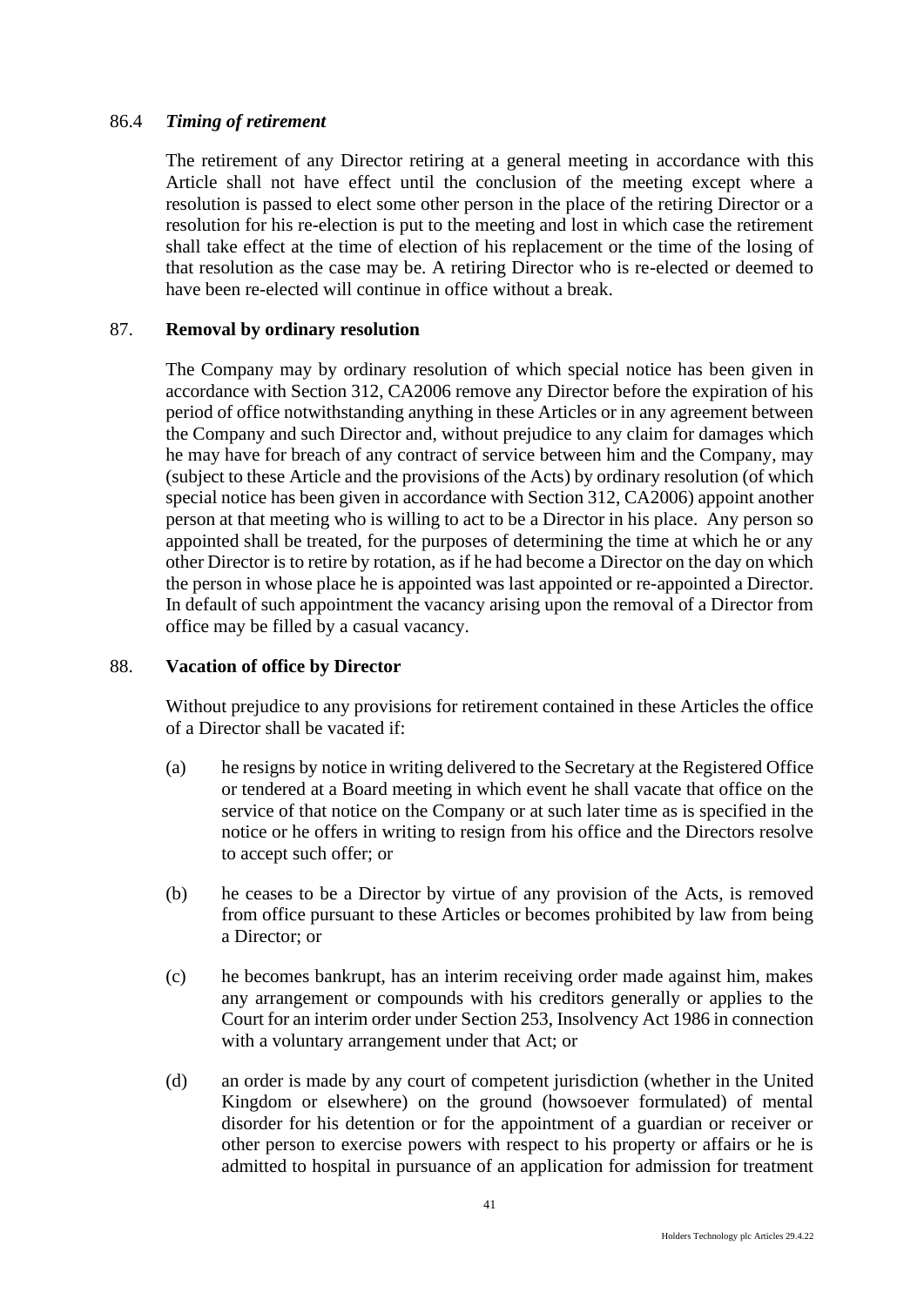86.4 *Timing of retirement*

The retirement of any Director retiring at a general meeting in accordance with this Article shall not have effect until the conclusion of the meeting except where a resolution is passed to elect some other person in the place of the retiring Director or a resolution for his re-election is put to the meeting and lost in which case the retirement shall take effect at the time of election of his replacement or the time of the losing of that resolution as the case may be. A retiring Director who is re-elected or deemed to have been re-elected will continue in office without a break.

## 87. Removal by ordinary resolution

The Company may by ordinary resolution of which special notice has been given in accordance with Section 312, CA2006 remove any Director before the expiration of his period of office notwithstanding anything in these Articles or in any agreement between the Company and such Director and, without prejudice to any claim for damages which he may have for breach of any contract of service between him and the Company, may (subject to these Article and the provisions of the Acts) by ordinary resolution (of which special notice has been given in accordance with Section 312, CA2006) appoint another person at that meeting who is willing to act to be a Director in his place. Any person so appointed shall be treated, for the purposes of determining the time at which he or any other Director is to retire by rotation, as if he had become a Director on the day on which the person in whose place he is appointed was last appointed or re-appointed a Director. In default of such appointment the vacancy arising upon the removal of a Director from office may be filled by a casual vacancy.

## 88. Vacation of office by Director

Without prejudice to any provisions for retirement contained in these Articles the office of a Director shall be vacated if:

(a) he resigns by notice in writing delivered to the Secretary at the Registered Office or tendered at a Board meeting in which event he shall vacate that office on the service of that notice on the Company or at such later time as is specified in the notice or he offers in writing to resign from his office and the Directors resolve to accept such offer; or

(b) he ceases to be a Director by virtue of any provision of the Acts, is removed from office pursuant to these Articles or becomes prohibited by law from being a Director; or

(c) he becomes bankrupt, has an interim receiving order made against him, makes any arrangement or compounds with his creditors generally or applies to the Court for an interim order under Section 253, Insolvency Act 1986 in connection with a voluntary arrangement under that Act; or

(d) an order is made by any court of competent jurisdiction (whether in the United Kingdom or elsewhere) on the ground (howsoever formulated) of mental disorder for his detention or for the appointment of a guardian or receiver or other person to exercise powers with respect to his property or affairs or he is admitted to hospital in pursuance of an application for admission for treatment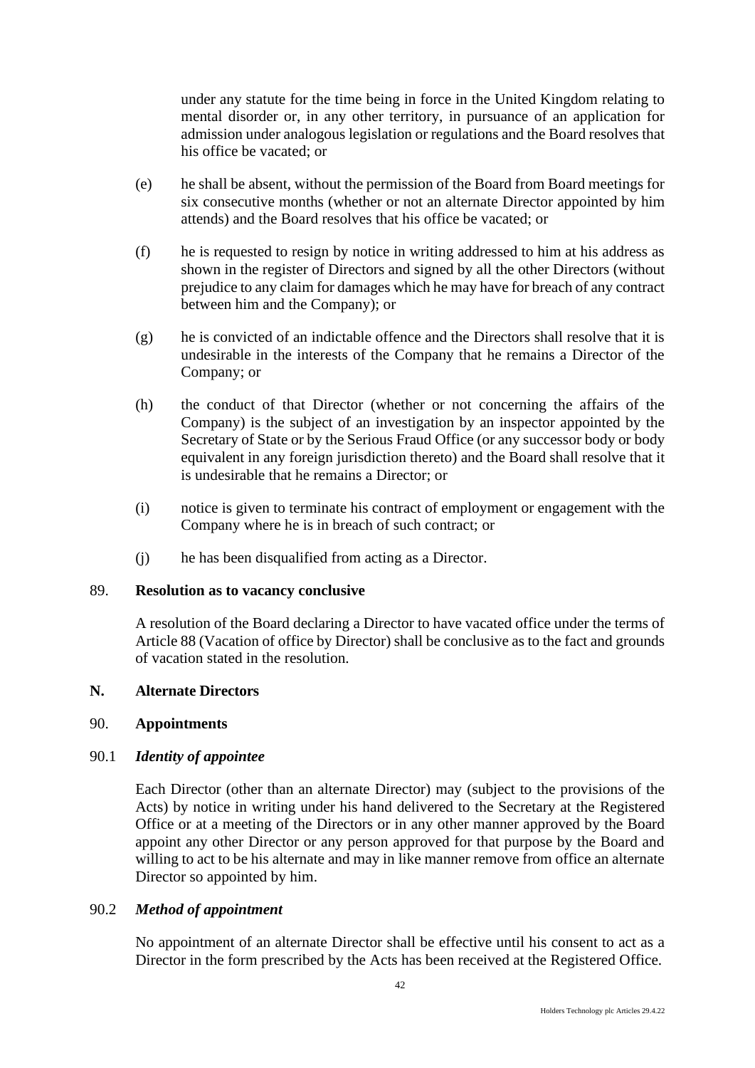under any statute for the time being in force in the United Kingdom relating to mental disorder or, in any other territory, in pursuance of an application for admission under analogous legislation or regulations and the Board resolves that his office be vacated; or

(e) he shall be absent, without the permission of the Board from Board meetings for six consecutive months (whether or not an alternate Director appointed by him attends) and the Board resolves that his office be vacated; or

(f) he is requested to resign by notice in writing addressed to him at his address as shown in the register of Directors and signed by all the other Directors (without prejudice to any claim for damages which he may have for breach of any contract between him and the Company); or

(g) he is convicted of an indictable offence and the Directors shall resolve that it is undesirable in the interests of the Company that he remains a Director of the Company; or

(h) the conduct of that Director (whether or not concerning the affairs of the Company) is the subject of an investigation by an inspector appointed by the Secretary of State or by the Serious Fraud Office (or any successor body or body equivalent in any foreign jurisdiction thereto) and the Board shall resolve that it is undesirable that he remains a Director; or

(i) notice is given to terminate his contract of employment or engagement with the Company where he is in breach of such contract; or

(j) he has been disqualified from acting as a Director.

### 89. **Resolution as to vacancy conclusive**

A resolution of the Board declaring a Director to have vacated office under the terms of Article 88 (Vacation of office by Director) shall be conclusive as to the fact and grounds of vacation stated in the resolution.

## N. **Alternate Directors**

### 90. **Appointments**

#### 90.1 ***Identity of appointee***

Each Director (other than an alternate Director) may (subject to the provisions of the Acts) by notice in writing under his hand delivered to the Secretary at the Registered Office or at a meeting of the Directors or in any other manner approved by the Board appoint any other Director or any person approved for that purpose by the Board and willing to act to be his alternate and may in like manner remove from office an alternate Director so appointed by him.

#### 90.2 ***Method of appointment***

No appointment of an alternate Director shall be effective until his consent to act as a Director in the form prescribed by the Acts has been received at the Registered Office.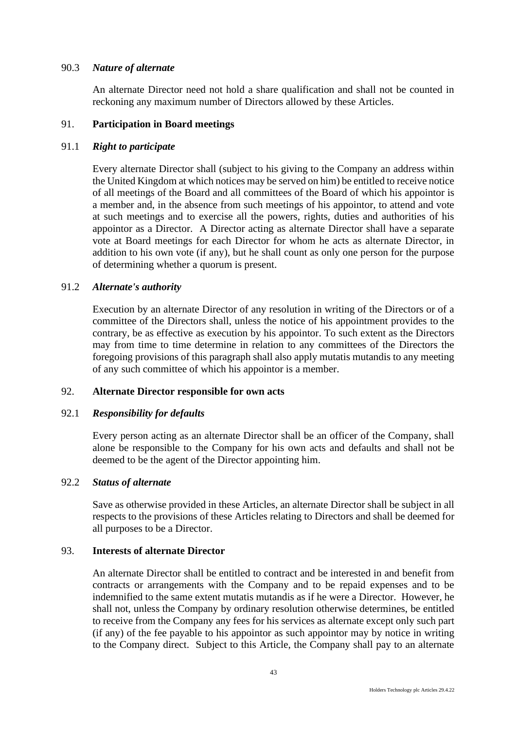### 90.3 *Nature of alternate*

An alternate Director need not hold a share qualification and shall not be counted in reckoning any maximum number of Directors allowed by these Articles.

## 91. **Participation in Board meetings**

### 91.1 *Right to participate*

Every alternate Director shall (subject to his giving to the Company an address within the United Kingdom at which notices may be served on him) be entitled to receive notice of all meetings of the Board and all committees of the Board of which his appointor is a member and, in the absence from such meetings of his appointor, to attend and vote at such meetings and to exercise all the powers, rights, duties and authorities of his appointor as a Director. A Director acting as alternate Director shall have a separate vote at Board meetings for each Director for whom he acts as alternate Director, in addition to his own vote (if any), but he shall count as only one person for the purpose of determining whether a quorum is present.

### 91.2 *Alternate's authority*

Execution by an alternate Director of any resolution in writing of the Directors or of a committee of the Directors shall, unless the notice of his appointment provides to the contrary, be as effective as execution by his appointor. To such extent as the Directors may from time to time determine in relation to any committees of the Directors the foregoing provisions of this paragraph shall also apply mutatis mutandis to any meeting of any such committee of which his appointor is a member.

## 92. **Alternate Director responsible for own acts**

### 92.1 *Responsibility for defaults*

Every person acting as an alternate Director shall be an officer of the Company, shall alone be responsible to the Company for his own acts and defaults and shall not be deemed to be the agent of the Director appointing him.

### 92.2 *Status of alternate*

Save as otherwise provided in these Articles, an alternate Director shall be subject in all respects to the provisions of these Articles relating to Directors and shall be deemed for all purposes to be a Director.

## 93. **Interests of alternate Director**

An alternate Director shall be entitled to contract and be interested in and benefit from contracts or arrangements with the Company and to be repaid expenses and to be indemnified to the same extent mutatis mutandis as if he were a Director. However, he shall not, unless the Company by ordinary resolution otherwise determines, be entitled to receive from the Company any fees for his services as alternate except only such part (if any) of the fee payable to his appointor as such appointor may by notice in writing to the Company direct. Subject to this Article, the Company shall pay to an alternate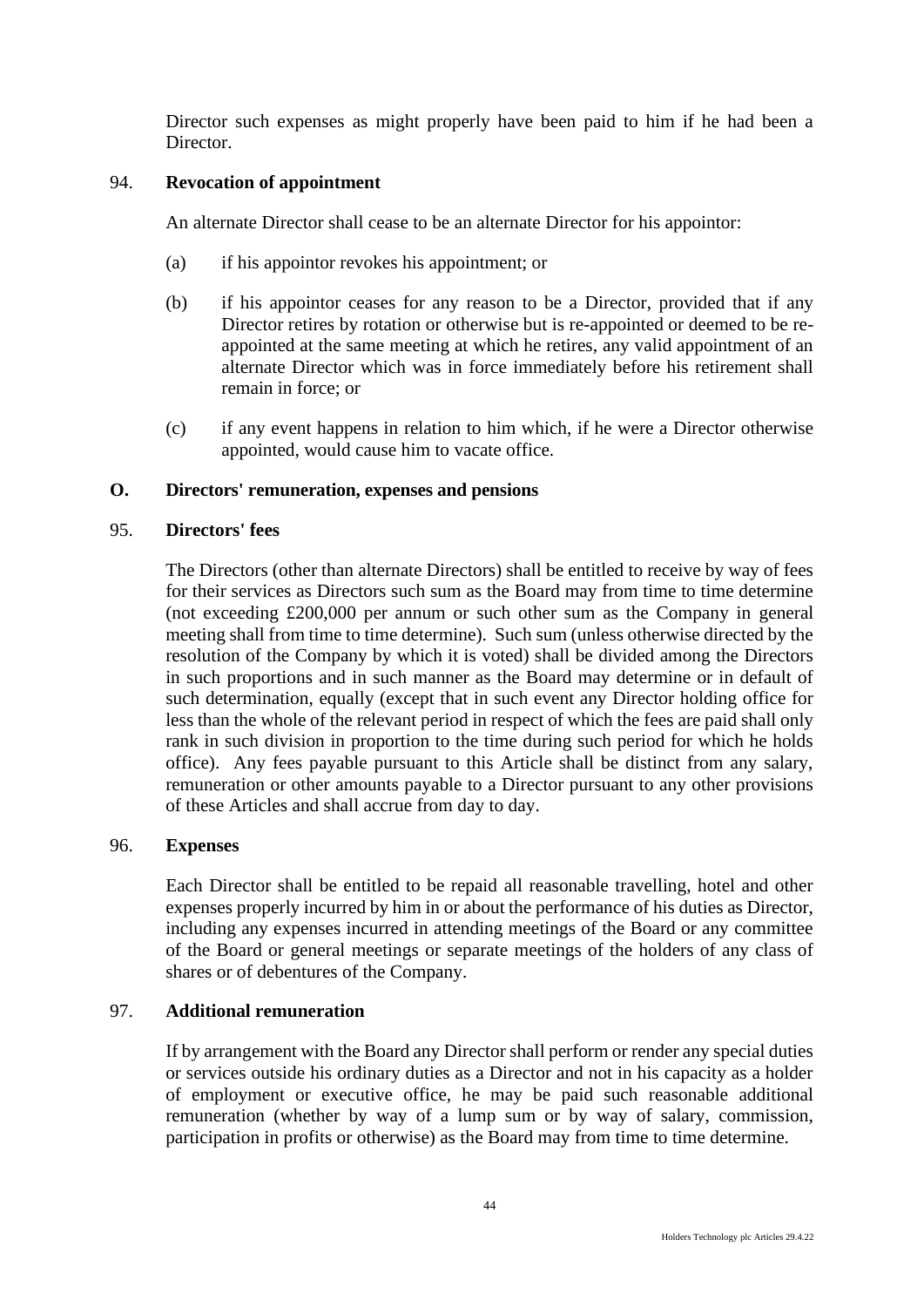Director such expenses as might properly have been paid to him if he had been a Director.

### 94. **Revocation of appointment**

An alternate Director shall cease to be an alternate Director for his appointor:

(a) if his appointor revokes his appointment; or

(b) if his appointor ceases for any reason to be a Director, provided that if any Director retires by rotation or otherwise but is re-appointed or deemed to be re-appointed at the same meeting at which he retires, any valid appointment of an alternate Director which was in force immediately before his retirement shall remain in force; or

(c) if any event happens in relation to him which, if he were a Director otherwise appointed, would cause him to vacate office.

## O. Directors' remuneration, expenses and pensions

### 95. **Directors' fees**

The Directors (other than alternate Directors) shall be entitled to receive by way of fees for their services as Directors such sum as the Board may from time to time determine (not exceeding £200,000 per annum or such other sum as the Company in general meeting shall from time to time determine). Such sum (unless otherwise directed by the resolution of the Company by which it is voted) shall be divided among the Directors in such proportions and in such manner as the Board may determine or in default of such determination, equally (except that in such event any Director holding office for less than the whole of the relevant period in respect of which the fees are paid shall only rank in such division in proportion to the time during such period for which he holds office). Any fees payable pursuant to this Article shall be distinct from any salary, remuneration or other amounts payable to a Director pursuant to any other provisions of these Articles and shall accrue from day to day.

### 96. **Expenses**

Each Director shall be entitled to be repaid all reasonable travelling, hotel and other expenses properly incurred by him in or about the performance of his duties as Director, including any expenses incurred in attending meetings of the Board or any committee of the Board or general meetings or separate meetings of the holders of any class of shares or of debentures of the Company.

### 97. **Additional remuneration**

If by arrangement with the Board any Director shall perform or render any special duties or services outside his ordinary duties as a Director and not in his capacity as a holder of employment or executive office, he may be paid such reasonable additional remuneration (whether by way of a lump sum or by way of salary, commission, participation in profits or otherwise) as the Board may from time to time determine.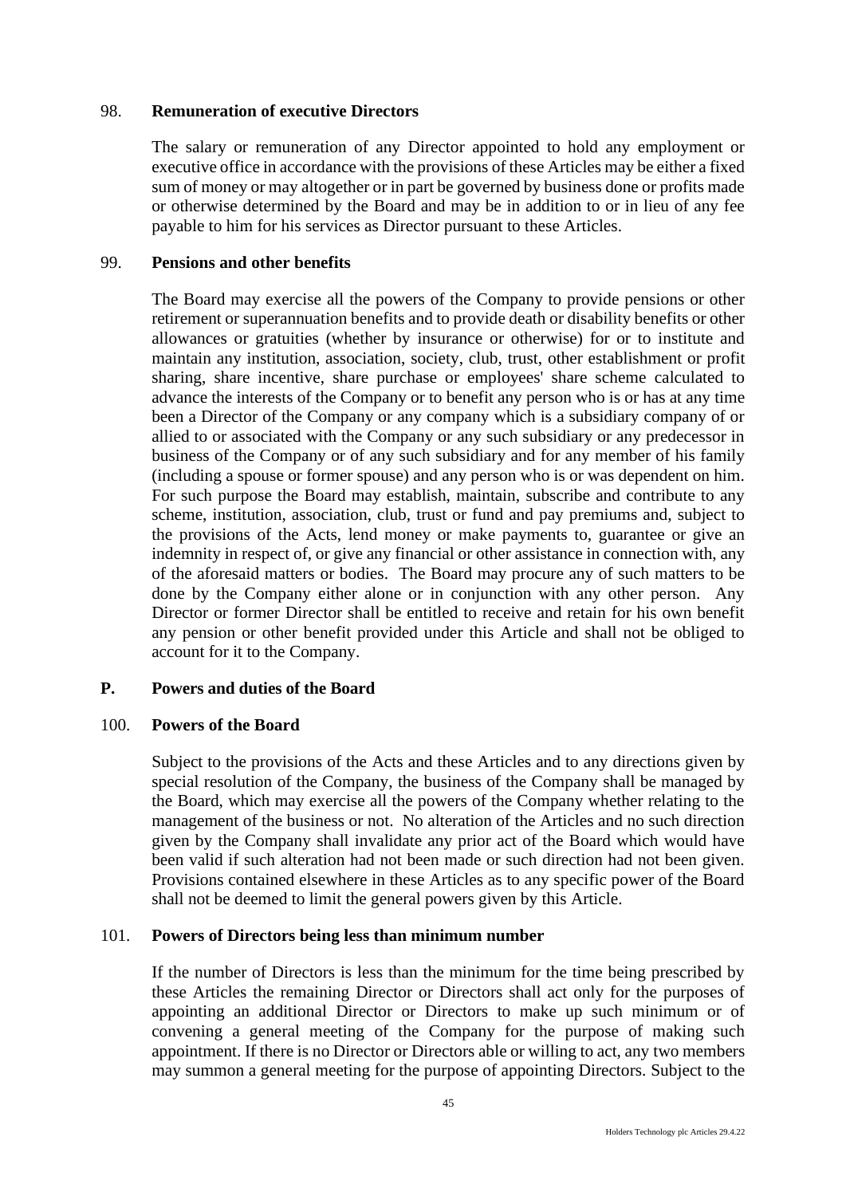### 98. Remuneration of executive Directors

The salary or remuneration of any Director appointed to hold any employment or executive office in accordance with the provisions of these Articles may be either a fixed sum of money or may altogether or in part be governed by business done or profits made or otherwise determined by the Board and may be in addition to or in lieu of any fee payable to him for his services as Director pursuant to these Articles.

### 99. Pensions and other benefits

The Board may exercise all the powers of the Company to provide pensions or other retirement or superannuation benefits and to provide death or disability benefits or other allowances or gratuities (whether by insurance or otherwise) for or to institute and maintain any institution, association, society, club, trust, other establishment or profit sharing, share incentive, share purchase or employees' share scheme calculated to advance the interests of the Company or to benefit any person who is or has at any time been a Director of the Company or any company which is a subsidiary company of or allied to or associated with the Company or any such subsidiary or any predecessor in business of the Company or of any such subsidiary and for any member of his family (including a spouse or former spouse) and any person who is or was dependent on him. For such purpose the Board may establish, maintain, subscribe and contribute to any scheme, institution, association, club, trust or fund and pay premiums and, subject to the provisions of the Acts, lend money or make payments to, guarantee or give an indemnity in respect of, or give any financial or other assistance in connection with, any of the aforesaid matters or bodies. The Board may procure any of such matters to be done by the Company either alone or in conjunction with any other person. Any Director or former Director shall be entitled to receive and retain for his own benefit any pension or other benefit provided under this Article and shall not be obliged to account for it to the Company.

## P. Powers and duties of the Board

### 100. Powers of the Board

Subject to the provisions of the Acts and these Articles and to any directions given by special resolution of the Company, the business of the Company shall be managed by the Board, which may exercise all the powers of the Company whether relating to the management of the business or not. No alteration of the Articles and no such direction given by the Company shall invalidate any prior act of the Board which would have been valid if such alteration had not been made or such direction had not been given. Provisions contained elsewhere in these Articles as to any specific power of the Board shall not be deemed to limit the general powers given by this Article.

### 101. Powers of Directors being less than minimum number

If the number of Directors is less than the minimum for the time being prescribed by these Articles the remaining Director or Directors shall act only for the purposes of appointing an additional Director or Directors to make up such minimum or of convening a general meeting of the Company for the purpose of making such appointment. If there is no Director or Directors able or willing to act, any two members may summon a general meeting for the purpose of appointing Directors. Subject to the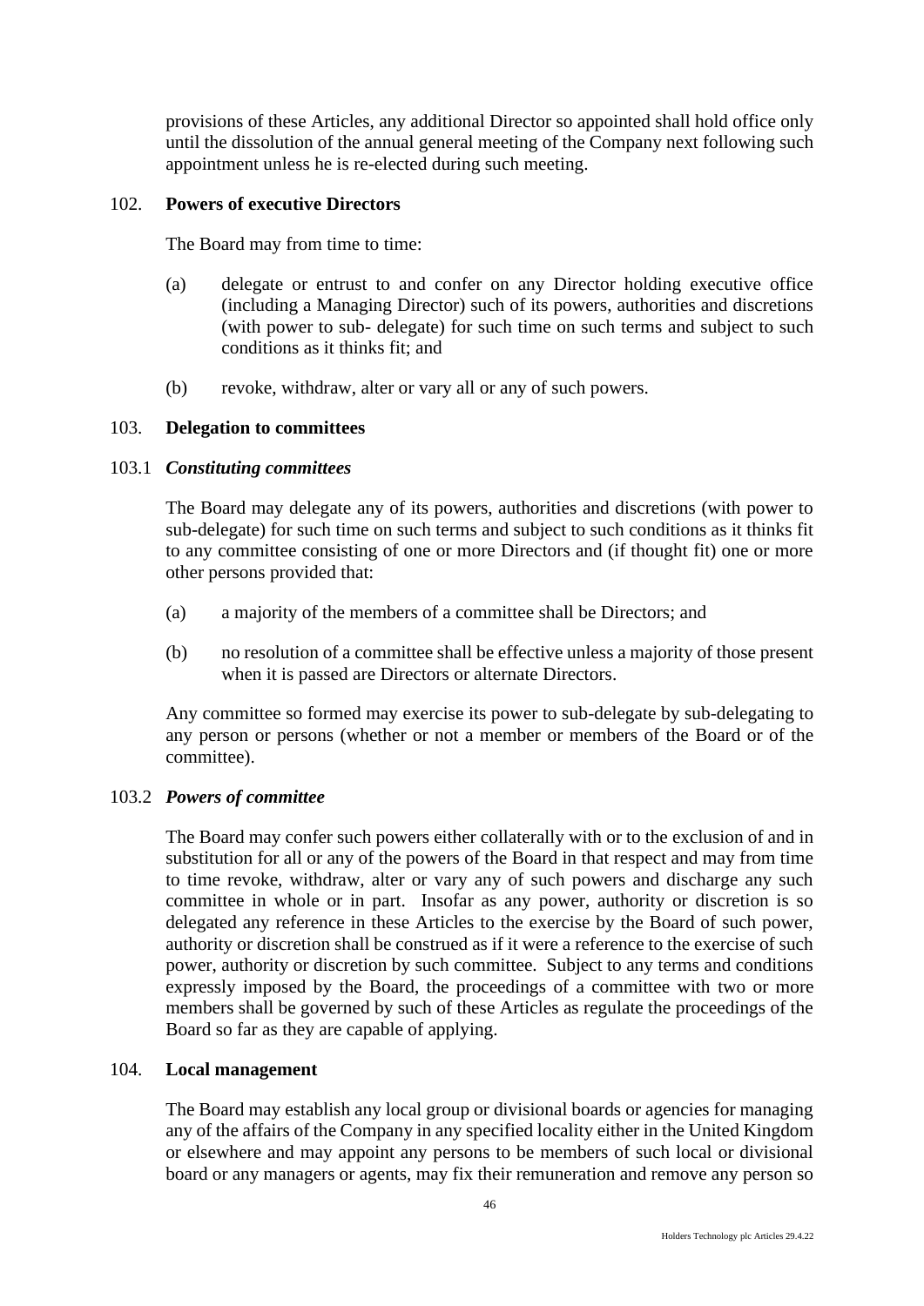provisions of these Articles, any additional Director so appointed shall hold office only until the dissolution of the annual general meeting of the Company next following such appointment unless he is re-elected during such meeting.

## 102. Powers of executive Directors

The Board may from time to time:

(a) delegate or entrust to and confer on any Director holding executive office (including a Managing Director) such of its powers, authorities and discretions (with power to sub- delegate) for such time on such terms and subject to such conditions as it thinks fit; and

(b) revoke, withdraw, alter or vary all or any of such powers.

## 103. Delegation to committees

### 103.1 *Constituting committees*

The Board may delegate any of its powers, authorities and discretions (with power to sub-delegate) for such time on such terms and subject to such conditions as it thinks fit to any committee consisting of one or more Directors and (if thought fit) one or more other persons provided that:

(a) a majority of the members of a committee shall be Directors; and

(b) no resolution of a committee shall be effective unless a majority of those present when it is passed are Directors or alternate Directors.

Any committee so formed may exercise its power to sub-delegate by sub-delegating to any person or persons (whether or not a member or members of the Board or of the committee).

### 103.2 *Powers of committee*

The Board may confer such powers either collaterally with or to the exclusion of and in substitution for all or any of the powers of the Board in that respect and may from time to time revoke, withdraw, alter or vary any of such powers and discharge any such committee in whole or in part. Insofar as any power, authority or discretion is so delegated any reference in these Articles to the exercise by the Board of such power, authority or discretion shall be construed as if it were a reference to the exercise of such power, authority or discretion by such committee. Subject to any terms and conditions expressly imposed by the Board, the proceedings of a committee with two or more members shall be governed by such of these Articles as regulate the proceedings of the Board so far as they are capable of applying.

## 104. Local management

The Board may establish any local group or divisional boards or agencies for managing any of the affairs of the Company in any specified locality either in the United Kingdom or elsewhere and may appoint any persons to be members of such local or divisional board or any managers or agents, may fix their remuneration and remove any person so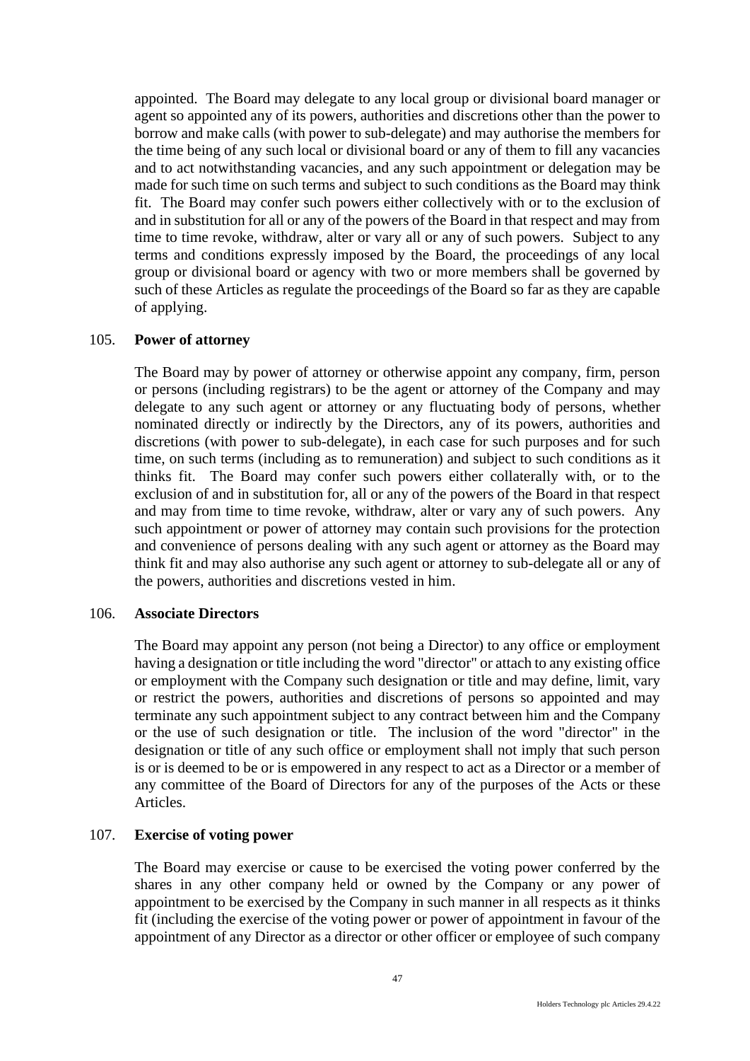appointed. The Board may delegate to any local group or divisional board manager or agent so appointed any of its powers, authorities and discretions other than the power to borrow and make calls (with power to sub-delegate) and may authorise the members for the time being of any such local or divisional board or any of them to fill any vacancies and to act notwithstanding vacancies, and any such appointment or delegation may be made for such time on such terms and subject to such conditions as the Board may think fit. The Board may confer such powers either collectively with or to the exclusion of and in substitution for all or any of the powers of the Board in that respect and may from time to time revoke, withdraw, alter or vary all or any of such powers. Subject to any terms and conditions expressly imposed by the Board, the proceedings of any local group or divisional board or agency with two or more members shall be governed by such of these Articles as regulate the proceedings of the Board so far as they are capable of applying.

## 105. Power of attorney

The Board may by power of attorney or otherwise appoint any company, firm, person or persons (including registrars) to be the agent or attorney of the Company and may delegate to any such agent or attorney or any fluctuating body of persons, whether nominated directly or indirectly by the Directors, any of its powers, authorities and discretions (with power to sub-delegate), in each case for such purposes and for such time, on such terms (including as to remuneration) and subject to such conditions as it thinks fit. The Board may confer such powers either collaterally with, or to the exclusion of and in substitution for, all or any of the powers of the Board in that respect and may from time to time revoke, withdraw, alter or vary any of such powers. Any such appointment or power of attorney may contain such provisions for the protection and convenience of persons dealing with any such agent or attorney as the Board may think fit and may also authorise any such agent or attorney to sub-delegate all or any of the powers, authorities and discretions vested in him.

## 106. Associate Directors

The Board may appoint any person (not being a Director) to any office or employment having a designation or title including the word "director" or attach to any existing office or employment with the Company such designation or title and may define, limit, vary or restrict the powers, authorities and discretions of persons so appointed and may terminate any such appointment subject to any contract between him and the Company or the use of such designation or title. The inclusion of the word "director" in the designation or title of any such office or employment shall not imply that such person is or is deemed to be or is empowered in any respect to act as a Director or a member of any committee of the Board of Directors for any of the purposes of the Acts or these Articles.

## 107. Exercise of voting power

The Board may exercise or cause to be exercised the voting power conferred by the shares in any other company held or owned by the Company or any power of appointment to be exercised by the Company in such manner in all respects as it thinks fit (including the exercise of the voting power or power of appointment in favour of the appointment of any Director as a director or other officer or employee of such company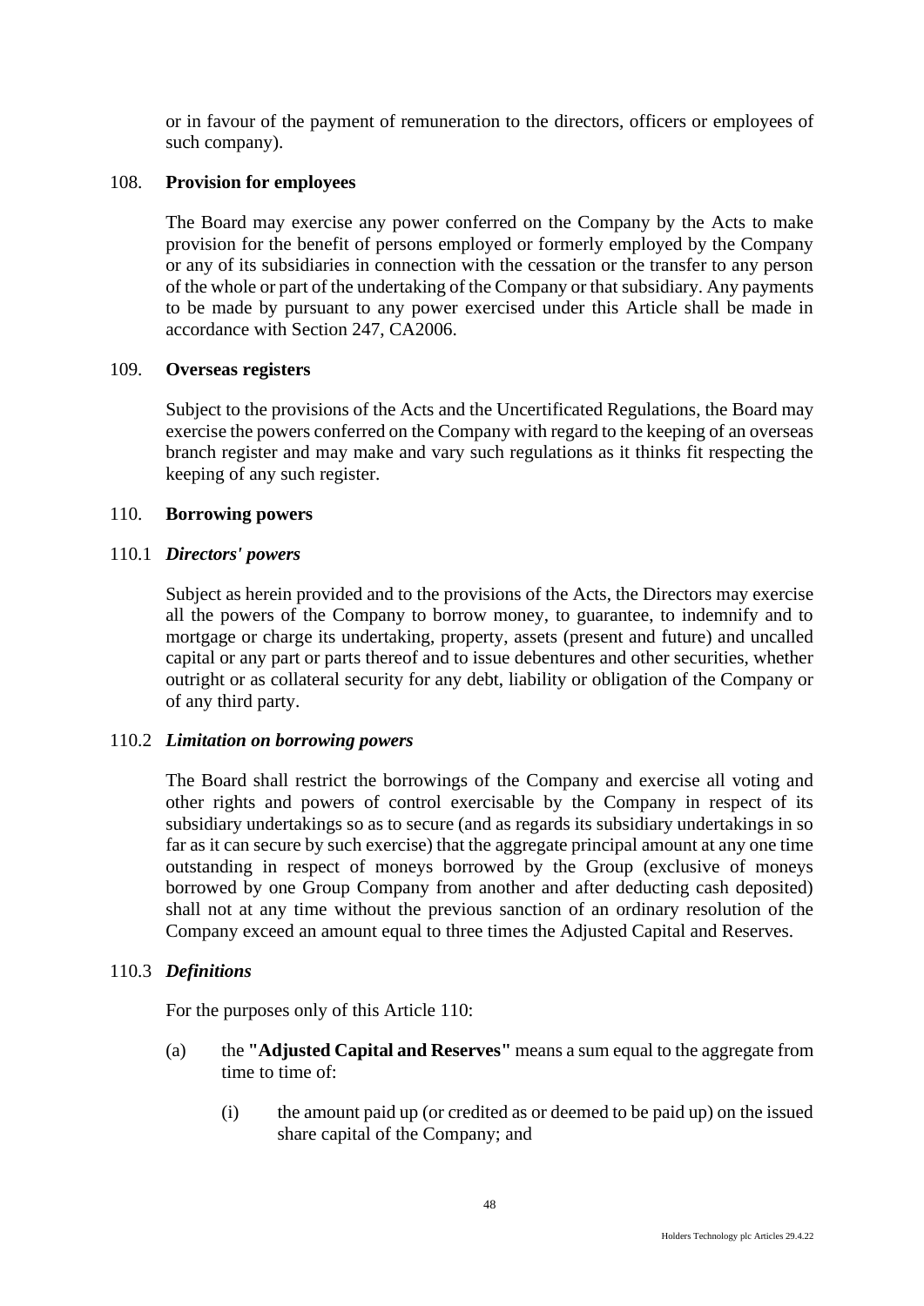or in favour of the payment of remuneration to the directors, officers or employees of such company).

## 108. Provision for employees

The Board may exercise any power conferred on the Company by the Acts to make provision for the benefit of persons employed or formerly employed by the Company or any of its subsidiaries in connection with the cessation or the transfer to any person of the whole or part of the undertaking of the Company or that subsidiary. Any payments to be made by pursuant to any power exercised under this Article shall be made in accordance with Section 247, CA2006.

## 109. Overseas registers

Subject to the provisions of the Acts and the Uncertificated Regulations, the Board may exercise the powers conferred on the Company with regard to the keeping of an overseas branch register and may make and vary such regulations as it thinks fit respecting the keeping of any such register.

## 110. Borrowing powers

### 110.1 *Directors' powers*

Subject as herein provided and to the provisions of the Acts, the Directors may exercise all the powers of the Company to borrow money, to guarantee, to indemnify and to mortgage or charge its undertaking, property, assets (present and future) and uncalled capital or any part or parts thereof and to issue debentures and other securities, whether outright or as collateral security for any debt, liability or obligation of the Company or of any third party.

### 110.2 *Limitation on borrowing powers*

The Board shall restrict the borrowings of the Company and exercise all voting and other rights and powers of control exercisable by the Company in respect of its subsidiary undertakings so as to secure (and as regards its subsidiary undertakings in so far as it can secure by such exercise) that the aggregate principal amount at any one time outstanding in respect of moneys borrowed by the Group (exclusive of moneys borrowed by one Group Company from another and after deducting cash deposited) shall not at any time without the previous sanction of an ordinary resolution of the Company exceed an amount equal to three times the Adjusted Capital and Reserves.

### 110.3 *Definitions*

For the purposes only of this Article 110:

(a) the **"Adjusted Capital and Reserves"** means a sum equal to the aggregate from time to time of:

  (i) the amount paid up (or credited as or deemed to be paid up) on the issued share capital of the Company; and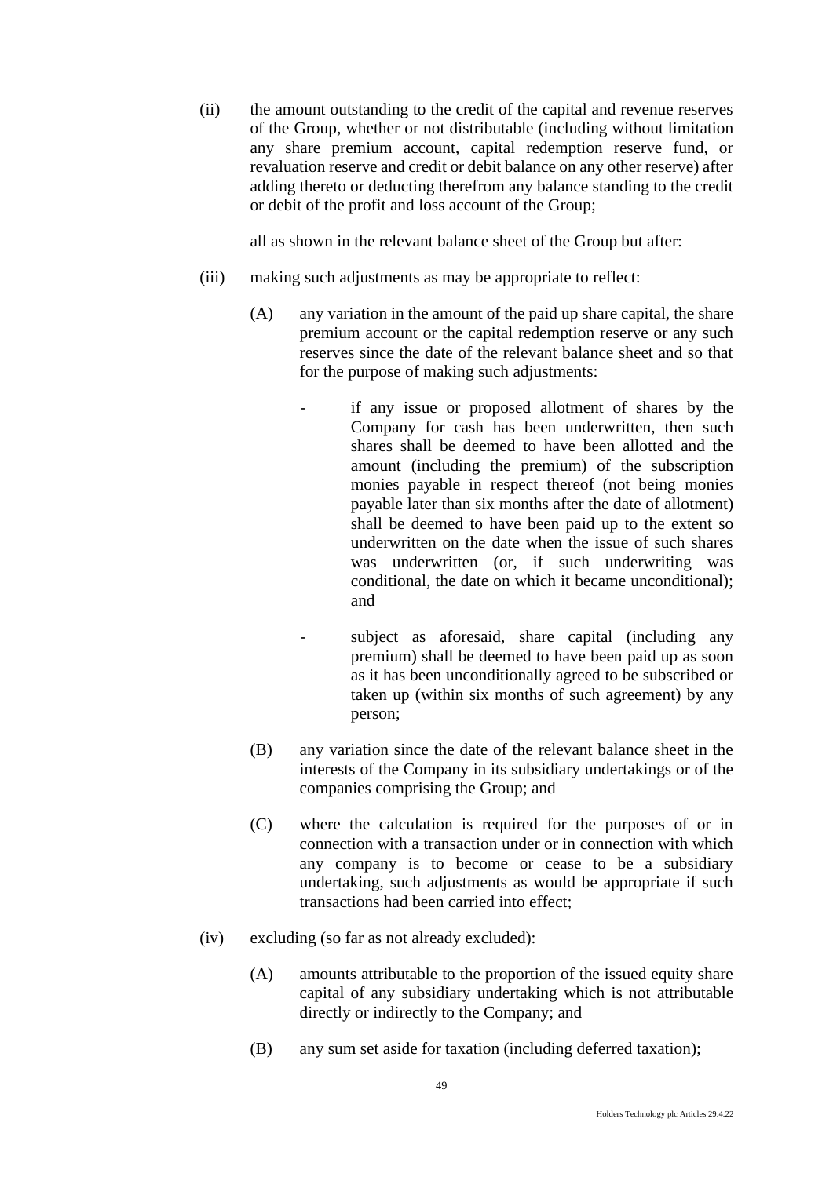(ii) the amount outstanding to the credit of the capital and revenue reserves of the Group, whether or not distributable (including without limitation any share premium account, capital redemption reserve fund, or revaluation reserve and credit or debit balance on any other reserve) after adding thereto or deducting therefrom any balance standing to the credit or debit of the profit and loss account of the Group;

all as shown in the relevant balance sheet of the Group but after:

(iii) making such adjustments as may be appropriate to reflect:

(A) any variation in the amount of the paid up share capital, the share premium account or the capital redemption reserve or any such reserves since the date of the relevant balance sheet and so that for the purpose of making such adjustments:

- if any issue or proposed allotment of shares by the Company for cash has been underwritten, then such shares shall be deemed to have been allotted and the amount (including the premium) of the subscription monies payable in respect thereof (not being monies payable later than six months after the date of allotment) shall be deemed to have been paid up to the extent so underwritten on the date when the issue of such shares was underwritten (or, if such underwriting was conditional, the date on which it became unconditional); and

- subject as aforesaid, share capital (including any premium) shall be deemed to have been paid up as soon as it has been unconditionally agreed to be subscribed or taken up (within six months of such agreement) by any person;

(B) any variation since the date of the relevant balance sheet in the interests of the Company in its subsidiary undertakings or of the companies comprising the Group; and

(C) where the calculation is required for the purposes of or in connection with a transaction under or in connection with which any company is to become or cease to be a subsidiary undertaking, such adjustments as would be appropriate if such transactions had been carried into effect;

(iv) excluding (so far as not already excluded):

(A) amounts attributable to the proportion of the issued equity share capital of any subsidiary undertaking which is not attributable directly or indirectly to the Company; and

(B) any sum set aside for taxation (including deferred taxation);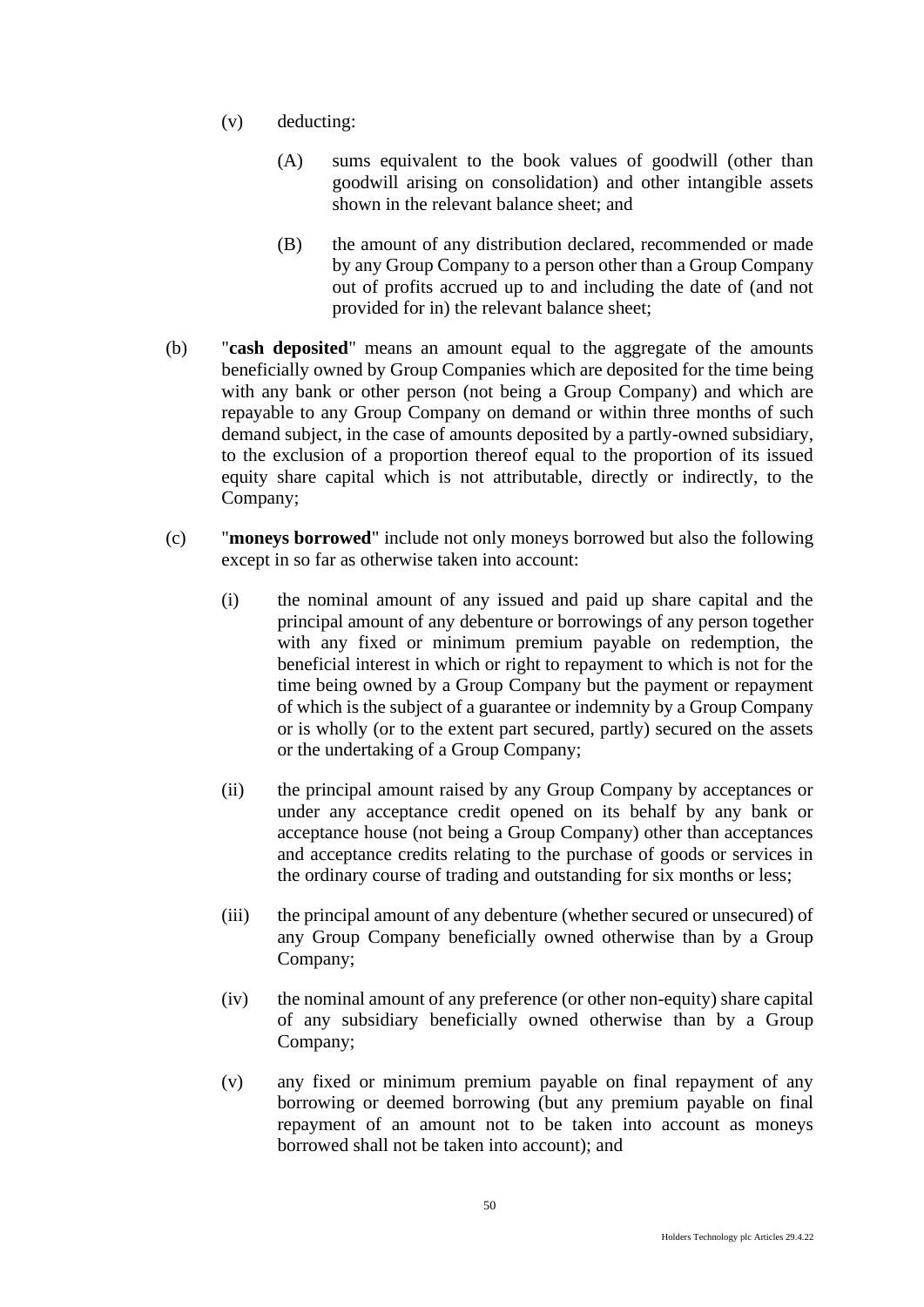(v) deducting:

(A) sums equivalent to the book values of goodwill (other than goodwill arising on consolidation) and other intangible assets shown in the relevant balance sheet; and

(B) the amount of any distribution declared, recommended or made by any Group Company to a person other than a Group Company out of profits accrued up to and including the date of (and not provided for in) the relevant balance sheet;

(b) "**cash deposited**" means an amount equal to the aggregate of the amounts beneficially owned by Group Companies which are deposited for the time being with any bank or other person (not being a Group Company) and which are repayable to any Group Company on demand or within three months of such demand subject, in the case of amounts deposited by a partly-owned subsidiary, to the exclusion of a proportion thereof equal to the proportion of its issued equity share capital which is not attributable, directly or indirectly, to the Company;

(c) "**moneys borrowed**" include not only moneys borrowed but also the following except in so far as otherwise taken into account:

(i) the nominal amount of any issued and paid up share capital and the principal amount of any debenture or borrowings of any person together with any fixed or minimum premium payable on redemption, the beneficial interest in which or right to repayment to which is not for the time being owned by a Group Company but the payment or repayment of which is the subject of a guarantee or indemnity by a Group Company or is wholly (or to the extent part secured, partly) secured on the assets or the undertaking of a Group Company;

(ii) the principal amount raised by any Group Company by acceptances or under any acceptance credit opened on its behalf by any bank or acceptance house (not being a Group Company) other than acceptances and acceptance credits relating to the purchase of goods or services in the ordinary course of trading and outstanding for six months or less;

(iii) the principal amount of any debenture (whether secured or unsecured) of any Group Company beneficially owned otherwise than by a Group Company;

(iv) the nominal amount of any preference (or other non-equity) share capital of any subsidiary beneficially owned otherwise than by a Group Company;

(v) any fixed or minimum premium payable on final repayment of any borrowing or deemed borrowing (but any premium payable on final repayment of an amount not to be taken into account as moneys borrowed shall not be taken into account); and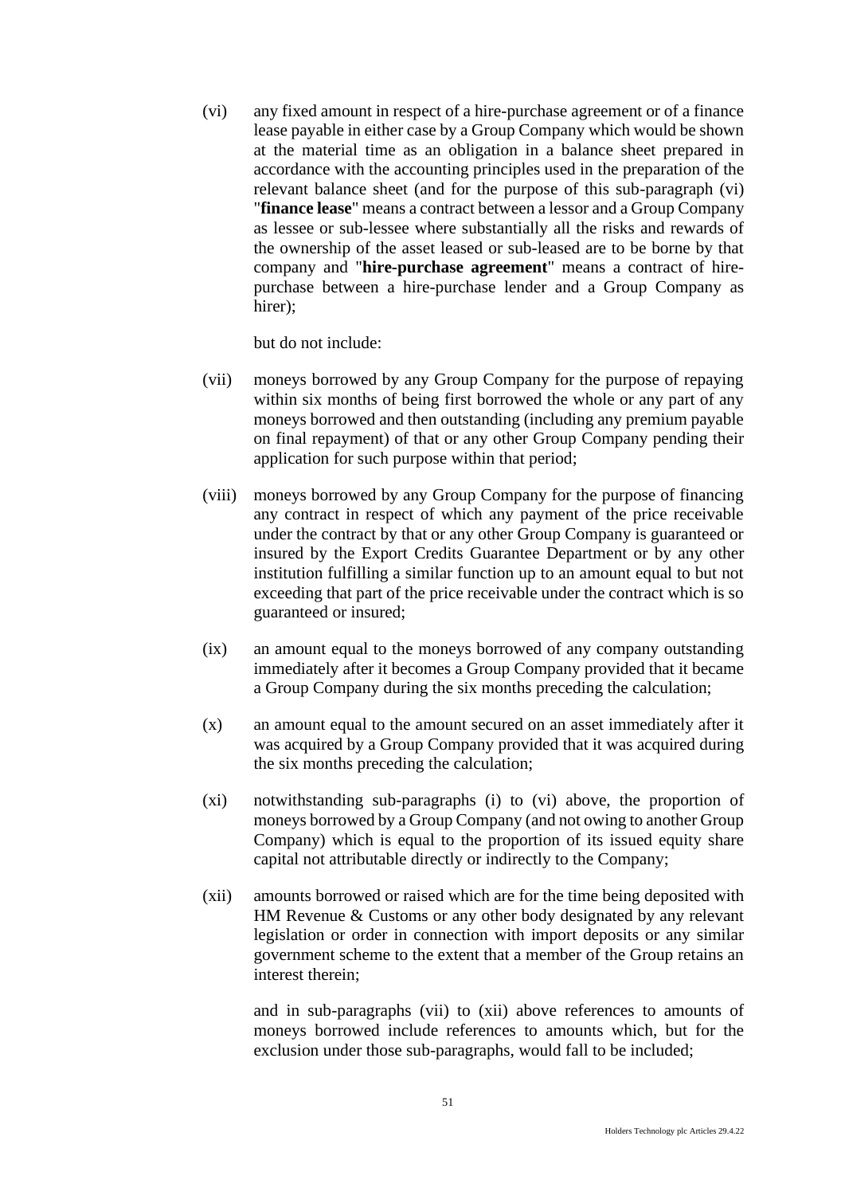(vi) any fixed amount in respect of a hire-purchase agreement or of a finance lease payable in either case by a Group Company which would be shown at the material time as an obligation in a balance sheet prepared in accordance with the accounting principles used in the preparation of the relevant balance sheet (and for the purpose of this sub-paragraph (vi) "**finance lease**" means a contract between a lessor and a Group Company as lessee or sub-lessee where substantially all the risks and rewards of the ownership of the asset leased or sub-leased are to be borne by that company and "**hire-purchase agreement**" means a contract of hire-purchase between a hire-purchase lender and a Group Company as hirer);

but do not include:

(vii) moneys borrowed by any Group Company for the purpose of repaying within six months of being first borrowed the whole or any part of any moneys borrowed and then outstanding (including any premium payable on final repayment) of that or any other Group Company pending their application for such purpose within that period;

(viii) moneys borrowed by any Group Company for the purpose of financing any contract in respect of which any payment of the price receivable under the contract by that or any other Group Company is guaranteed or insured by the Export Credits Guarantee Department or by any other institution fulfilling a similar function up to an amount equal to but not exceeding that part of the price receivable under the contract which is so guaranteed or insured;

(ix) an amount equal to the moneys borrowed of any company outstanding immediately after it becomes a Group Company provided that it became a Group Company during the six months preceding the calculation;

(x) an amount equal to the amount secured on an asset immediately after it was acquired by a Group Company provided that it was acquired during the six months preceding the calculation;

(xi) notwithstanding sub-paragraphs (i) to (vi) above, the proportion of moneys borrowed by a Group Company (and not owing to another Group Company) which is equal to the proportion of its issued equity share capital not attributable directly or indirectly to the Company;

(xii) amounts borrowed or raised which are for the time being deposited with HM Revenue & Customs or any other body designated by any relevant legislation or order in connection with import deposits or any similar government scheme to the extent that a member of the Group retains an interest therein;

and in sub-paragraphs (vii) to (xii) above references to amounts of moneys borrowed include references to amounts which, but for the exclusion under those sub-paragraphs, would fall to be included;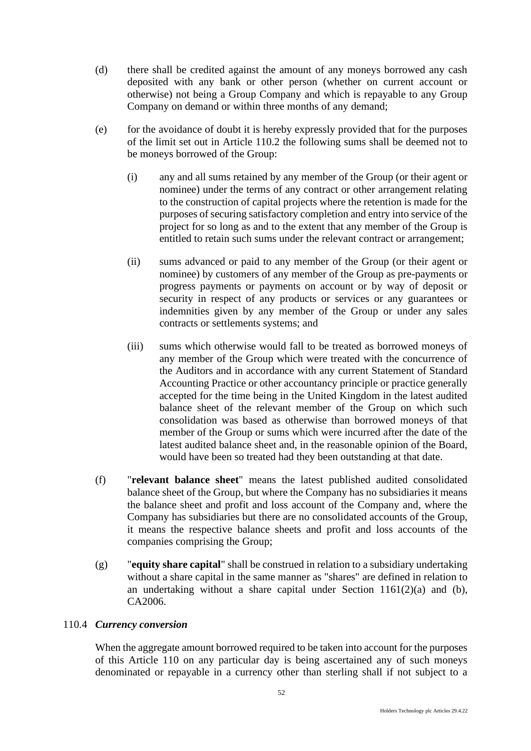(d) there shall be credited against the amount of any moneys borrowed any cash deposited with any bank or other person (whether on current account or otherwise) not being a Group Company and which is repayable to any Group Company on demand or within three months of any demand;

(e) for the avoidance of doubt it is hereby expressly provided that for the purposes of the limit set out in Article 110.2 the following sums shall be deemed not to be moneys borrowed of the Group:

(i) any and all sums retained by any member of the Group (or their agent or nominee) under the terms of any contract or other arrangement relating to the construction of capital projects where the retention is made for the purposes of securing satisfactory completion and entry into service of the project for so long as and to the extent that any member of the Group is entitled to retain such sums under the relevant contract or arrangement;

(ii) sums advanced or paid to any member of the Group (or their agent or nominee) by customers of any member of the Group as pre-payments or progress payments or payments on account or by way of deposit or security in respect of any products or services or any guarantees or indemnities given by any member of the Group or under any sales contracts or settlements systems; and

(iii) sums which otherwise would fall to be treated as borrowed moneys of any member of the Group which were treated with the concurrence of the Auditors and in accordance with any current Statement of Standard Accounting Practice or other accountancy principle or practice generally accepted for the time being in the United Kingdom in the latest audited balance sheet of the relevant member of the Group on which such consolidation was based as otherwise than borrowed moneys of that member of the Group or sums which were incurred after the date of the latest audited balance sheet and, in the reasonable opinion of the Board, would have been so treated had they been outstanding at that date.

(f) "**relevant balance sheet**" means the latest published audited consolidated balance sheet of the Group, but where the Company has no subsidiaries it means the balance sheet and profit and loss account of the Company and, where the Company has subsidiaries but there are no consolidated accounts of the Group, it means the respective balance sheets and profit and loss accounts of the companies comprising the Group;

(g) "**equity share capital**" shall be construed in relation to a subsidiary undertaking without a share capital in the same manner as "shares" are defined in relation to an undertaking without a share capital under Section 1161(2)(a) and (b), CA2006.

110.4 ***Currency conversion***

When the aggregate amount borrowed required to be taken into account for the purposes of this Article 110 on any particular day is being ascertained any of such moneys denominated or repayable in a currency other than sterling shall if not subject to a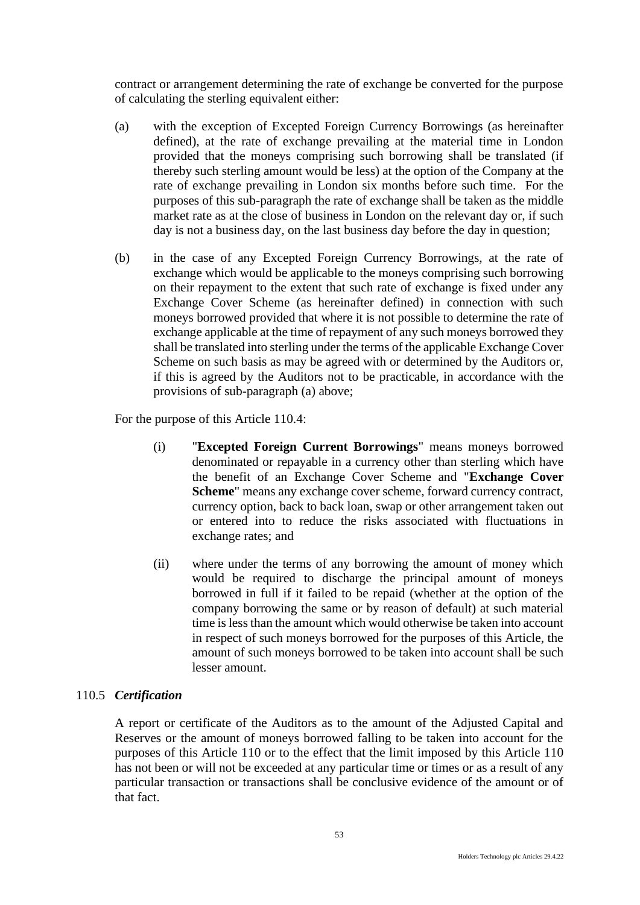contract or arrangement determining the rate of exchange be converted for the purpose of calculating the sterling equivalent either:

(a) with the exception of Excepted Foreign Currency Borrowings (as hereinafter defined), at the rate of exchange prevailing at the material time in London provided that the moneys comprising such borrowing shall be translated (if thereby such sterling amount would be less) at the option of the Company at the rate of exchange prevailing in London six months before such time. For the purposes of this sub-paragraph the rate of exchange shall be taken as the middle market rate as at the close of business in London on the relevant day or, if such day is not a business day, on the last business day before the day in question;

(b) in the case of any Excepted Foreign Currency Borrowings, at the rate of exchange which would be applicable to the moneys comprising such borrowing on their repayment to the extent that such rate of exchange is fixed under any Exchange Cover Scheme (as hereinafter defined) in connection with such moneys borrowed provided that where it is not possible to determine the rate of exchange applicable at the time of repayment of any such moneys borrowed they shall be translated into sterling under the terms of the applicable Exchange Cover Scheme on such basis as may be agreed with or determined by the Auditors or, if this is agreed by the Auditors not to be practicable, in accordance with the provisions of sub-paragraph (a) above;

For the purpose of this Article 110.4:

(i) "**Excepted Foreign Current Borrowings**" means moneys borrowed denominated or repayable in a currency other than sterling which have the benefit of an Exchange Cover Scheme and "**Exchange Cover Scheme**" means any exchange cover scheme, forward currency contract, currency option, back to back loan, swap or other arrangement taken out or entered into to reduce the risks associated with fluctuations in exchange rates; and

(ii) where under the terms of any borrowing the amount of money which would be required to discharge the principal amount of moneys borrowed in full if it failed to be repaid (whether at the option of the company borrowing the same or by reason of default) at such material time is less than the amount which would otherwise be taken into account in respect of such moneys borrowed for the purposes of this Article, the amount of such moneys borrowed to be taken into account shall be such lesser amount.

110.5 ***Certification***

A report or certificate of the Auditors as to the amount of the Adjusted Capital and Reserves or the amount of moneys borrowed falling to be taken into account for the purposes of this Article 110 or to the effect that the limit imposed by this Article 110 has not been or will not be exceeded at any particular time or times or as a result of any particular transaction or transactions shall be conclusive evidence of the amount or of that fact.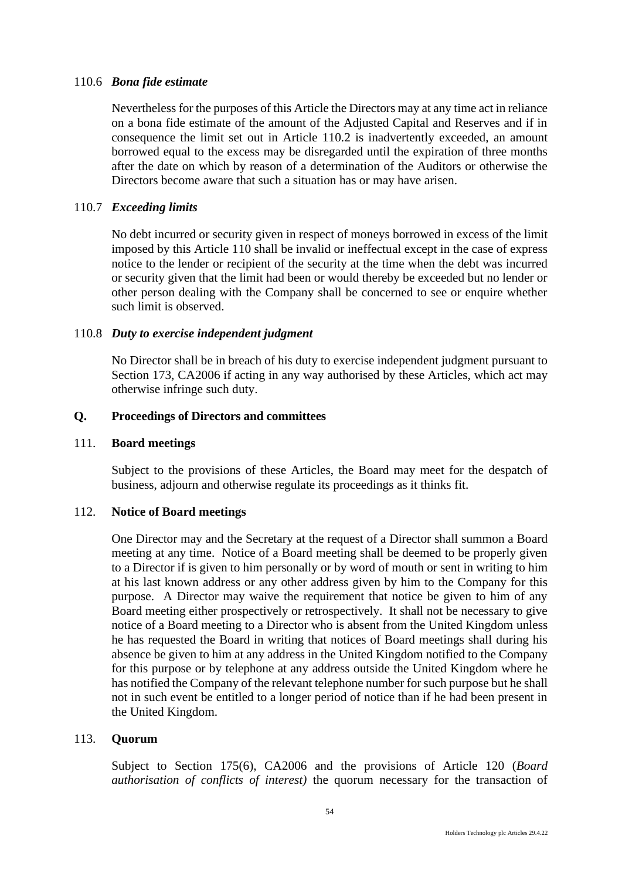### 110.6 *Bona fide estimate*

Nevertheless for the purposes of this Article the Directors may at any time act in reliance on a bona fide estimate of the amount of the Adjusted Capital and Reserves and if in consequence the limit set out in Article 110.2 is inadvertently exceeded, an amount borrowed equal to the excess may be disregarded until the expiration of three months after the date on which by reason of a determination of the Auditors or otherwise the Directors become aware that such a situation has or may have arisen.

### 110.7 *Exceeding limits*

No debt incurred or security given in respect of moneys borrowed in excess of the limit imposed by this Article 110 shall be invalid or ineffectual except in the case of express notice to the lender or recipient of the security at the time when the debt was incurred or security given that the limit had been or would thereby be exceeded but no lender or other person dealing with the Company shall be concerned to see or enquire whether such limit is observed.

### 110.8 *Duty to exercise independent judgment*

No Director shall be in breach of his duty to exercise independent judgment pursuant to Section 173, CA2006 if acting in any way authorised by these Articles, which act may otherwise infringe such duty.

## Q. Proceedings of Directors and committees

### 111. Board meetings

Subject to the provisions of these Articles, the Board may meet for the despatch of business, adjourn and otherwise regulate its proceedings as it thinks fit.

### 112. Notice of Board meetings

One Director may and the Secretary at the request of a Director shall summon a Board meeting at any time. Notice of a Board meeting shall be deemed to be properly given to a Director if is given to him personally or by word of mouth or sent in writing to him at his last known address or any other address given by him to the Company for this purpose. A Director may waive the requirement that notice be given to him of any Board meeting either prospectively or retrospectively. It shall not be necessary to give notice of a Board meeting to a Director who is absent from the United Kingdom unless he has requested the Board in writing that notices of Board meetings shall during his absence be given to him at any address in the United Kingdom notified to the Company for this purpose or by telephone at any address outside the United Kingdom where he has notified the Company of the relevant telephone number for such purpose but he shall not in such event be entitled to a longer period of notice than if he had been present in the United Kingdom.

### 113. Quorum

Subject to Section 175(6), CA2006 and the provisions of Article 120 (*Board authorisation of conflicts of interest)* the quorum necessary for the transaction of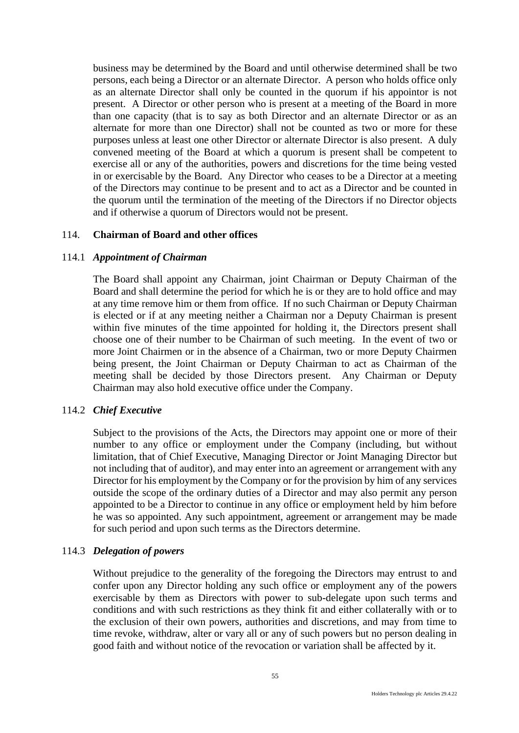business may be determined by the Board and until otherwise determined shall be two persons, each being a Director or an alternate Director. A person who holds office only as an alternate Director shall only be counted in the quorum if his appointor is not present. A Director or other person who is present at a meeting of the Board in more than one capacity (that is to say as both Director and an alternate Director or as an alternate for more than one Director) shall not be counted as two or more for these purposes unless at least one other Director or alternate Director is also present. A duly convened meeting of the Board at which a quorum is present shall be competent to exercise all or any of the authorities, powers and discretions for the time being vested in or exercisable by the Board. Any Director who ceases to be a Director at a meeting of the Directors may continue to be present and to act as a Director and be counted in the quorum until the termination of the meeting of the Directors if no Director objects and if otherwise a quorum of Directors would not be present.

## 114. **Chairman of Board and other offices**

### 114.1 *Appointment of Chairman*

The Board shall appoint any Chairman, joint Chairman or Deputy Chairman of the Board and shall determine the period for which he is or they are to hold office and may at any time remove him or them from office. If no such Chairman or Deputy Chairman is elected or if at any meeting neither a Chairman nor a Deputy Chairman is present within five minutes of the time appointed for holding it, the Directors present shall choose one of their number to be Chairman of such meeting. In the event of two or more Joint Chairmen or in the absence of a Chairman, two or more Deputy Chairmen being present, the Joint Chairman or Deputy Chairman to act as Chairman of the meeting shall be decided by those Directors present. Any Chairman or Deputy Chairman may also hold executive office under the Company.

### 114.2 *Chief Executive*

Subject to the provisions of the Acts, the Directors may appoint one or more of their number to any office or employment under the Company (including, but without limitation, that of Chief Executive, Managing Director or Joint Managing Director but not including that of auditor), and may enter into an agreement or arrangement with any Director for his employment by the Company or for the provision by him of any services outside the scope of the ordinary duties of a Director and may also permit any person appointed to be a Director to continue in any office or employment held by him before he was so appointed. Any such appointment, agreement or arrangement may be made for such period and upon such terms as the Directors determine.

### 114.3 *Delegation of powers*

Without prejudice to the generality of the foregoing the Directors may entrust to and confer upon any Director holding any such office or employment any of the powers exercisable by them as Directors with power to sub-delegate upon such terms and conditions and with such restrictions as they think fit and either collaterally with or to the exclusion of their own powers, authorities and discretions, and may from time to time revoke, withdraw, alter or vary all or any of such powers but no person dealing in good faith and without notice of the revocation or variation shall be affected by it.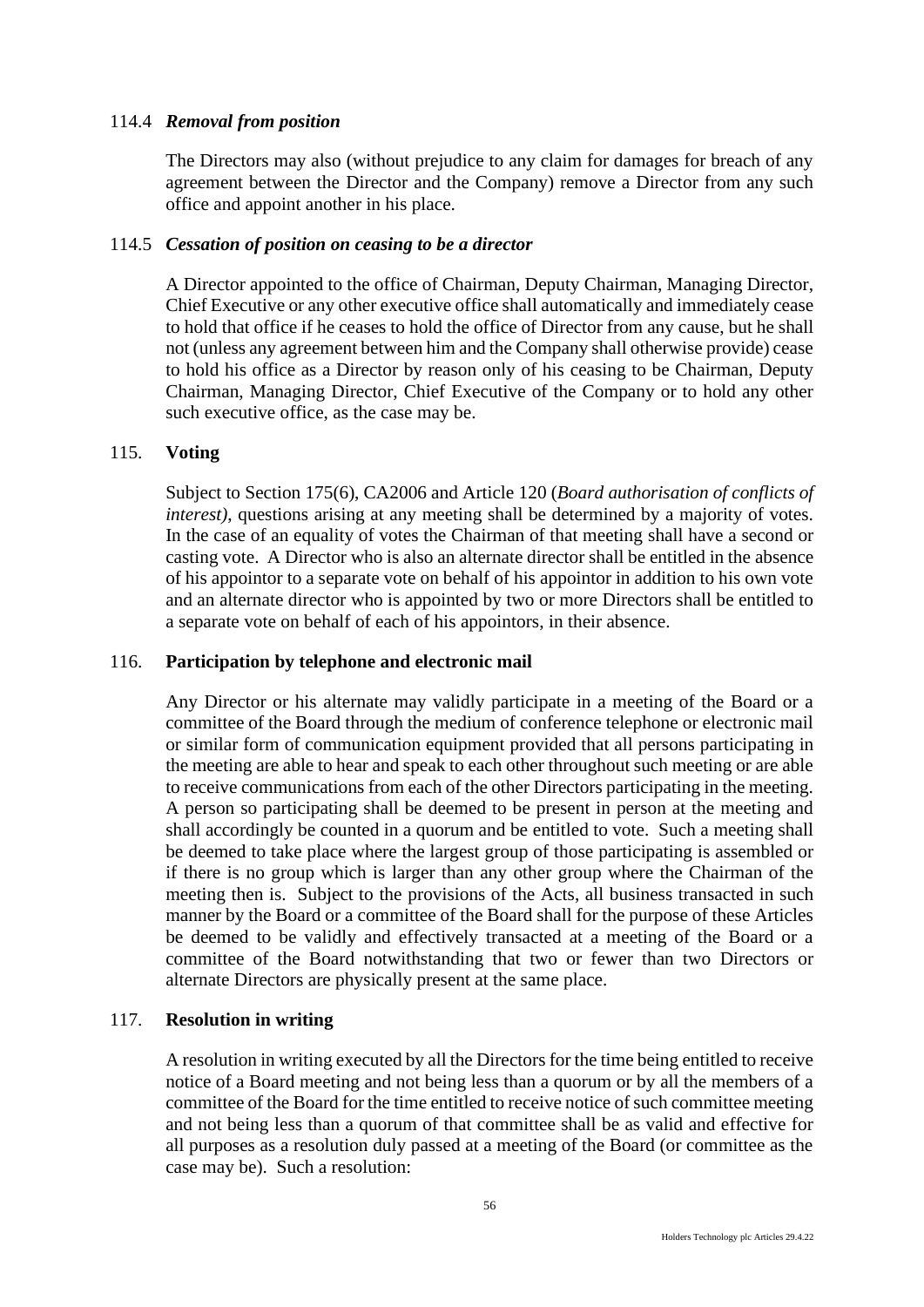### 114.4 *Removal from position*

The Directors may also (without prejudice to any claim for damages for breach of any agreement between the Director and the Company) remove a Director from any such office and appoint another in his place.

### 114.5 *Cessation of position on ceasing to be a director*

A Director appointed to the office of Chairman, Deputy Chairman, Managing Director, Chief Executive or any other executive office shall automatically and immediately cease to hold that office if he ceases to hold the office of Director from any cause, but he shall not (unless any agreement between him and the Company shall otherwise provide) cease to hold his office as a Director by reason only of his ceasing to be Chairman, Deputy Chairman, Managing Director, Chief Executive of the Company or to hold any other such executive office, as the case may be.

## 115. **Voting**

Subject to Section 175(6), CA2006 and Article 120 (*Board authorisation of conflicts of interest)*, questions arising at any meeting shall be determined by a majority of votes. In the case of an equality of votes the Chairman of that meeting shall have a second or casting vote. A Director who is also an alternate director shall be entitled in the absence of his appointor to a separate vote on behalf of his appointor in addition to his own vote and an alternate director who is appointed by two or more Directors shall be entitled to a separate vote on behalf of each of his appointors, in their absence.

## 116. **Participation by telephone and electronic mail**

Any Director or his alternate may validly participate in a meeting of the Board or a committee of the Board through the medium of conference telephone or electronic mail or similar form of communication equipment provided that all persons participating in the meeting are able to hear and speak to each other throughout such meeting or are able to receive communications from each of the other Directors participating in the meeting. A person so participating shall be deemed to be present in person at the meeting and shall accordingly be counted in a quorum and be entitled to vote. Such a meeting shall be deemed to take place where the largest group of those participating is assembled or if there is no group which is larger than any other group where the Chairman of the meeting then is. Subject to the provisions of the Acts, all business transacted in such manner by the Board or a committee of the Board shall for the purpose of these Articles be deemed to be validly and effectively transacted at a meeting of the Board or a committee of the Board notwithstanding that two or fewer than two Directors or alternate Directors are physically present at the same place.

## 117. **Resolution in writing**

A resolution in writing executed by all the Directors for the time being entitled to receive notice of a Board meeting and not being less than a quorum or by all the members of a committee of the Board for the time entitled to receive notice of such committee meeting and not being less than a quorum of that committee shall be as valid and effective for all purposes as a resolution duly passed at a meeting of the Board (or committee as the case may be). Such a resolution: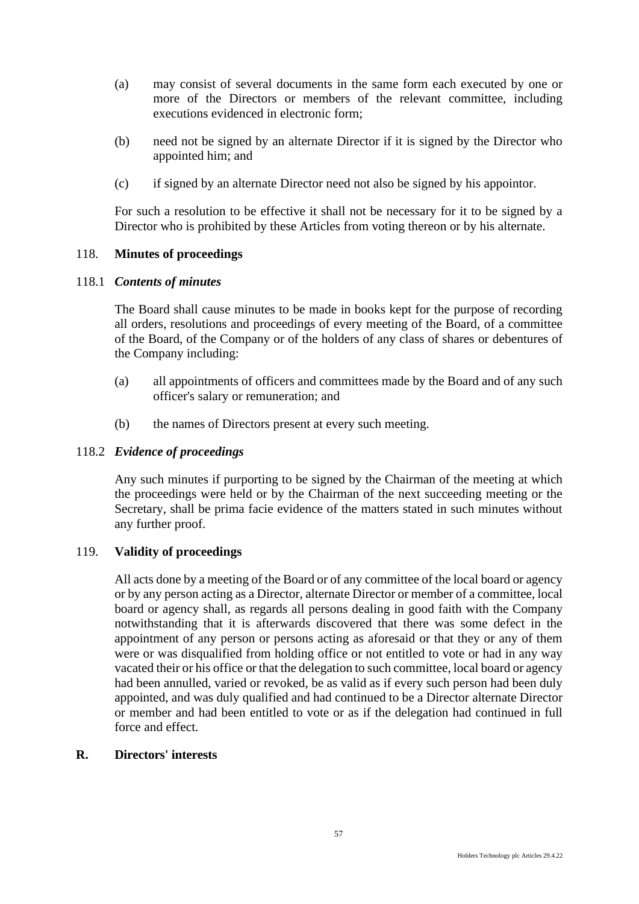(a) may consist of several documents in the same form each executed by one or more of the Directors or members of the relevant committee, including executions evidenced in electronic form;

(b) need not be signed by an alternate Director if it is signed by the Director who appointed him; and

(c) if signed by an alternate Director need not also be signed by his appointor.

For such a resolution to be effective it shall not be necessary for it to be signed by a Director who is prohibited by these Articles from voting thereon or by his alternate.

118. **Minutes of proceedings**

118.1 ***Contents of minutes***

The Board shall cause minutes to be made in books kept for the purpose of recording all orders, resolutions and proceedings of every meeting of the Board, of a committee of the Board, of the Company or of the holders of any class of shares or debentures of the Company including:

(a) all appointments of officers and committees made by the Board and of any such officer's salary or remuneration; and

(b) the names of Directors present at every such meeting.

118.2 ***Evidence of proceedings***

Any such minutes if purporting to be signed by the Chairman of the meeting at which the proceedings were held or by the Chairman of the next succeeding meeting or the Secretary, shall be prima facie evidence of the matters stated in such minutes without any further proof.

119. **Validity of proceedings**

All acts done by a meeting of the Board or of any committee of the local board or agency or by any person acting as a Director, alternate Director or member of a committee, local board or agency shall, as regards all persons dealing in good faith with the Company notwithstanding that it is afterwards discovered that there was some defect in the appointment of any person or persons acting as aforesaid or that they or any of them were or was disqualified from holding office or not entitled to vote or had in any way vacated their or his office or that the delegation to such committee, local board or agency had been annulled, varied or revoked, be as valid as if every such person had been duly appointed, and was duly qualified and had continued to be a Director alternate Director or member and had been entitled to vote or as if the delegation had continued in full force and effect.

## R. Directors' interests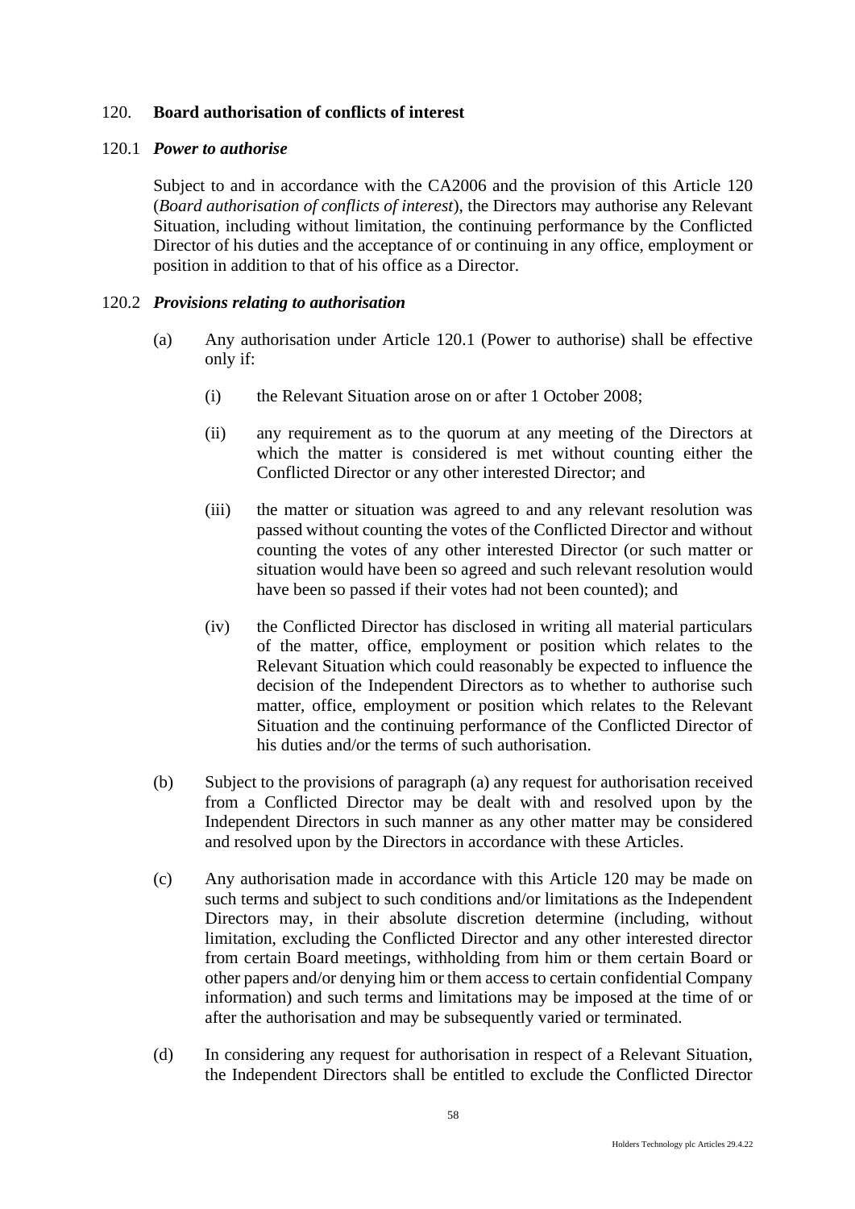## 120. Board authorisation of conflicts of interest

### 120.1 *Power to authorise*

Subject to and in accordance with the CA2006 and the provision of this Article 120 (*Board authorisation of conflicts of interest*), the Directors may authorise any Relevant Situation, including without limitation, the continuing performance by the Conflicted Director of his duties and the acceptance of or continuing in any office, employment or position in addition to that of his office as a Director.

### 120.2 *Provisions relating to authorisation*

(a) Any authorisation under Article 120.1 (Power to authorise) shall be effective only if:

(i) the Relevant Situation arose on or after 1 October 2008;

(ii) any requirement as to the quorum at any meeting of the Directors at which the matter is considered is met without counting either the Conflicted Director or any other interested Director; and

(iii) the matter or situation was agreed to and any relevant resolution was passed without counting the votes of the Conflicted Director and without counting the votes of any other interested Director (or such matter or situation would have been so agreed and such relevant resolution would have been so passed if their votes had not been counted); and

(iv) the Conflicted Director has disclosed in writing all material particulars of the matter, office, employment or position which relates to the Relevant Situation which could reasonably be expected to influence the decision of the Independent Directors as to whether to authorise such matter, office, employment or position which relates to the Relevant Situation and the continuing performance of the Conflicted Director of his duties and/or the terms of such authorisation.

(b) Subject to the provisions of paragraph (a) any request for authorisation received from a Conflicted Director may be dealt with and resolved upon by the Independent Directors in such manner as any other matter may be considered and resolved upon by the Directors in accordance with these Articles.

(c) Any authorisation made in accordance with this Article 120 may be made on such terms and subject to such conditions and/or limitations as the Independent Directors may, in their absolute discretion determine (including, without limitation, excluding the Conflicted Director and any other interested director from certain Board meetings, withholding from him or them certain Board or other papers and/or denying him or them access to certain confidential Company information) and such terms and limitations may be imposed at the time of or after the authorisation and may be subsequently varied or terminated.

(d) In considering any request for authorisation in respect of a Relevant Situation, the Independent Directors shall be entitled to exclude the Conflicted Director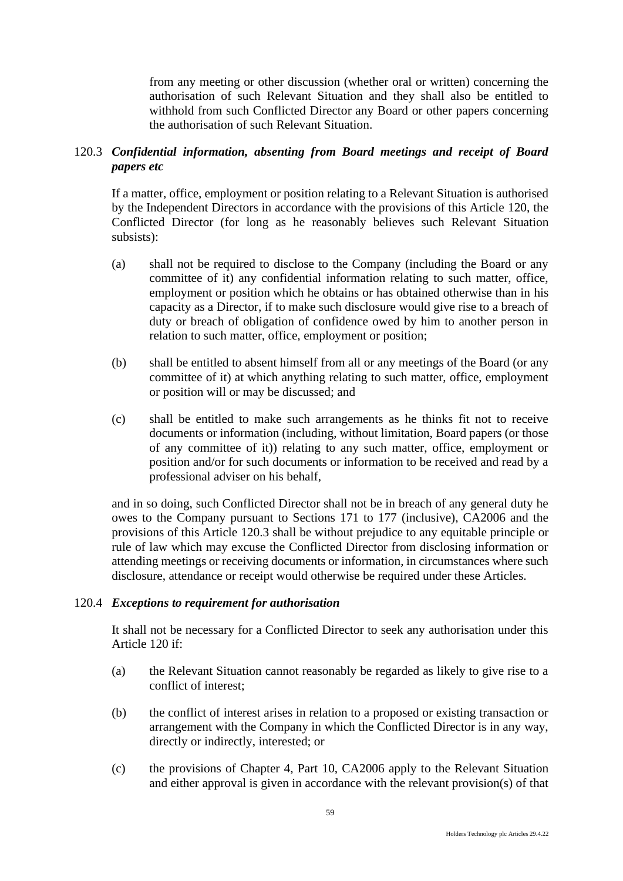from any meeting or other discussion (whether oral or written) concerning the authorisation of such Relevant Situation and they shall also be entitled to withhold from such Conflicted Director any Board or other papers concerning the authorisation of such Relevant Situation.

### 120.3 *Confidential information, absenting from Board meetings and receipt of Board papers etc*

If a matter, office, employment or position relating to a Relevant Situation is authorised by the Independent Directors in accordance with the provisions of this Article 120, the Conflicted Director (for long as he reasonably believes such Relevant Situation subsists):

(a) shall not be required to disclose to the Company (including the Board or any committee of it) any confidential information relating to such matter, office, employment or position which he obtains or has obtained otherwise than in his capacity as a Director, if to make such disclosure would give rise to a breach of duty or breach of obligation of confidence owed by him to another person in relation to such matter, office, employment or position;

(b) shall be entitled to absent himself from all or any meetings of the Board (or any committee of it) at which anything relating to such matter, office, employment or position will or may be discussed; and

(c) shall be entitled to make such arrangements as he thinks fit not to receive documents or information (including, without limitation, Board papers (or those of any committee of it)) relating to any such matter, office, employment or position and/or for such documents or information to be received and read by a professional adviser on his behalf,

and in so doing, such Conflicted Director shall not be in breach of any general duty he owes to the Company pursuant to Sections 171 to 177 (inclusive), CA2006 and the provisions of this Article 120.3 shall be without prejudice to any equitable principle or rule of law which may excuse the Conflicted Director from disclosing information or attending meetings or receiving documents or information, in circumstances where such disclosure, attendance or receipt would otherwise be required under these Articles.

### 120.4 *Exceptions to requirement for authorisation*

It shall not be necessary for a Conflicted Director to seek any authorisation under this Article 120 if:

(a) the Relevant Situation cannot reasonably be regarded as likely to give rise to a conflict of interest;

(b) the conflict of interest arises in relation to a proposed or existing transaction or arrangement with the Company in which the Conflicted Director is in any way, directly or indirectly, interested; or

(c) the provisions of Chapter 4, Part 10, CA2006 apply to the Relevant Situation and either approval is given in accordance with the relevant provision(s) of that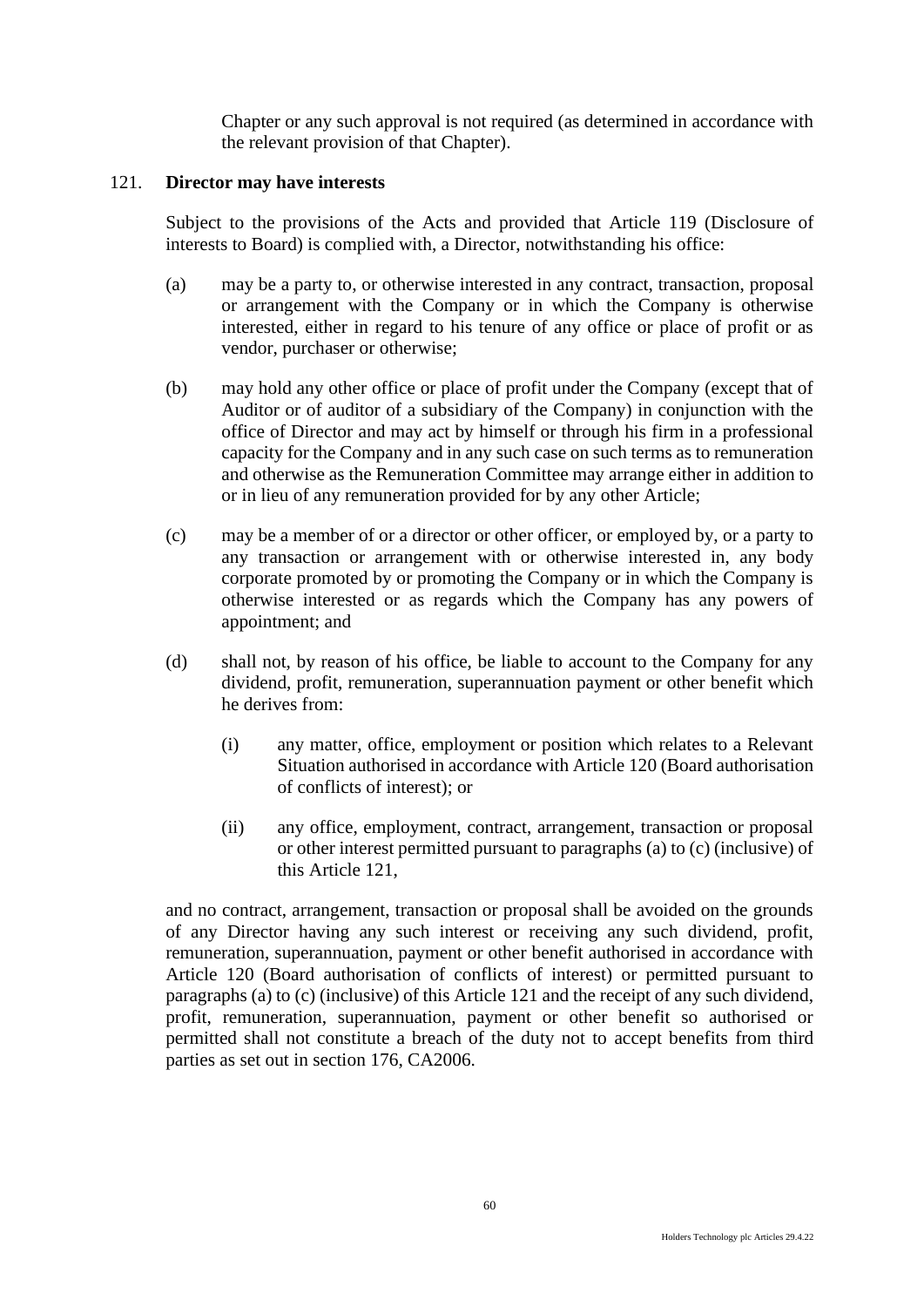Chapter or any such approval is not required (as determined in accordance with the relevant provision of that Chapter).

121. **Director may have interests**

Subject to the provisions of the Acts and provided that Article 119 (Disclosure of interests to Board) is complied with, a Director, notwithstanding his office:

(a) may be a party to, or otherwise interested in any contract, transaction, proposal or arrangement with the Company or in which the Company is otherwise interested, either in regard to his tenure of any office or place of profit or as vendor, purchaser or otherwise;

(b) may hold any other office or place of profit under the Company (except that of Auditor or of auditor of a subsidiary of the Company) in conjunction with the office of Director and may act by himself or through his firm in a professional capacity for the Company and in any such case on such terms as to remuneration and otherwise as the Remuneration Committee may arrange either in addition to or in lieu of any remuneration provided for by any other Article;

(c) may be a member of or a director or other officer, or employed by, or a party to any transaction or arrangement with or otherwise interested in, any body corporate promoted by or promoting the Company or in which the Company is otherwise interested or as regards which the Company has any powers of appointment; and

(d) shall not, by reason of his office, be liable to account to the Company for any dividend, profit, remuneration, superannuation payment or other benefit which he derives from:

  (i) any matter, office, employment or position which relates to a Relevant Situation authorised in accordance with Article 120 (Board authorisation of conflicts of interest); or

  (ii) any office, employment, contract, arrangement, transaction or proposal or other interest permitted pursuant to paragraphs (a) to (c) (inclusive) of this Article 121,

and no contract, arrangement, transaction or proposal shall be avoided on the grounds of any Director having any such interest or receiving any such dividend, profit, remuneration, superannuation, payment or other benefit authorised in accordance with Article 120 (Board authorisation of conflicts of interest) or permitted pursuant to paragraphs (a) to (c) (inclusive) of this Article 121 and the receipt of any such dividend, profit, remuneration, superannuation, payment or other benefit so authorised or permitted shall not constitute a breach of the duty not to accept benefits from third parties as set out in section 176, CA2006.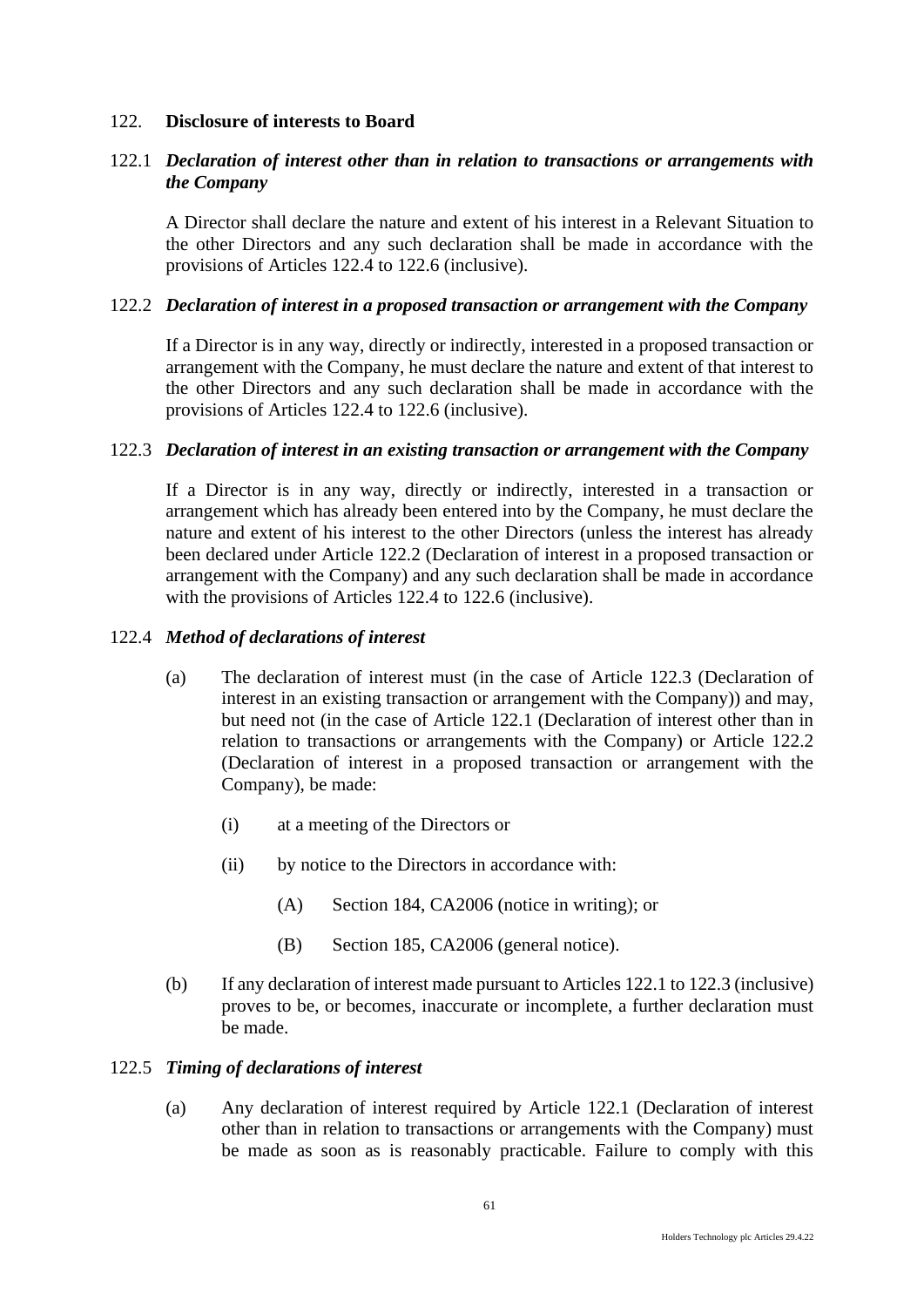## 122. **Disclosure of interests to Board**

### 122.1 *Declaration of interest other than in relation to transactions or arrangements with the Company*

A Director shall declare the nature and extent of his interest in a Relevant Situation to the other Directors and any such declaration shall be made in accordance with the provisions of Articles 122.4 to 122.6 (inclusive).

### 122.2 *Declaration of interest in a proposed transaction or arrangement with the Company*

If a Director is in any way, directly or indirectly, interested in a proposed transaction or arrangement with the Company, he must declare the nature and extent of that interest to the other Directors and any such declaration shall be made in accordance with the provisions of Articles 122.4 to 122.6 (inclusive).

### 122.3 *Declaration of interest in an existing transaction or arrangement with the Company*

If a Director is in any way, directly or indirectly, interested in a transaction or arrangement which has already been entered into by the Company, he must declare the nature and extent of his interest to the other Directors (unless the interest has already been declared under Article 122.2 (Declaration of interest in a proposed transaction or arrangement with the Company) and any such declaration shall be made in accordance with the provisions of Articles 122.4 to 122.6 (inclusive).

### 122.4 *Method of declarations of interest*

(a) The declaration of interest must (in the case of Article 122.3 (Declaration of interest in an existing transaction or arrangement with the Company)) and may, but need not (in the case of Article 122.1 (Declaration of interest other than in relation to transactions or arrangements with the Company) or Article 122.2 (Declaration of interest in a proposed transaction or arrangement with the Company), be made:

(i) at a meeting of the Directors or

(ii) by notice to the Directors in accordance with:

(A) Section 184, CA2006 (notice in writing); or

(B) Section 185, CA2006 (general notice).

(b) If any declaration of interest made pursuant to Articles 122.1 to 122.3 (inclusive) proves to be, or becomes, inaccurate or incomplete, a further declaration must be made.

### 122.5 *Timing of declarations of interest*

(a) Any declaration of interest required by Article 122.1 (Declaration of interest other than in relation to transactions or arrangements with the Company) must be made as soon as is reasonably practicable. Failure to comply with this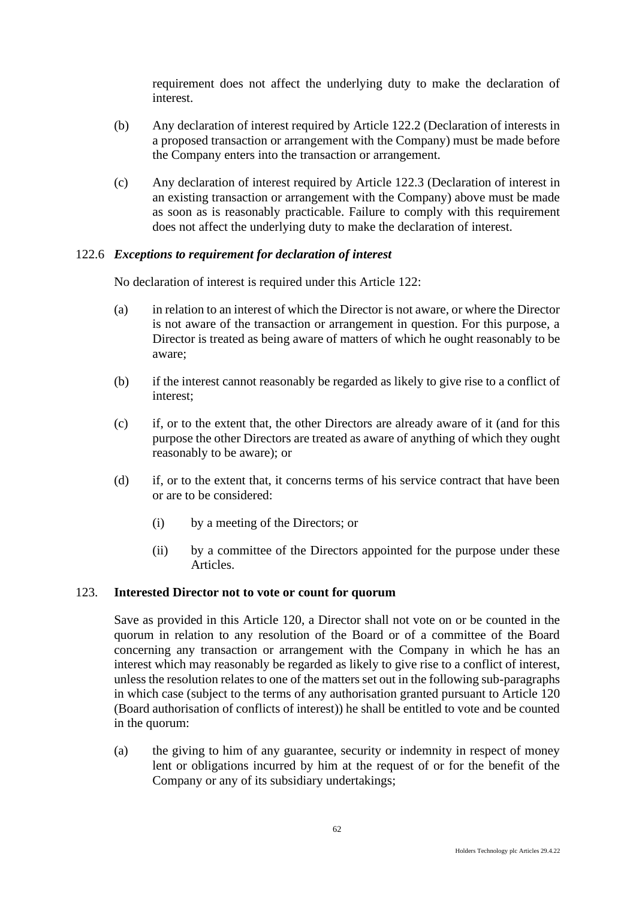requirement does not affect the underlying duty to make the declaration of interest.

(b) Any declaration of interest required by Article 122.2 (Declaration of interests in a proposed transaction or arrangement with the Company) must be made before the Company enters into the transaction or arrangement.

(c) Any declaration of interest required by Article 122.3 (Declaration of interest in an existing transaction or arrangement with the Company) above must be made as soon as is reasonably practicable. Failure to comply with this requirement does not affect the underlying duty to make the declaration of interest.

122.6 ***Exceptions to requirement for declaration of interest***

No declaration of interest is required under this Article 122:

(a) in relation to an interest of which the Director is not aware, or where the Director is not aware of the transaction or arrangement in question. For this purpose, a Director is treated as being aware of matters of which he ought reasonably to be aware;

(b) if the interest cannot reasonably be regarded as likely to give rise to a conflict of interest;

(c) if, or to the extent that, the other Directors are already aware of it (and for this purpose the other Directors are treated as aware of anything of which they ought reasonably to be aware); or

(d) if, or to the extent that, it concerns terms of his service contract that have been or are to be considered:

(i) by a meeting of the Directors; or

(ii) by a committee of the Directors appointed for the purpose under these Articles.

## 123. Interested Director not to vote or count for quorum

Save as provided in this Article 120, a Director shall not vote on or be counted in the quorum in relation to any resolution of the Board or of a committee of the Board concerning any transaction or arrangement with the Company in which he has an interest which may reasonably be regarded as likely to give rise to a conflict of interest, unless the resolution relates to one of the matters set out in the following sub-paragraphs in which case (subject to the terms of any authorisation granted pursuant to Article 120 (Board authorisation of conflicts of interest)) he shall be entitled to vote and be counted in the quorum:

(a) the giving to him of any guarantee, security or indemnity in respect of money lent or obligations incurred by him at the request of or for the benefit of the Company or any of its subsidiary undertakings;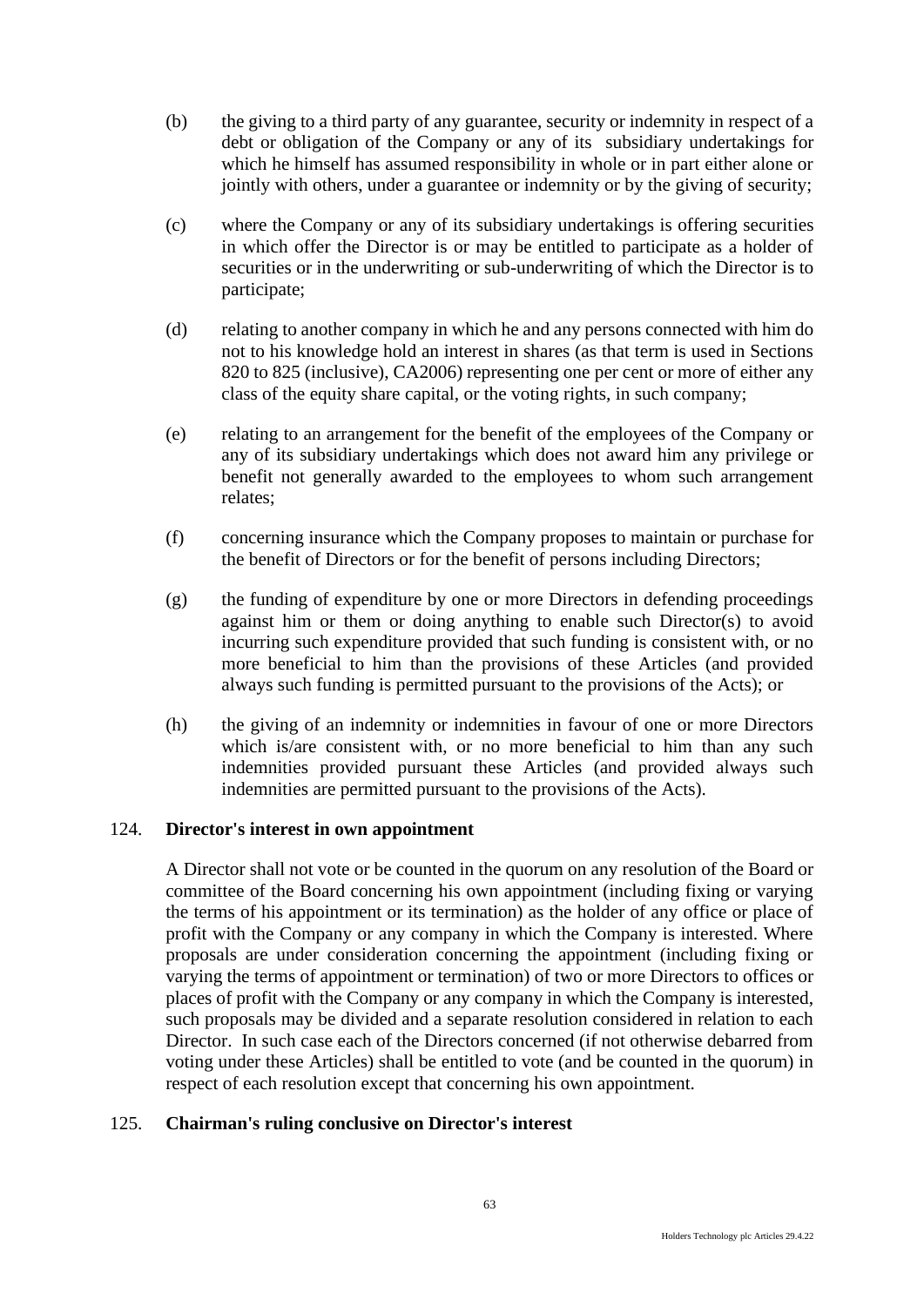(b) the giving to a third party of any guarantee, security or indemnity in respect of a debt or obligation of the Company or any of its subsidiary undertakings for which he himself has assumed responsibility in whole or in part either alone or jointly with others, under a guarantee or indemnity or by the giving of security;

(c) where the Company or any of its subsidiary undertakings is offering securities in which offer the Director is or may be entitled to participate as a holder of securities or in the underwriting or sub-underwriting of which the Director is to participate;

(d) relating to another company in which he and any persons connected with him do not to his knowledge hold an interest in shares (as that term is used in Sections 820 to 825 (inclusive), CA2006) representing one per cent or more of either any class of the equity share capital, or the voting rights, in such company;

(e) relating to an arrangement for the benefit of the employees of the Company or any of its subsidiary undertakings which does not award him any privilege or benefit not generally awarded to the employees to whom such arrangement relates;

(f) concerning insurance which the Company proposes to maintain or purchase for the benefit of Directors or for the benefit of persons including Directors;

(g) the funding of expenditure by one or more Directors in defending proceedings against him or them or doing anything to enable such Director(s) to avoid incurring such expenditure provided that such funding is consistent with, or no more beneficial to him than the provisions of these Articles (and provided always such funding is permitted pursuant to the provisions of the Acts); or

(h) the giving of an indemnity or indemnities in favour of one or more Directors which is/are consistent with, or no more beneficial to him than any such indemnities provided pursuant these Articles (and provided always such indemnities are permitted pursuant to the provisions of the Acts).

## 124. Director's interest in own appointment

A Director shall not vote or be counted in the quorum on any resolution of the Board or committee of the Board concerning his own appointment (including fixing or varying the terms of his appointment or its termination) as the holder of any office or place of profit with the Company or any company in which the Company is interested. Where proposals are under consideration concerning the appointment (including fixing or varying the terms of appointment or termination) of two or more Directors to offices or places of profit with the Company or any company in which the Company is interested, such proposals may be divided and a separate resolution considered in relation to each Director. In such case each of the Directors concerned (if not otherwise debarred from voting under these Articles) shall be entitled to vote (and be counted in the quorum) in respect of each resolution except that concerning his own appointment.

## 125. Chairman's ruling conclusive on Director's interest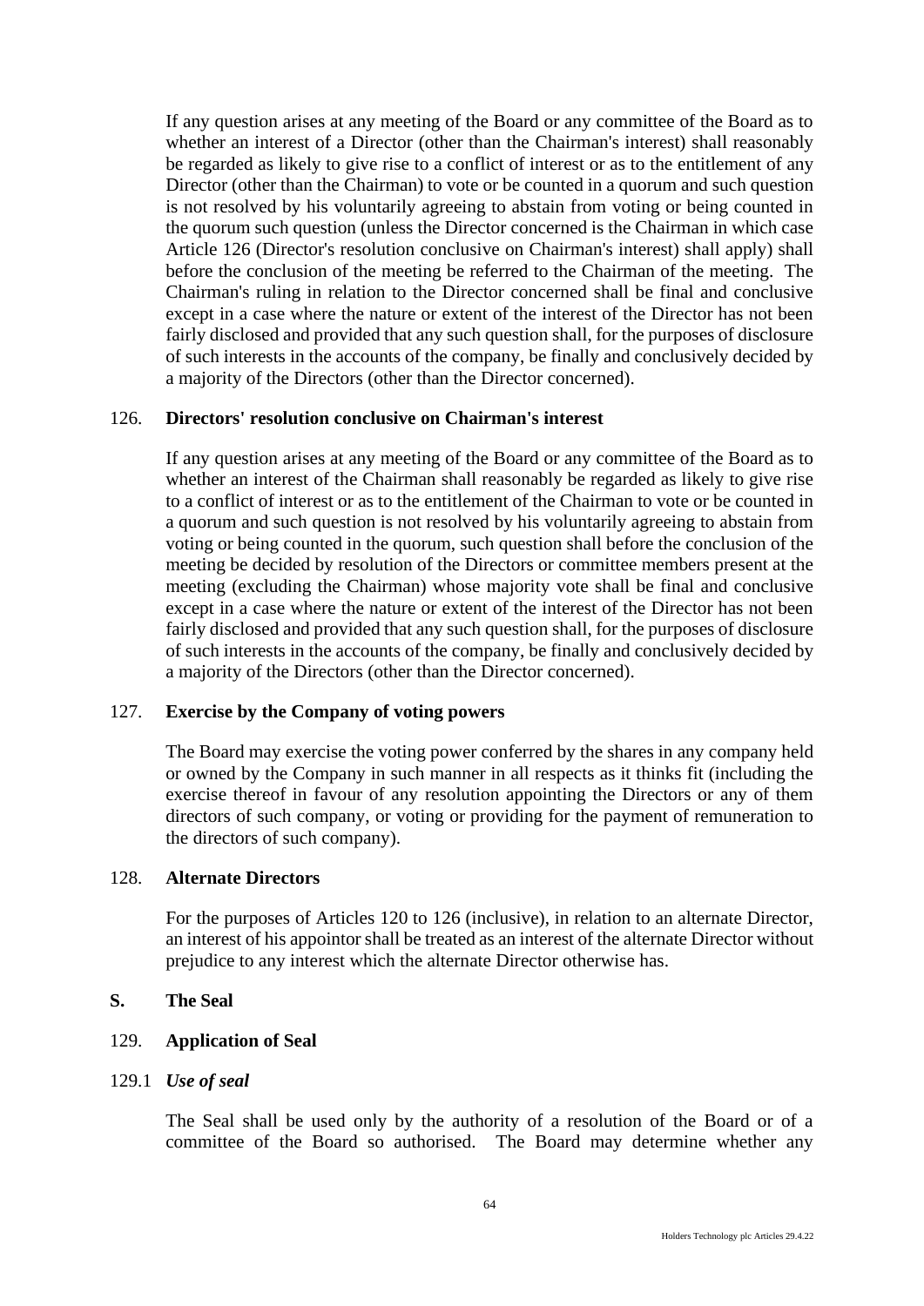If any question arises at any meeting of the Board or any committee of the Board as to whether an interest of a Director (other than the Chairman's interest) shall reasonably be regarded as likely to give rise to a conflict of interest or as to the entitlement of any Director (other than the Chairman) to vote or be counted in a quorum and such question is not resolved by his voluntarily agreeing to abstain from voting or being counted in the quorum such question (unless the Director concerned is the Chairman in which case Article 126 (Director's resolution conclusive on Chairman's interest) shall apply) shall before the conclusion of the meeting be referred to the Chairman of the meeting. The Chairman's ruling in relation to the Director concerned shall be final and conclusive except in a case where the nature or extent of the interest of the Director has not been fairly disclosed and provided that any such question shall, for the purposes of disclosure of such interests in the accounts of the company, be finally and conclusively decided by a majority of the Directors (other than the Director concerned).

126. **Directors' resolution conclusive on Chairman's interest**

If any question arises at any meeting of the Board or any committee of the Board as to whether an interest of the Chairman shall reasonably be regarded as likely to give rise to a conflict of interest or as to the entitlement of the Chairman to vote or be counted in a quorum and such question is not resolved by his voluntarily agreeing to abstain from voting or being counted in the quorum, such question shall before the conclusion of the meeting be decided by resolution of the Directors or committee members present at the meeting (excluding the Chairman) whose majority vote shall be final and conclusive except in a case where the nature or extent of the interest of the Director has not been fairly disclosed and provided that any such question shall, for the purposes of disclosure of such interests in the accounts of the company, be finally and conclusively decided by a majority of the Directors (other than the Director concerned).

127. **Exercise by the Company of voting powers**

The Board may exercise the voting power conferred by the shares in any company held or owned by the Company in such manner in all respects as it thinks fit (including the exercise thereof in favour of any resolution appointing the Directors or any of them directors of such company, or voting or providing for the payment of remuneration to the directors of such company).

128. **Alternate Directors**

For the purposes of Articles 120 to 126 (inclusive), in relation to an alternate Director, an interest of his appointor shall be treated as an interest of the alternate Director without prejudice to any interest which the alternate Director otherwise has.

## S. The Seal

129. **Application of Seal**

129.1 ***Use of seal***

The Seal shall be used only by the authority of a resolution of the Board or of a committee of the Board so authorised. The Board may determine whether any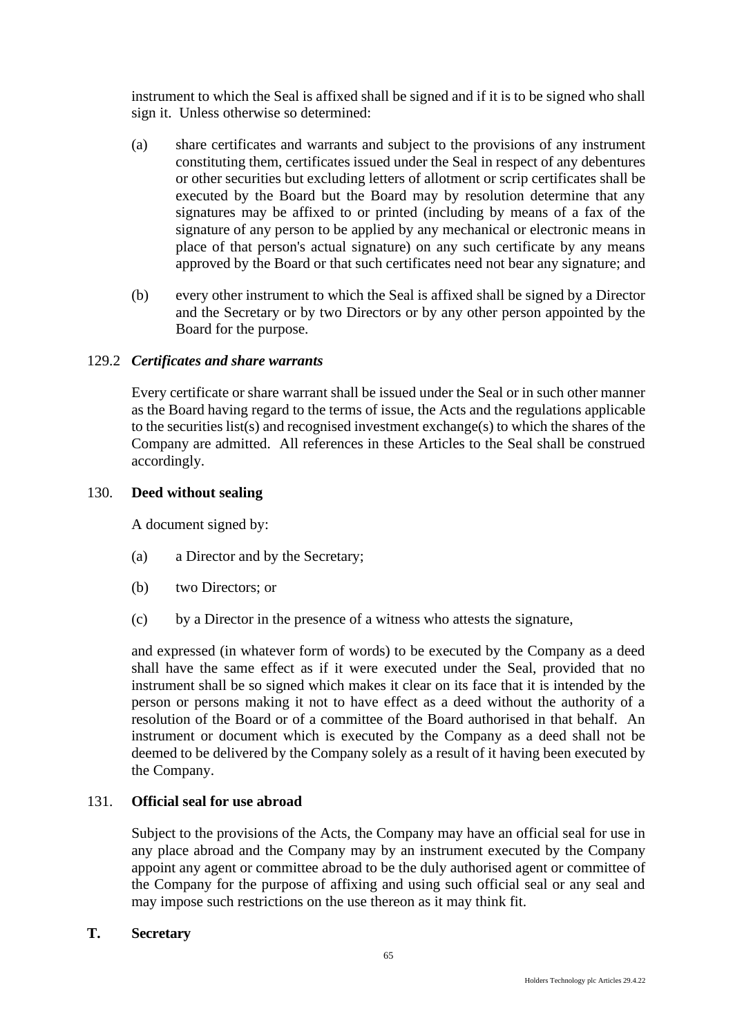instrument to which the Seal is affixed shall be signed and if it is to be signed who shall sign it. Unless otherwise so determined:

(a) share certificates and warrants and subject to the provisions of any instrument constituting them, certificates issued under the Seal in respect of any debentures or other securities but excluding letters of allotment or scrip certificates shall be executed by the Board but the Board may by resolution determine that any signatures may be affixed to or printed (including by means of a fax of the signature of any person to be applied by any mechanical or electronic means in place of that person's actual signature) on any such certificate by any means approved by the Board or that such certificates need not bear any signature; and

(b) every other instrument to which the Seal is affixed shall be signed by a Director and the Secretary or by two Directors or by any other person appointed by the Board for the purpose.

129.2 ***Certificates and share warrants***

Every certificate or share warrant shall be issued under the Seal or in such other manner as the Board having regard to the terms of issue, the Acts and the regulations applicable to the securities list(s) and recognised investment exchange(s) to which the shares of the Company are admitted. All references in these Articles to the Seal shall be construed accordingly.

130. **Deed without sealing**

A document signed by:

(a) a Director and by the Secretary;

(b) two Directors; or

(c) by a Director in the presence of a witness who attests the signature,

and expressed (in whatever form of words) to be executed by the Company as a deed shall have the same effect as if it were executed under the Seal, provided that no instrument shall be so signed which makes it clear on its face that it is intended by the person or persons making it not to have effect as a deed without the authority of a resolution of the Board or of a committee of the Board authorised in that behalf. An instrument or document which is executed by the Company as a deed shall not be deemed to be delivered by the Company solely as a result of it having been executed by the Company.

131. **Official seal for use abroad**

Subject to the provisions of the Acts, the Company may have an official seal for use in any place abroad and the Company may by an instrument executed by the Company appoint any agent or committee abroad to be the duly authorised agent or committee of the Company for the purpose of affixing and using such official seal or any seal and may impose such restrictions on the use thereon as it may think fit.

**T. Secretary**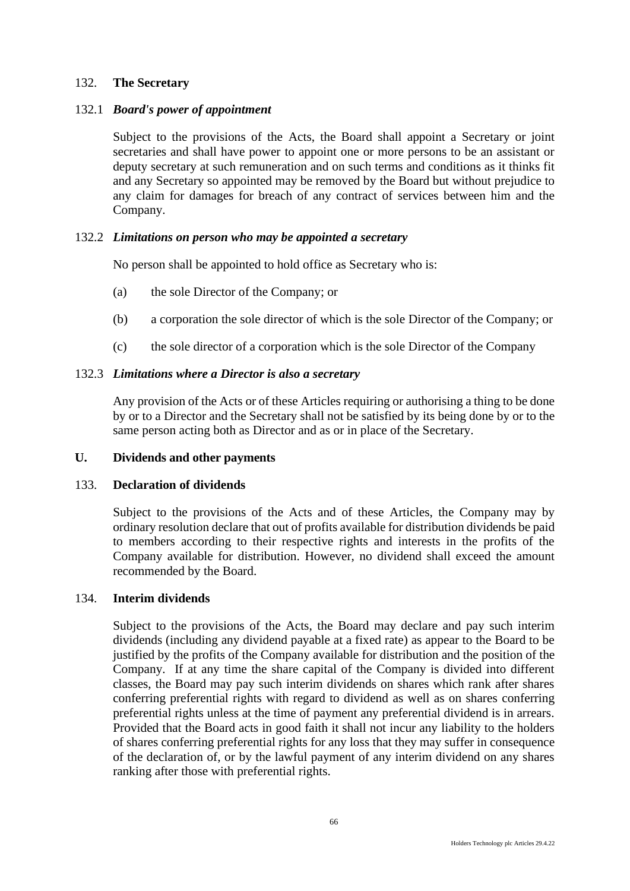## 132. The Secretary

### 132.1 *Board's power of appointment*

Subject to the provisions of the Acts, the Board shall appoint a Secretary or joint secretaries and shall have power to appoint one or more persons to be an assistant or deputy secretary at such remuneration and on such terms and conditions as it thinks fit and any Secretary so appointed may be removed by the Board but without prejudice to any claim for damages for breach of any contract of services between him and the Company.

### 132.2 *Limitations on person who may be appointed a secretary*

No person shall be appointed to hold office as Secretary who is:

(a) the sole Director of the Company; or

(b) a corporation the sole director of which is the sole Director of the Company; or

(c) the sole director of a corporation which is the sole Director of the Company

### 132.3 *Limitations where a Director is also a secretary*

Any provision of the Acts or of these Articles requiring or authorising a thing to be done by or to a Director and the Secretary shall not be satisfied by its being done by or to the same person acting both as Director and as or in place of the Secretary.

## U. Dividends and other payments

## 133. Declaration of dividends

Subject to the provisions of the Acts and of these Articles, the Company may by ordinary resolution declare that out of profits available for distribution dividends be paid to members according to their respective rights and interests in the profits of the Company available for distribution. However, no dividend shall exceed the amount recommended by the Board.

## 134. Interim dividends

Subject to the provisions of the Acts, the Board may declare and pay such interim dividends (including any dividend payable at a fixed rate) as appear to the Board to be justified by the profits of the Company available for distribution and the position of the Company. If at any time the share capital of the Company is divided into different classes, the Board may pay such interim dividends on shares which rank after shares conferring preferential rights with regard to dividend as well as on shares conferring preferential rights unless at the time of payment any preferential dividend is in arrears. Provided that the Board acts in good faith it shall not incur any liability to the holders of shares conferring preferential rights for any loss that they may suffer in consequence of the declaration of, or by the lawful payment of any interim dividend on any shares ranking after those with preferential rights.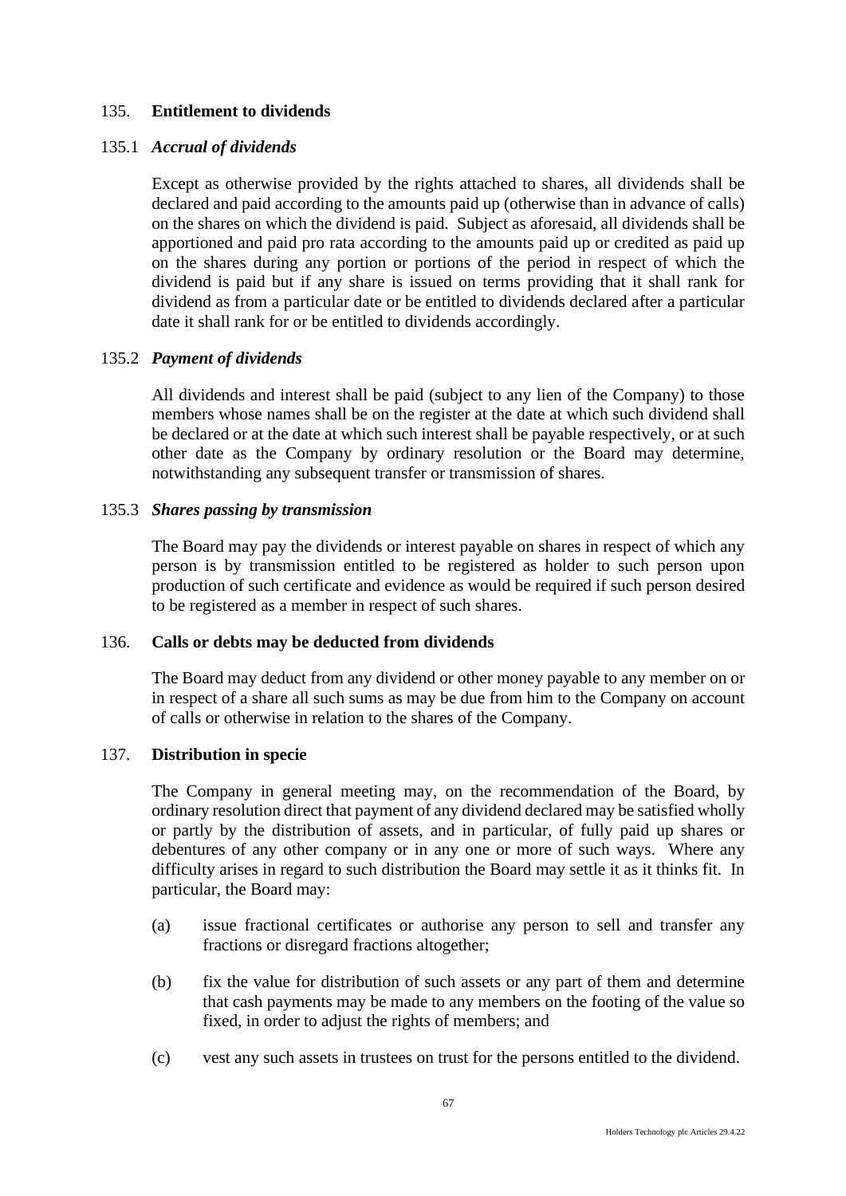## 135. Entitlement to dividends

### 135.1 *Accrual of dividends*

Except as otherwise provided by the rights attached to shares, all dividends shall be declared and paid according to the amounts paid up (otherwise than in advance of calls) on the shares on which the dividend is paid. Subject as aforesaid, all dividends shall be apportioned and paid pro rata according to the amounts paid up or credited as paid up on the shares during any portion or portions of the period in respect of which the dividend is paid but if any share is issued on terms providing that it shall rank for dividend as from a particular date or be entitled to dividends declared after a particular date it shall rank for or be entitled to dividends accordingly.

### 135.2 *Payment of dividends*

All dividends and interest shall be paid (subject to any lien of the Company) to those members whose names shall be on the register at the date at which such dividend shall be declared or at the date at which such interest shall be payable respectively, or at such other date as the Company by ordinary resolution or the Board may determine, notwithstanding any subsequent transfer or transmission of shares.

### 135.3 *Shares passing by transmission*

The Board may pay the dividends or interest payable on shares in respect of which any person is by transmission entitled to be registered as holder to such person upon production of such certificate and evidence as would be required if such person desired to be registered as a member in respect of such shares.

## 136. Calls or debts may be deducted from dividends

The Board may deduct from any dividend or other money payable to any member on or in respect of a share all such sums as may be due from him to the Company on account of calls or otherwise in relation to the shares of the Company.

## 137. Distribution in specie

The Company in general meeting may, on the recommendation of the Board, by ordinary resolution direct that payment of any dividend declared may be satisfied wholly or partly by the distribution of assets, and in particular, of fully paid up shares or debentures of any other company or in any one or more of such ways. Where any difficulty arises in regard to such distribution the Board may settle it as it thinks fit. In particular, the Board may:

(a) issue fractional certificates or authorise any person to sell and transfer any fractions or disregard fractions altogether;

(b) fix the value for distribution of such assets or any part of them and determine that cash payments may be made to any members on the footing of the value so fixed, in order to adjust the rights of members; and

(c) vest any such assets in trustees on trust for the persons entitled to the dividend.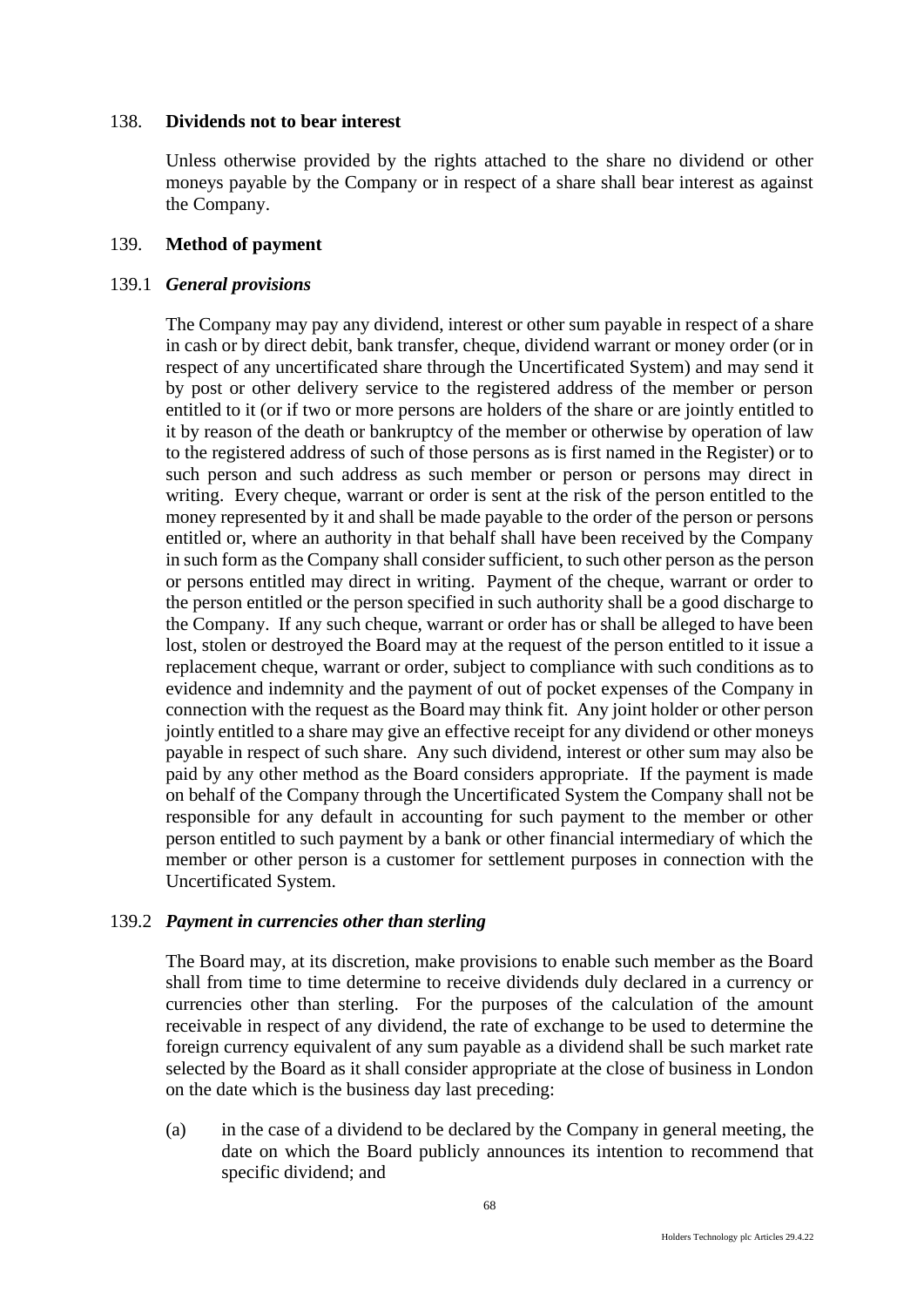### 138. **Dividends not to bear interest**

Unless otherwise provided by the rights attached to the share no dividend or other moneys payable by the Company or in respect of a share shall bear interest as against the Company.

### 139. **Method of payment**

#### 139.1 ***General provisions***

The Company may pay any dividend, interest or other sum payable in respect of a share in cash or by direct debit, bank transfer, cheque, dividend warrant or money order (or in respect of any uncertificated share through the Uncertificated System) and may send it by post or other delivery service to the registered address of the member or person entitled to it (or if two or more persons are holders of the share or are jointly entitled to it by reason of the death or bankruptcy of the member or otherwise by operation of law to the registered address of such of those persons as is first named in the Register) or to such person and such address as such member or person or persons may direct in writing. Every cheque, warrant or order is sent at the risk of the person entitled to the money represented by it and shall be made payable to the order of the person or persons entitled or, where an authority in that behalf shall have been received by the Company in such form as the Company shall consider sufficient, to such other person as the person or persons entitled may direct in writing. Payment of the cheque, warrant or order to the person entitled or the person specified in such authority shall be a good discharge to the Company. If any such cheque, warrant or order has or shall be alleged to have been lost, stolen or destroyed the Board may at the request of the person entitled to it issue a replacement cheque, warrant or order, subject to compliance with such conditions as to evidence and indemnity and the payment of out of pocket expenses of the Company in connection with the request as the Board may think fit. Any joint holder or other person jointly entitled to a share may give an effective receipt for any dividend or other moneys payable in respect of such share. Any such dividend, interest or other sum may also be paid by any other method as the Board considers appropriate. If the payment is made on behalf of the Company through the Uncertificated System the Company shall not be responsible for any default in accounting for such payment to the member or other person entitled to such payment by a bank or other financial intermediary of which the member or other person is a customer for settlement purposes in connection with the Uncertificated System.

#### 139.2 ***Payment in currencies other than sterling***

The Board may, at its discretion, make provisions to enable such member as the Board shall from time to time determine to receive dividends duly declared in a currency or currencies other than sterling. For the purposes of the calculation of the amount receivable in respect of any dividend, the rate of exchange to be used to determine the foreign currency equivalent of any sum payable as a dividend shall be such market rate selected by the Board as it shall consider appropriate at the close of business in London on the date which is the business day last preceding:

(a) in the case of a dividend to be declared by the Company in general meeting, the date on which the Board publicly announces its intention to recommend that specific dividend; and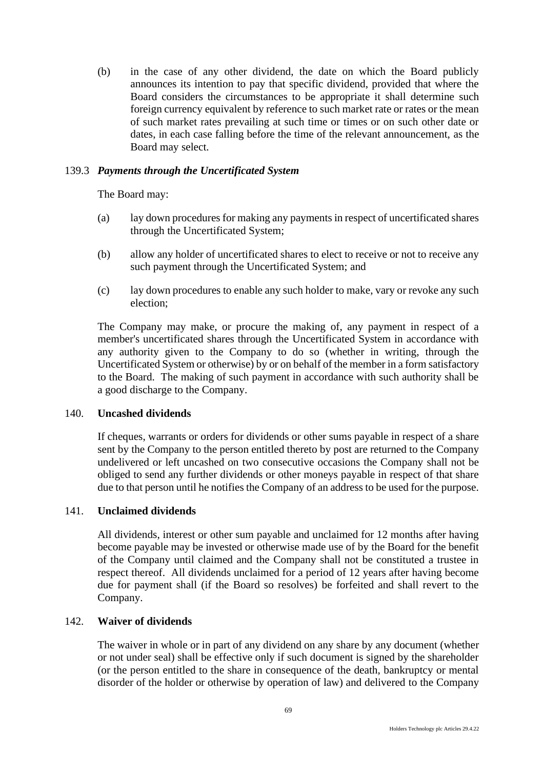(b) in the case of any other dividend, the date on which the Board publicly announces its intention to pay that specific dividend, provided that where the Board considers the circumstances to be appropriate it shall determine such foreign currency equivalent by reference to such market rate or rates or the mean of such market rates prevailing at such time or times or on such other date or dates, in each case falling before the time of the relevant announcement, as the Board may select.

139.3 ***Payments through the Uncertificated System***

The Board may:

(a) lay down procedures for making any payments in respect of uncertificated shares through the Uncertificated System;

(b) allow any holder of uncertificated shares to elect to receive or not to receive any such payment through the Uncertificated System; and

(c) lay down procedures to enable any such holder to make, vary or revoke any such election;

The Company may make, or procure the making of, any payment in respect of a member's uncertificated shares through the Uncertificated System in accordance with any authority given to the Company to do so (whether in writing, through the Uncertificated System or otherwise) by or on behalf of the member in a form satisfactory to the Board. The making of such payment in accordance with such authority shall be a good discharge to the Company.

## 140. Uncashed dividends

If cheques, warrants or orders for dividends or other sums payable in respect of a share sent by the Company to the person entitled thereto by post are returned to the Company undelivered or left uncashed on two consecutive occasions the Company shall not be obliged to send any further dividends or other moneys payable in respect of that share due to that person until he notifies the Company of an address to be used for the purpose.

## 141. Unclaimed dividends

All dividends, interest or other sum payable and unclaimed for 12 months after having become payable may be invested or otherwise made use of by the Board for the benefit of the Company until claimed and the Company shall not be constituted a trustee in respect thereof. All dividends unclaimed for a period of 12 years after having become due for payment shall (if the Board so resolves) be forfeited and shall revert to the Company.

## 142. Waiver of dividends

The waiver in whole or in part of any dividend on any share by any document (whether or not under seal) shall be effective only if such document is signed by the shareholder (or the person entitled to the share in consequence of the death, bankruptcy or mental disorder of the holder or otherwise by operation of law) and delivered to the Company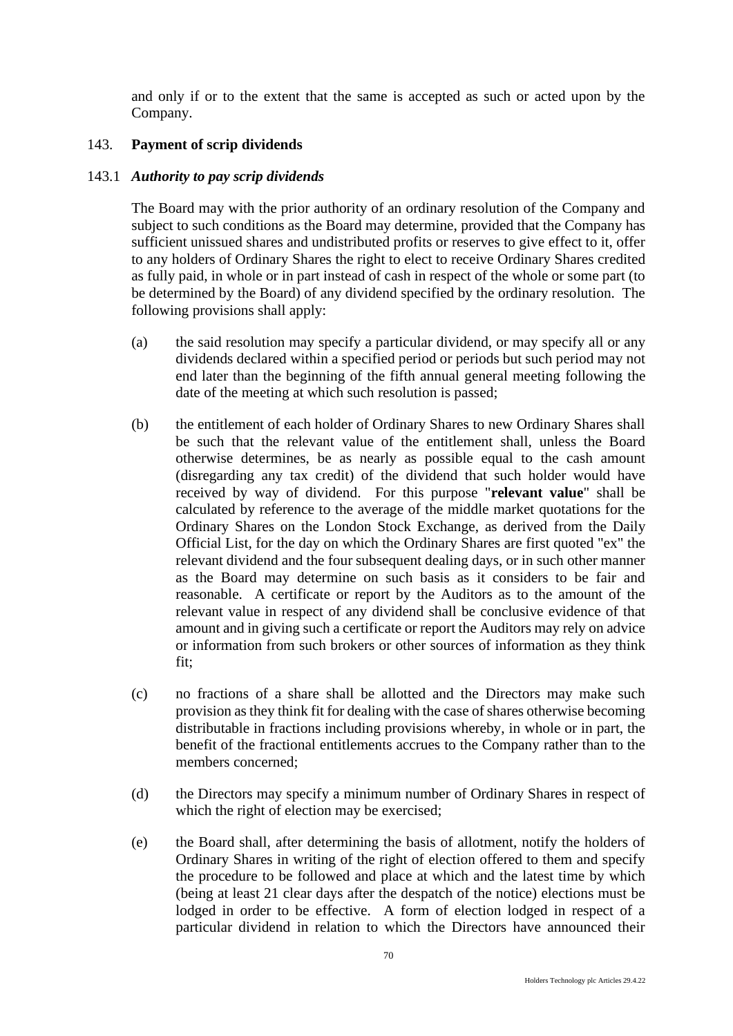and only if or to the extent that the same is accepted as such or acted upon by the Company.

## 143. Payment of scrip dividends

### 143.1 *Authority to pay scrip dividends*

The Board may with the prior authority of an ordinary resolution of the Company and subject to such conditions as the Board may determine, provided that the Company has sufficient unissued shares and undistributed profits or reserves to give effect to it, offer to any holders of Ordinary Shares the right to elect to receive Ordinary Shares credited as fully paid, in whole or in part instead of cash in respect of the whole or some part (to be determined by the Board) of any dividend specified by the ordinary resolution. The following provisions shall apply:

(a) the said resolution may specify a particular dividend, or may specify all or any dividends declared within a specified period or periods but such period may not end later than the beginning of the fifth annual general meeting following the date of the meeting at which such resolution is passed;

(b) the entitlement of each holder of Ordinary Shares to new Ordinary Shares shall be such that the relevant value of the entitlement shall, unless the Board otherwise determines, be as nearly as possible equal to the cash amount (disregarding any tax credit) of the dividend that such holder would have received by way of dividend. For this purpose "**relevant value**" shall be calculated by reference to the average of the middle market quotations for the Ordinary Shares on the London Stock Exchange, as derived from the Daily Official List, for the day on which the Ordinary Shares are first quoted "ex" the relevant dividend and the four subsequent dealing days, or in such other manner as the Board may determine on such basis as it considers to be fair and reasonable. A certificate or report by the Auditors as to the amount of the relevant value in respect of any dividend shall be conclusive evidence of that amount and in giving such a certificate or report the Auditors may rely on advice or information from such brokers or other sources of information as they think fit;

(c) no fractions of a share shall be allotted and the Directors may make such provision as they think fit for dealing with the case of shares otherwise becoming distributable in fractions including provisions whereby, in whole or in part, the benefit of the fractional entitlements accrues to the Company rather than to the members concerned;

(d) the Directors may specify a minimum number of Ordinary Shares in respect of which the right of election may be exercised;

(e) the Board shall, after determining the basis of allotment, notify the holders of Ordinary Shares in writing of the right of election offered to them and specify the procedure to be followed and place at which and the latest time by which (being at least 21 clear days after the despatch of the notice) elections must be lodged in order to be effective. A form of election lodged in respect of a particular dividend in relation to which the Directors have announced their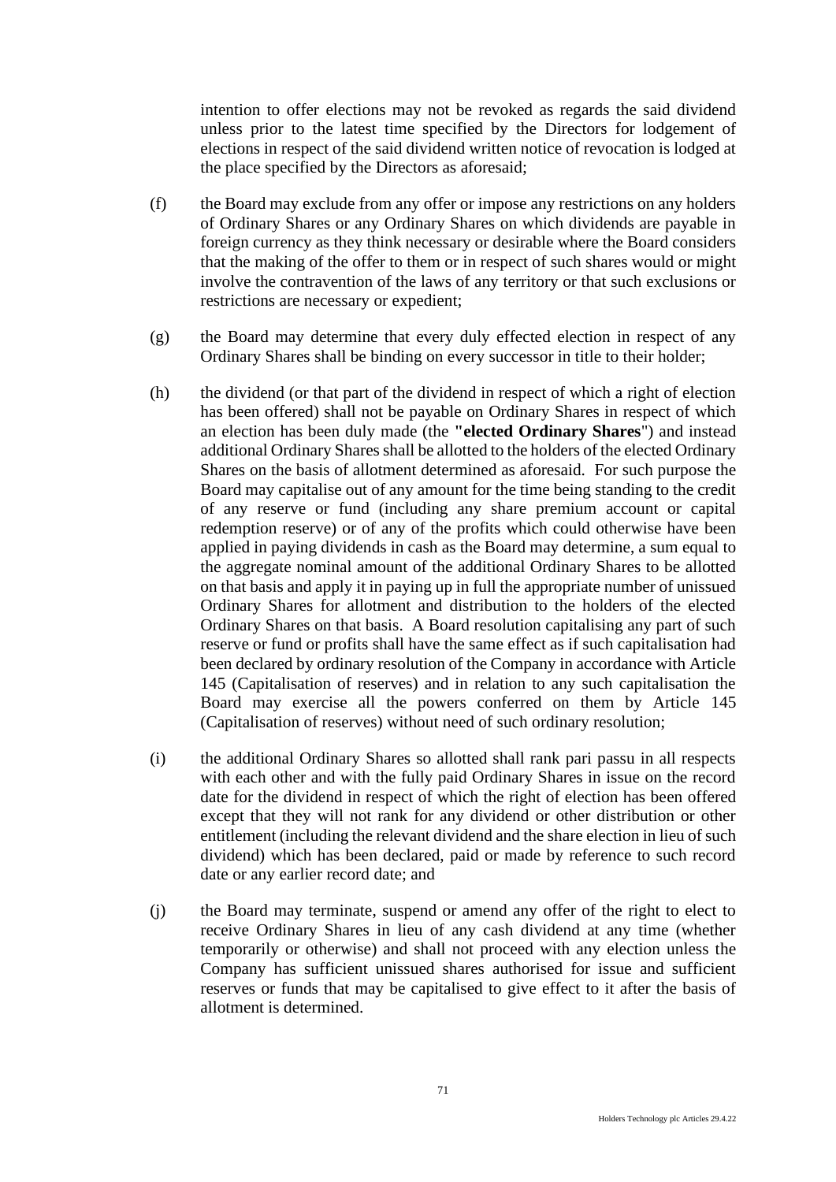intention to offer elections may not be revoked as regards the said dividend unless prior to the latest time specified by the Directors for lodgement of elections in respect of the said dividend written notice of revocation is lodged at the place specified by the Directors as aforesaid;

(f) the Board may exclude from any offer or impose any restrictions on any holders of Ordinary Shares or any Ordinary Shares on which dividends are payable in foreign currency as they think necessary or desirable where the Board considers that the making of the offer to them or in respect of such shares would or might involve the contravention of the laws of any territory or that such exclusions or restrictions are necessary or expedient;

(g) the Board may determine that every duly effected election in respect of any Ordinary Shares shall be binding on every successor in title to their holder;

(h) the dividend (or that part of the dividend in respect of which a right of election has been offered) shall not be payable on Ordinary Shares in respect of which an election has been duly made (the **"elected Ordinary Shares**") and instead additional Ordinary Shares shall be allotted to the holders of the elected Ordinary Shares on the basis of allotment determined as aforesaid. For such purpose the Board may capitalise out of any amount for the time being standing to the credit of any reserve or fund (including any share premium account or capital redemption reserve) or of any of the profits which could otherwise have been applied in paying dividends in cash as the Board may determine, a sum equal to the aggregate nominal amount of the additional Ordinary Shares to be allotted on that basis and apply it in paying up in full the appropriate number of unissued Ordinary Shares for allotment and distribution to the holders of the elected Ordinary Shares on that basis. A Board resolution capitalising any part of such reserve or fund or profits shall have the same effect as if such capitalisation had been declared by ordinary resolution of the Company in accordance with Article 145 (Capitalisation of reserves) and in relation to any such capitalisation the Board may exercise all the powers conferred on them by Article 145 (Capitalisation of reserves) without need of such ordinary resolution;

(i) the additional Ordinary Shares so allotted shall rank pari passu in all respects with each other and with the fully paid Ordinary Shares in issue on the record date for the dividend in respect of which the right of election has been offered except that they will not rank for any dividend or other distribution or other entitlement (including the relevant dividend and the share election in lieu of such dividend) which has been declared, paid or made by reference to such record date or any earlier record date; and

(j) the Board may terminate, suspend or amend any offer of the right to elect to receive Ordinary Shares in lieu of any cash dividend at any time (whether temporarily or otherwise) and shall not proceed with any election unless the Company has sufficient unissued shares authorised for issue and sufficient reserves or funds that may be capitalised to give effect to it after the basis of allotment is determined.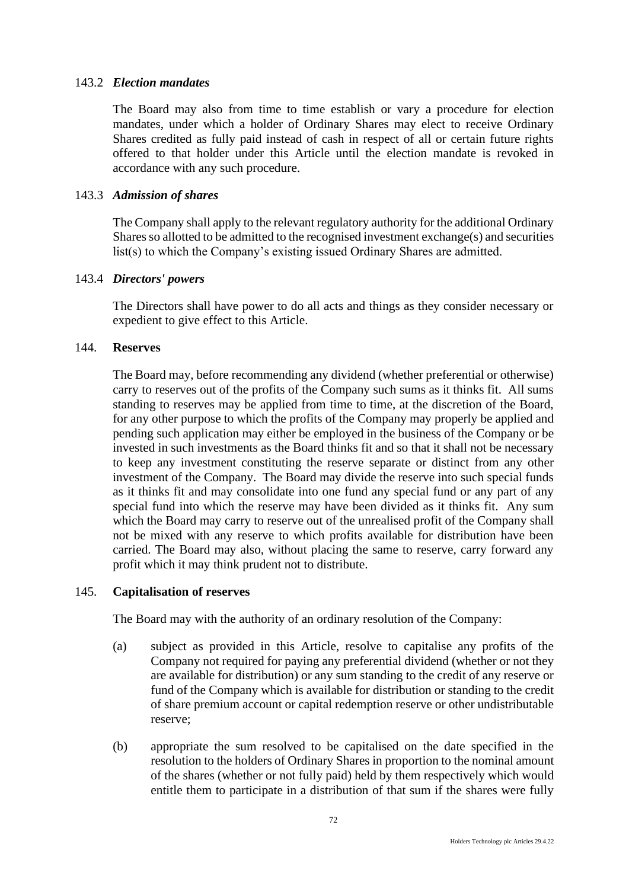### 143.2 *Election mandates*

The Board may also from time to time establish or vary a procedure for election mandates, under which a holder of Ordinary Shares may elect to receive Ordinary Shares credited as fully paid instead of cash in respect of all or certain future rights offered to that holder under this Article until the election mandate is revoked in accordance with any such procedure.

### 143.3 *Admission of shares*

The Company shall apply to the relevant regulatory authority for the additional Ordinary Shares so allotted to be admitted to the recognised investment exchange(s) and securities list(s) to which the Company's existing issued Ordinary Shares are admitted.

### 143.4 *Directors' powers*

The Directors shall have power to do all acts and things as they consider necessary or expedient to give effect to this Article.

## 144. **Reserves**

The Board may, before recommending any dividend (whether preferential or otherwise) carry to reserves out of the profits of the Company such sums as it thinks fit. All sums standing to reserves may be applied from time to time, at the discretion of the Board, for any other purpose to which the profits of the Company may properly be applied and pending such application may either be employed in the business of the Company or be invested in such investments as the Board thinks fit and so that it shall not be necessary to keep any investment constituting the reserve separate or distinct from any other investment of the Company. The Board may divide the reserve into such special funds as it thinks fit and may consolidate into one fund any special fund or any part of any special fund into which the reserve may have been divided as it thinks fit. Any sum which the Board may carry to reserve out of the unrealised profit of the Company shall not be mixed with any reserve to which profits available for distribution have been carried. The Board may also, without placing the same to reserve, carry forward any profit which it may think prudent not to distribute.

## 145. **Capitalisation of reserves**

The Board may with the authority of an ordinary resolution of the Company:

(a) subject as provided in this Article, resolve to capitalise any profits of the Company not required for paying any preferential dividend (whether or not they are available for distribution) or any sum standing to the credit of any reserve or fund of the Company which is available for distribution or standing to the credit of share premium account or capital redemption reserve or other undistributable reserve;

(b) appropriate the sum resolved to be capitalised on the date specified in the resolution to the holders of Ordinary Shares in proportion to the nominal amount of the shares (whether or not fully paid) held by them respectively which would entitle them to participate in a distribution of that sum if the shares were fully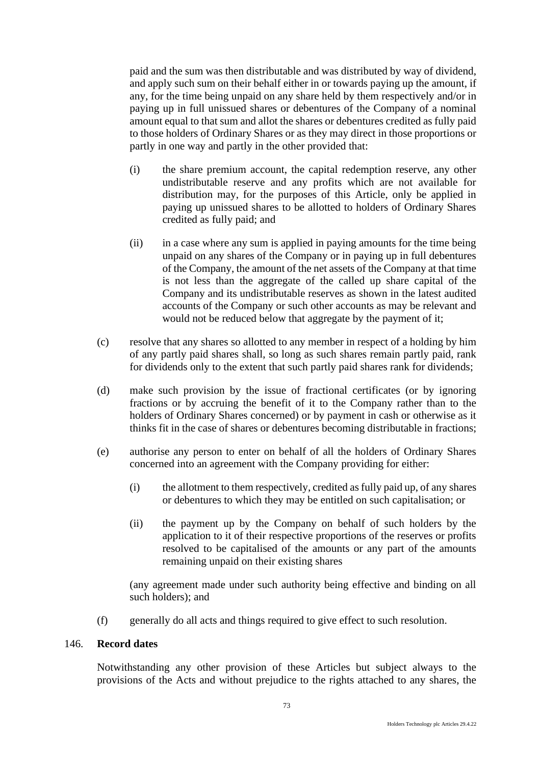paid and the sum was then distributable and was distributed by way of dividend, and apply such sum on their behalf either in or towards paying up the amount, if any, for the time being unpaid on any share held by them respectively and/or in paying up in full unissued shares or debentures of the Company of a nominal amount equal to that sum and allot the shares or debentures credited as fully paid to those holders of Ordinary Shares or as they may direct in those proportions or partly in one way and partly in the other provided that:

(i) the share premium account, the capital redemption reserve, any other undistributable reserve and any profits which are not available for distribution may, for the purposes of this Article, only be applied in paying up unissued shares to be allotted to holders of Ordinary Shares credited as fully paid; and

(ii) in a case where any sum is applied in paying amounts for the time being unpaid on any shares of the Company or in paying up in full debentures of the Company, the amount of the net assets of the Company at that time is not less than the aggregate of the called up share capital of the Company and its undistributable reserves as shown in the latest audited accounts of the Company or such other accounts as may be relevant and would not be reduced below that aggregate by the payment of it;

(c) resolve that any shares so allotted to any member in respect of a holding by him of any partly paid shares shall, so long as such shares remain partly paid, rank for dividends only to the extent that such partly paid shares rank for dividends;

(d) make such provision by the issue of fractional certificates (or by ignoring fractions or by accruing the benefit of it to the Company rather than to the holders of Ordinary Shares concerned) or by payment in cash or otherwise as it thinks fit in the case of shares or debentures becoming distributable in fractions;

(e) authorise any person to enter on behalf of all the holders of Ordinary Shares concerned into an agreement with the Company providing for either:

(i) the allotment to them respectively, credited as fully paid up, of any shares or debentures to which they may be entitled on such capitalisation; or

(ii) the payment up by the Company on behalf of such holders by the application to it of their respective proportions of the reserves or profits resolved to be capitalised of the amounts or any part of the amounts remaining unpaid on their existing shares

(any agreement made under such authority being effective and binding on all such holders); and

(f) generally do all acts and things required to give effect to such resolution.

146. **Record dates**

Notwithstanding any other provision of these Articles but subject always to the provisions of the Acts and without prejudice to the rights attached to any shares, the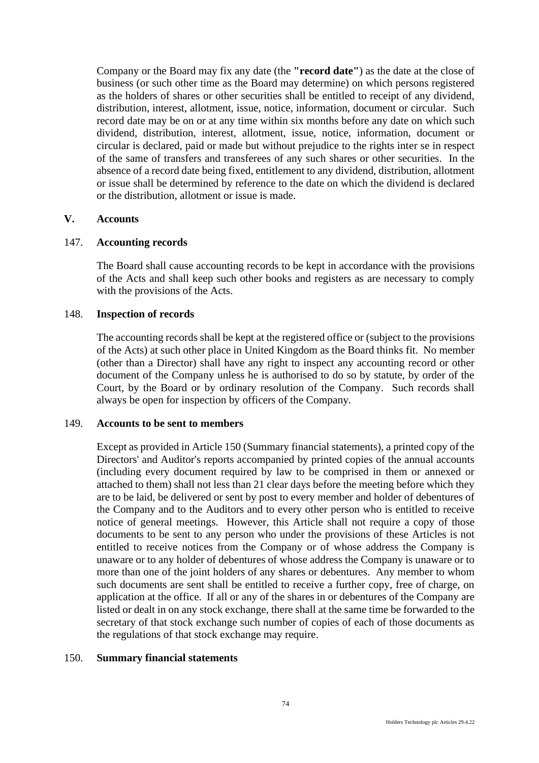Company or the Board may fix any date (the **"record date"**) as the date at the close of business (or such other time as the Board may determine) on which persons registered as the holders of shares or other securities shall be entitled to receipt of any dividend, distribution, interest, allotment, issue, notice, information, document or circular. Such record date may be on or at any time within six months before any date on which such dividend, distribution, interest, allotment, issue, notice, information, document or circular is declared, paid or made but without prejudice to the rights inter se in respect of the same of transfers and transferees of any such shares or other securities. In the absence of a record date being fixed, entitlement to any dividend, distribution, allotment or issue shall be determined by reference to the date on which the dividend is declared or the distribution, allotment or issue is made.

## V. Accounts

### 147. Accounting records

The Board shall cause accounting records to be kept in accordance with the provisions of the Acts and shall keep such other books and registers as are necessary to comply with the provisions of the Acts.

### 148. Inspection of records

The accounting records shall be kept at the registered office or (subject to the provisions of the Acts) at such other place in United Kingdom as the Board thinks fit. No member (other than a Director) shall have any right to inspect any accounting record or other document of the Company unless he is authorised to do so by statute, by order of the Court, by the Board or by ordinary resolution of the Company. Such records shall always be open for inspection by officers of the Company.

### 149. Accounts to be sent to members

Except as provided in Article 150 (Summary financial statements), a printed copy of the Directors' and Auditor's reports accompanied by printed copies of the annual accounts (including every document required by law to be comprised in them or annexed or attached to them) shall not less than 21 clear days before the meeting before which they are to be laid, be delivered or sent by post to every member and holder of debentures of the Company and to the Auditors and to every other person who is entitled to receive notice of general meetings. However, this Article shall not require a copy of those documents to be sent to any person who under the provisions of these Articles is not entitled to receive notices from the Company or of whose address the Company is unaware or to any holder of debentures of whose address the Company is unaware or to more than one of the joint holders of any shares or debentures. Any member to whom such documents are sent shall be entitled to receive a further copy, free of charge, on application at the office. If all or any of the shares in or debentures of the Company are listed or dealt in on any stock exchange, there shall at the same time be forwarded to the secretary of that stock exchange such number of copies of each of those documents as the regulations of that stock exchange may require.

### 150. Summary financial statements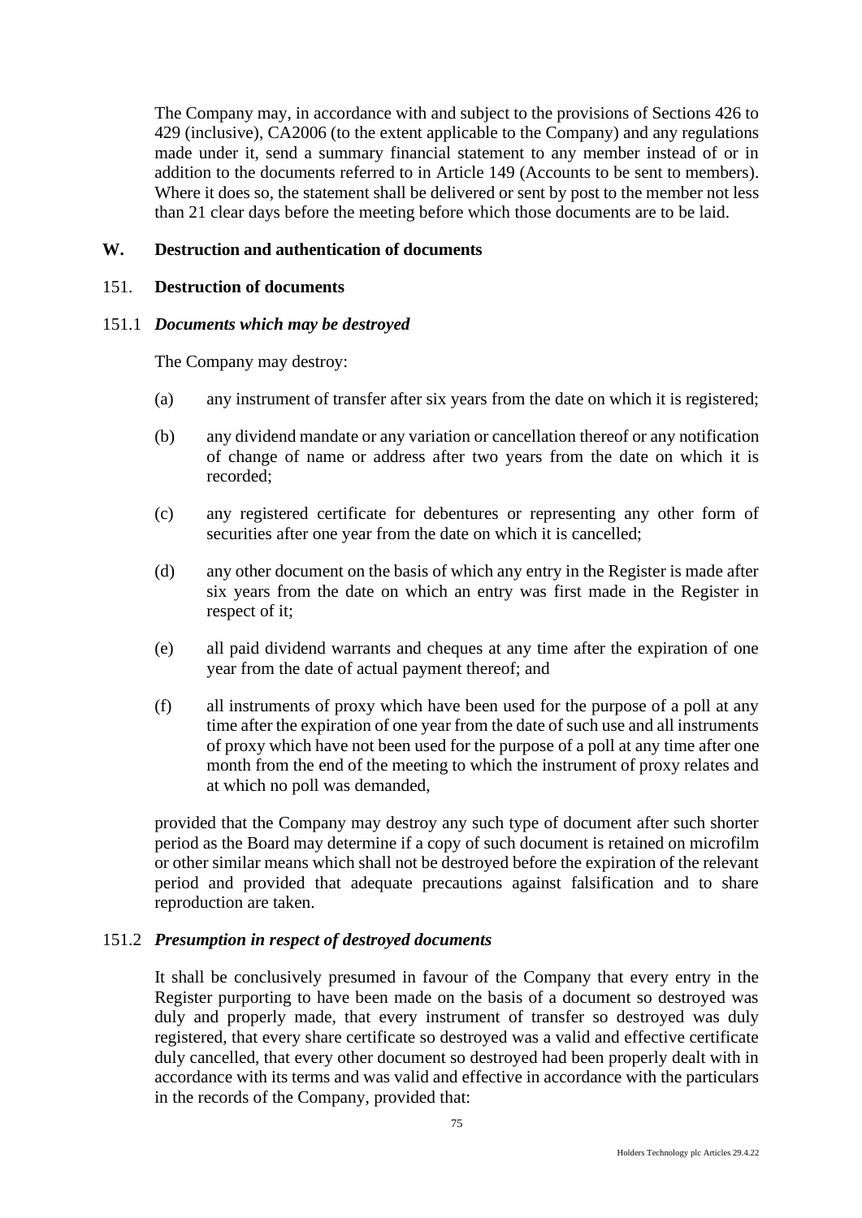The Company may, in accordance with and subject to the provisions of Sections 426 to 429 (inclusive), CA2006 (to the extent applicable to the Company) and any regulations made under it, send a summary financial statement to any member instead of or in addition to the documents referred to in Article 149 (Accounts to be sent to members). Where it does so, the statement shall be delivered or sent by post to the member not less than 21 clear days before the meeting before which those documents are to be laid.

## W. Destruction and authentication of documents

### 151. Destruction of documents

#### 151.1 *Documents which may be destroyed*

The Company may destroy:

(a) any instrument of transfer after six years from the date on which it is registered;

(b) any dividend mandate or any variation or cancellation thereof or any notification of change of name or address after two years from the date on which it is recorded;

(c) any registered certificate for debentures or representing any other form of securities after one year from the date on which it is cancelled;

(d) any other document on the basis of which any entry in the Register is made after six years from the date on which an entry was first made in the Register in respect of it;

(e) all paid dividend warrants and cheques at any time after the expiration of one year from the date of actual payment thereof; and

(f) all instruments of proxy which have been used for the purpose of a poll at any time after the expiration of one year from the date of such use and all instruments of proxy which have not been used for the purpose of a poll at any time after one month from the end of the meeting to which the instrument of proxy relates and at which no poll was demanded,

provided that the Company may destroy any such type of document after such shorter period as the Board may determine if a copy of such document is retained on microfilm or other similar means which shall not be destroyed before the expiration of the relevant period and provided that adequate precautions against falsification and to share reproduction are taken.

#### 151.2 *Presumption in respect of destroyed documents*

It shall be conclusively presumed in favour of the Company that every entry in the Register purporting to have been made on the basis of a document so destroyed was duly and properly made, that every instrument of transfer so destroyed was duly registered, that every share certificate so destroyed was a valid and effective certificate duly cancelled, that every other document so destroyed had been properly dealt with in accordance with its terms and was valid and effective in accordance with the particulars in the records of the Company, provided that: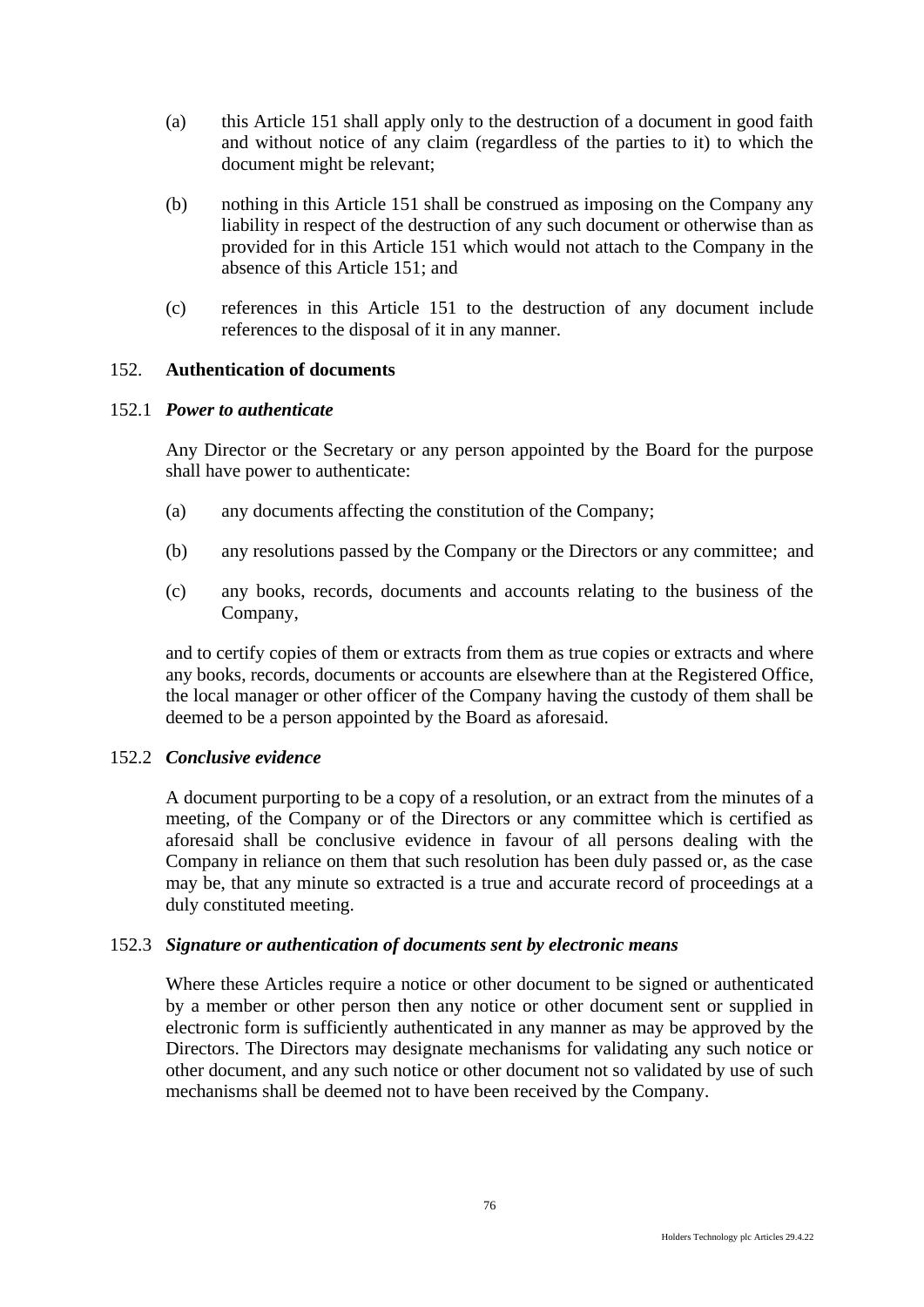(a) this Article 151 shall apply only to the destruction of a document in good faith and without notice of any claim (regardless of the parties to it) to which the document might be relevant;

(b) nothing in this Article 151 shall be construed as imposing on the Company any liability in respect of the destruction of any such document or otherwise than as provided for in this Article 151 which would not attach to the Company in the absence of this Article 151; and

(c) references in this Article 151 to the destruction of any document include references to the disposal of it in any manner.

152. **Authentication of documents**

152.1 ***Power to authenticate***

Any Director or the Secretary or any person appointed by the Board for the purpose shall have power to authenticate:

(a) any documents affecting the constitution of the Company;

(b) any resolutions passed by the Company or the Directors or any committee; and

(c) any books, records, documents and accounts relating to the business of the Company,

and to certify copies of them or extracts from them as true copies or extracts and where any books, records, documents or accounts are elsewhere than at the Registered Office, the local manager or other officer of the Company having the custody of them shall be deemed to be a person appointed by the Board as aforesaid.

152.2 ***Conclusive evidence***

A document purporting to be a copy of a resolution, or an extract from the minutes of a meeting, of the Company or of the Directors or any committee which is certified as aforesaid shall be conclusive evidence in favour of all persons dealing with the Company in reliance on them that such resolution has been duly passed or, as the case may be, that any minute so extracted is a true and accurate record of proceedings at a duly constituted meeting.

152.3 ***Signature or authentication of documents sent by electronic means***

Where these Articles require a notice or other document to be signed or authenticated by a member or other person then any notice or other document sent or supplied in electronic form is sufficiently authenticated in any manner as may be approved by the Directors. The Directors may designate mechanisms for validating any such notice or other document, and any such notice or other document not so validated by use of such mechanisms shall be deemed not to have been received by the Company.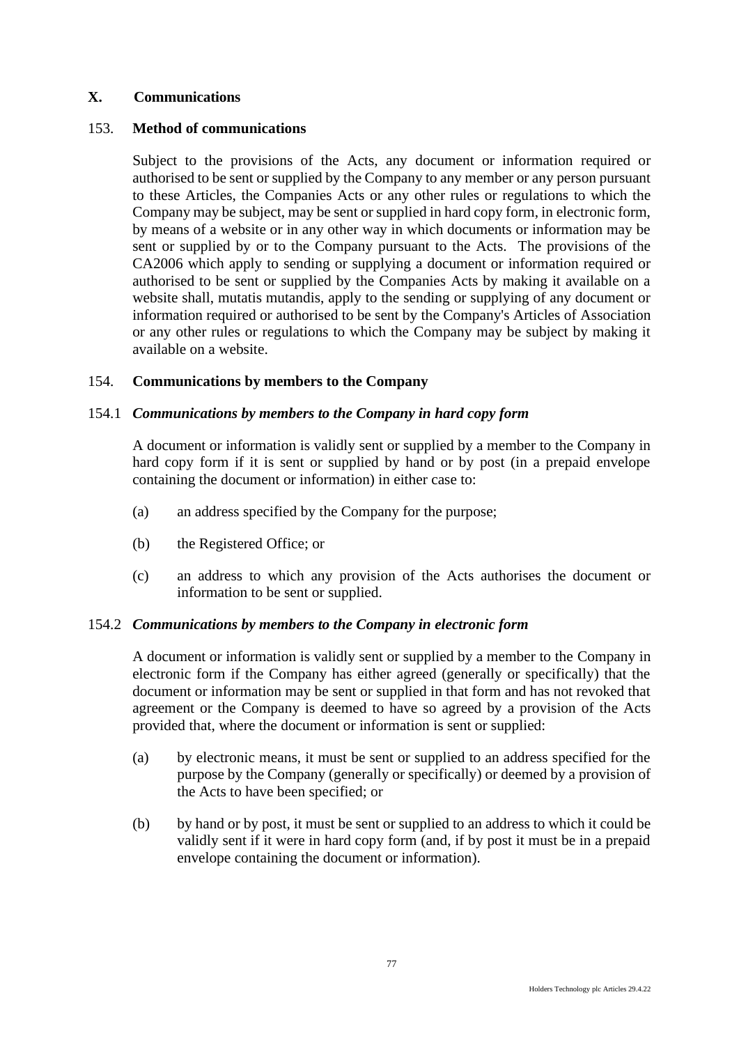## X. Communications

### 153. Method of communications

Subject to the provisions of the Acts, any document or information required or authorised to be sent or supplied by the Company to any member or any person pursuant to these Articles, the Companies Acts or any other rules or regulations to which the Company may be subject, may be sent or supplied in hard copy form, in electronic form, by means of a website or in any other way in which documents or information may be sent or supplied by or to the Company pursuant to the Acts. The provisions of the CA2006 which apply to sending or supplying a document or information required or authorised to be sent or supplied by the Companies Acts by making it available on a website shall, mutatis mutandis, apply to the sending or supplying of any document or information required or authorised to be sent by the Company's Articles of Association or any other rules or regulations to which the Company may be subject by making it available on a website.

### 154. Communications by members to the Company

#### 154.1 *Communications by members to the Company in hard copy form*

A document or information is validly sent or supplied by a member to the Company in hard copy form if it is sent or supplied by hand or by post (in a prepaid envelope containing the document or information) in either case to:

(a) an address specified by the Company for the purpose;

(b) the Registered Office; or

(c) an address to which any provision of the Acts authorises the document or information to be sent or supplied.

#### 154.2 *Communications by members to the Company in electronic form*

A document or information is validly sent or supplied by a member to the Company in electronic form if the Company has either agreed (generally or specifically) that the document or information may be sent or supplied in that form and has not revoked that agreement or the Company is deemed to have so agreed by a provision of the Acts provided that, where the document or information is sent or supplied:

(a) by electronic means, it must be sent or supplied to an address specified for the purpose by the Company (generally or specifically) or deemed by a provision of the Acts to have been specified; or

(b) by hand or by post, it must be sent or supplied to an address to which it could be validly sent if it were in hard copy form (and, if by post it must be in a prepaid envelope containing the document or information).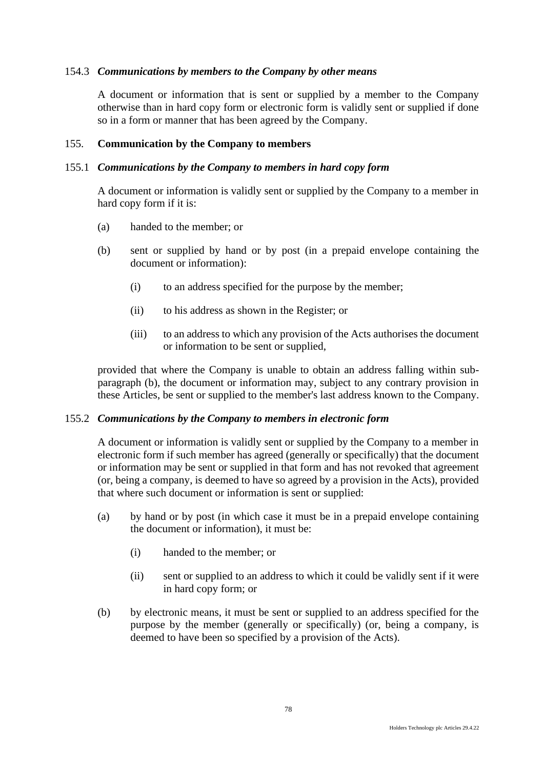154.3 ***Communications by members to the Company by other means***

A document or information that is sent or supplied by a member to the Company otherwise than in hard copy form or electronic form is validly sent or supplied if done so in a form or manner that has been agreed by the Company.

155. **Communication by the Company to members**

155.1 ***Communications by the Company to members in hard copy form***

A document or information is validly sent or supplied by the Company to a member in hard copy form if it is:

(a) handed to the member; or

(b) sent or supplied by hand or by post (in a prepaid envelope containing the document or information):

(i) to an address specified for the purpose by the member;

(ii) to his address as shown in the Register; or

(iii) to an address to which any provision of the Acts authorises the document or information to be sent or supplied,

provided that where the Company is unable to obtain an address falling within sub-paragraph (b), the document or information may, subject to any contrary provision in these Articles, be sent or supplied to the member's last address known to the Company.

155.2 ***Communications by the Company to members in electronic form***

A document or information is validly sent or supplied by the Company to a member in electronic form if such member has agreed (generally or specifically) that the document or information may be sent or supplied in that form and has not revoked that agreement (or, being a company, is deemed to have so agreed by a provision in the Acts), provided that where such document or information is sent or supplied:

(a) by hand or by post (in which case it must be in a prepaid envelope containing the document or information), it must be:

(i) handed to the member; or

(ii) sent or supplied to an address to which it could be validly sent if it were in hard copy form; or

(b) by electronic means, it must be sent or supplied to an address specified for the purpose by the member (generally or specifically) (or, being a company, is deemed to have been so specified by a provision of the Acts).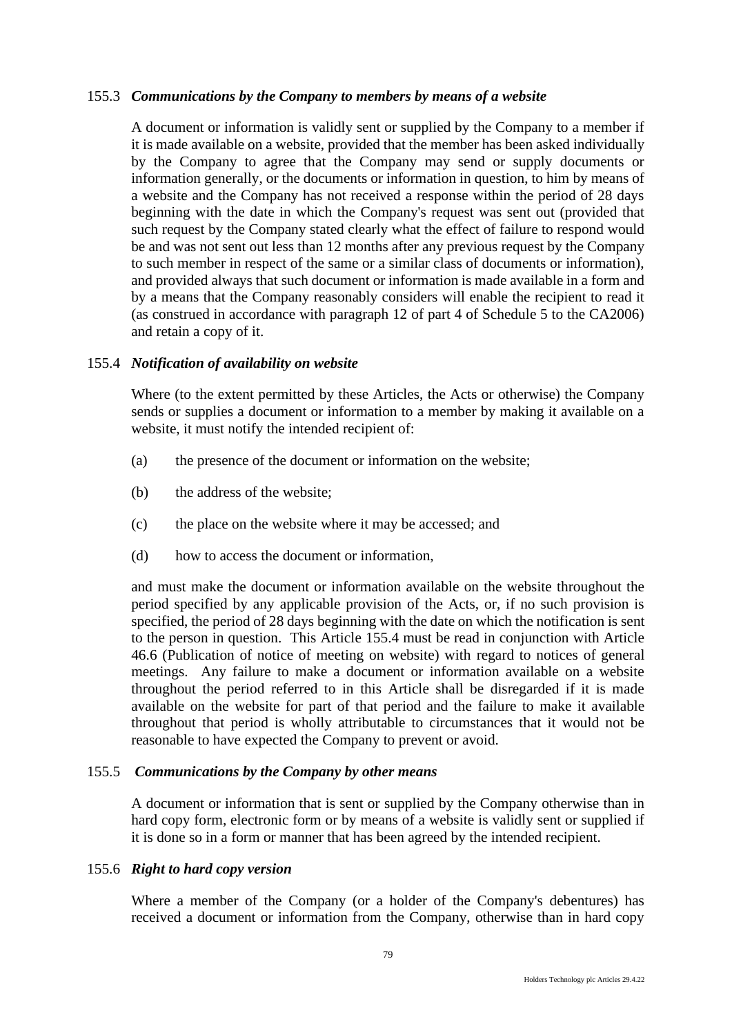### 155.3 *Communications by the Company to members by means of a website*

A document or information is validly sent or supplied by the Company to a member if it is made available on a website, provided that the member has been asked individually by the Company to agree that the Company may send or supply documents or information generally, or the documents or information in question, to him by means of a website and the Company has not received a response within the period of 28 days beginning with the date in which the Company's request was sent out (provided that such request by the Company stated clearly what the effect of failure to respond would be and was not sent out less than 12 months after any previous request by the Company to such member in respect of the same or a similar class of documents or information), and provided always that such document or information is made available in a form and by a means that the Company reasonably considers will enable the recipient to read it (as construed in accordance with paragraph 12 of part 4 of Schedule 5 to the CA2006) and retain a copy of it.

### 155.4 *Notification of availability on website*

Where (to the extent permitted by these Articles, the Acts or otherwise) the Company sends or supplies a document or information to a member by making it available on a website, it must notify the intended recipient of:

(a) the presence of the document or information on the website;

(b) the address of the website;

(c) the place on the website where it may be accessed; and

(d) how to access the document or information,

and must make the document or information available on the website throughout the period specified by any applicable provision of the Acts, or, if no such provision is specified, the period of 28 days beginning with the date on which the notification is sent to the person in question. This Article 155.4 must be read in conjunction with Article 46.6 (Publication of notice of meeting on website) with regard to notices of general meetings. Any failure to make a document or information available on a website throughout the period referred to in this Article shall be disregarded if it is made available on the website for part of that period and the failure to make it available throughout that period is wholly attributable to circumstances that it would not be reasonable to have expected the Company to prevent or avoid.

### 155.5 *Communications by the Company by other means*

A document or information that is sent or supplied by the Company otherwise than in hard copy form, electronic form or by means of a website is validly sent or supplied if it is done so in a form or manner that has been agreed by the intended recipient.

### 155.6 *Right to hard copy version*

Where a member of the Company (or a holder of the Company's debentures) has received a document or information from the Company, otherwise than in hard copy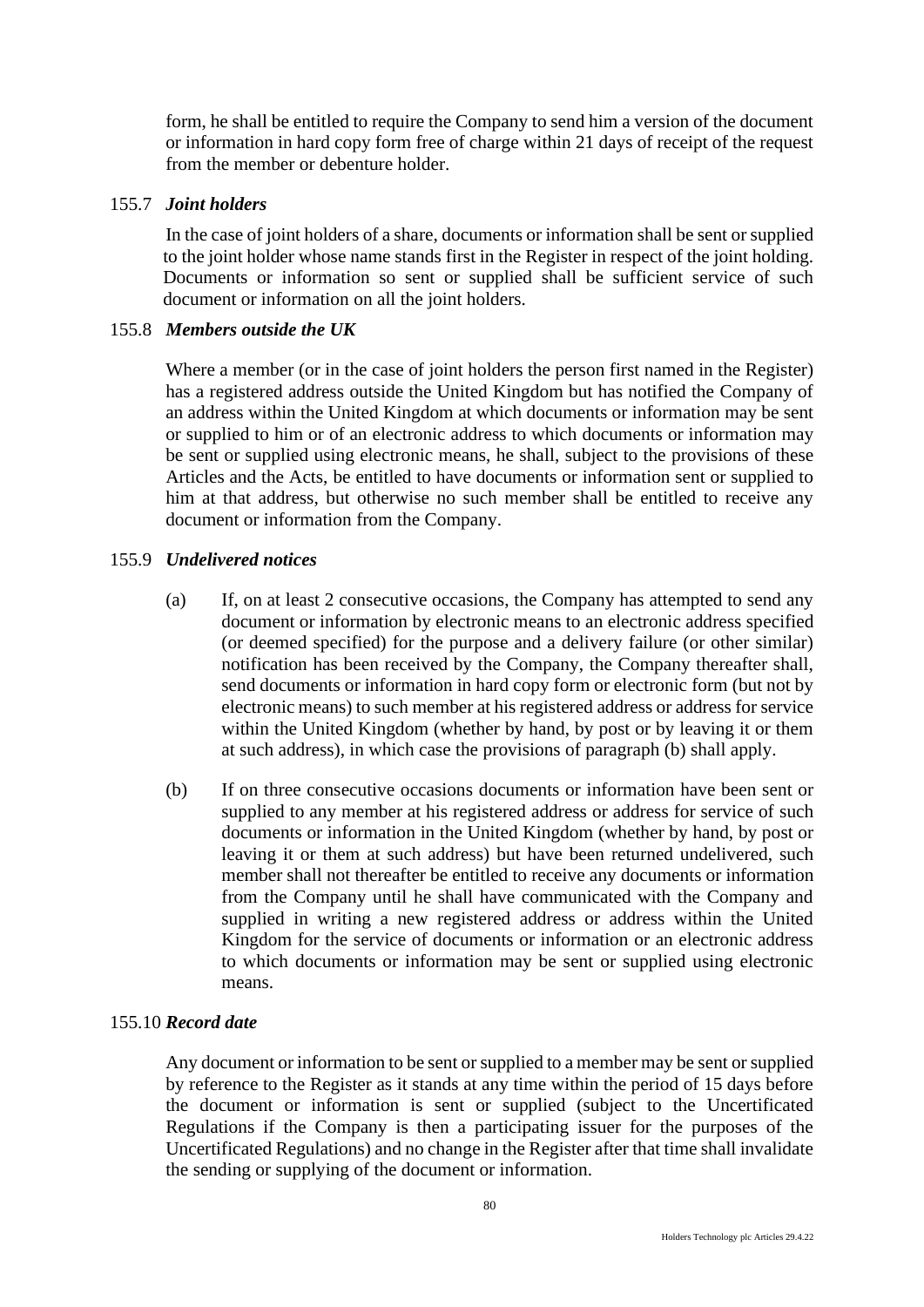form, he shall be entitled to require the Company to send him a version of the document or information in hard copy form free of charge within 21 days of receipt of the request from the member or debenture holder.

155.7 ***Joint holders***

In the case of joint holders of a share, documents or information shall be sent or supplied to the joint holder whose name stands first in the Register in respect of the joint holding. Documents or information so sent or supplied shall be sufficient service of such document or information on all the joint holders.

155.8 ***Members outside the UK***

Where a member (or in the case of joint holders the person first named in the Register) has a registered address outside the United Kingdom but has notified the Company of an address within the United Kingdom at which documents or information may be sent or supplied to him or of an electronic address to which documents or information may be sent or supplied using electronic means, he shall, subject to the provisions of these Articles and the Acts, be entitled to have documents or information sent or supplied to him at that address, but otherwise no such member shall be entitled to receive any document or information from the Company.

155.9 ***Undelivered notices***

(a) If, on at least 2 consecutive occasions, the Company has attempted to send any document or information by electronic means to an electronic address specified (or deemed specified) for the purpose and a delivery failure (or other similar) notification has been received by the Company, the Company thereafter shall, send documents or information in hard copy form or electronic form (but not by electronic means) to such member at his registered address or address for service within the United Kingdom (whether by hand, by post or by leaving it or them at such address), in which case the provisions of paragraph (b) shall apply.

(b) If on three consecutive occasions documents or information have been sent or supplied to any member at his registered address or address for service of such documents or information in the United Kingdom (whether by hand, by post or leaving it or them at such address) but have been returned undelivered, such member shall not thereafter be entitled to receive any documents or information from the Company until he shall have communicated with the Company and supplied in writing a new registered address or address within the United Kingdom for the service of documents or information or an electronic address to which documents or information may be sent or supplied using electronic means.

155.10 ***Record date***

Any document or information to be sent or supplied to a member may be sent or supplied by reference to the Register as it stands at any time within the period of 15 days before the document or information is sent or supplied (subject to the Uncertificated Regulations if the Company is then a participating issuer for the purposes of the Uncertificated Regulations) and no change in the Register after that time shall invalidate the sending or supplying of the document or information.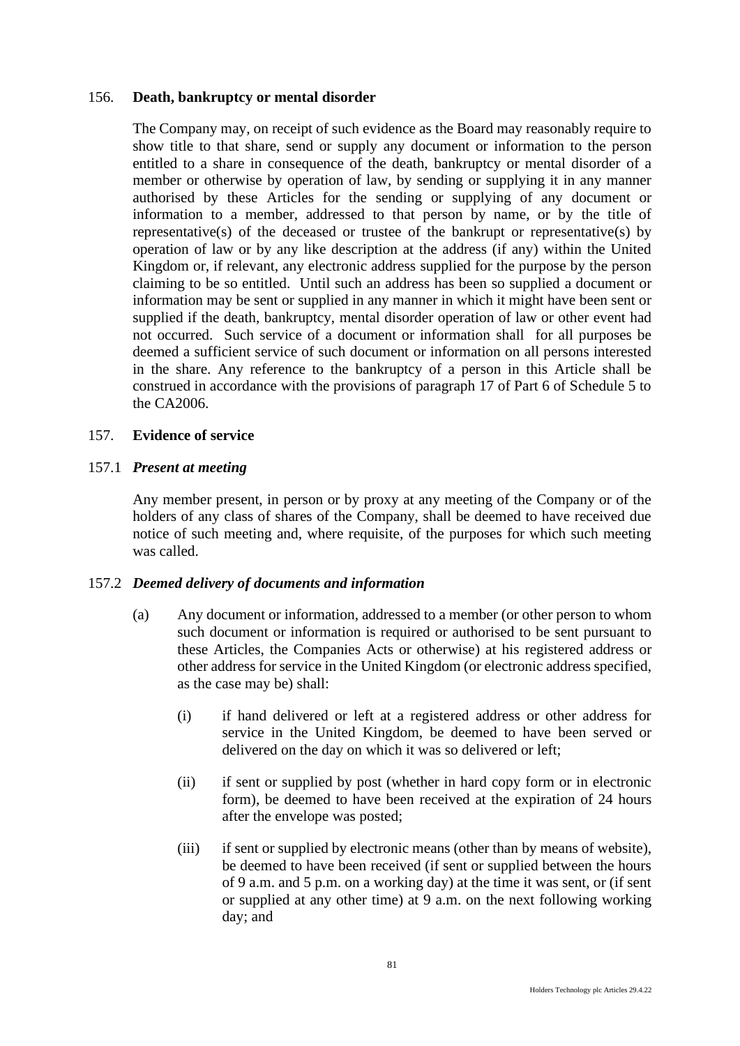## 156. **Death, bankruptcy or mental disorder**

The Company may, on receipt of such evidence as the Board may reasonably require to show title to that share, send or supply any document or information to the person entitled to a share in consequence of the death, bankruptcy or mental disorder of a member or otherwise by operation of law, by sending or supplying it in any manner authorised by these Articles for the sending or supplying of any document or information to a member, addressed to that person by name, or by the title of representative(s) of the deceased or trustee of the bankrupt or representative(s) by operation of law or by any like description at the address (if any) within the United Kingdom or, if relevant, any electronic address supplied for the purpose by the person claiming to be so entitled. Until such an address has been so supplied a document or information may be sent or supplied in any manner in which it might have been sent or supplied if the death, bankruptcy, mental disorder operation of law or other event had not occurred. Such service of a document or information shall for all purposes be deemed a sufficient service of such document or information on all persons interested in the share. Any reference to the bankruptcy of a person in this Article shall be construed in accordance with the provisions of paragraph 17 of Part 6 of Schedule 5 to the CA2006.

## 157. **Evidence of service**

### 157.1 ***Present at meeting***

Any member present, in person or by proxy at any meeting of the Company or of the holders of any class of shares of the Company, shall be deemed to have received due notice of such meeting and, where requisite, of the purposes for which such meeting was called.

### 157.2 ***Deemed delivery of documents and information***

(a) Any document or information, addressed to a member (or other person to whom such document or information is required or authorised to be sent pursuant to these Articles, the Companies Acts or otherwise) at his registered address or other address for service in the United Kingdom (or electronic address specified, as the case may be) shall:

(i) if hand delivered or left at a registered address or other address for service in the United Kingdom, be deemed to have been served or delivered on the day on which it was so delivered or left;

(ii) if sent or supplied by post (whether in hard copy form or in electronic form), be deemed to have been received at the expiration of 24 hours after the envelope was posted;

(iii) if sent or supplied by electronic means (other than by means of website), be deemed to have been received (if sent or supplied between the hours of 9 a.m. and 5 p.m. on a working day) at the time it was sent, or (if sent or supplied at any other time) at 9 a.m. on the next following working day; and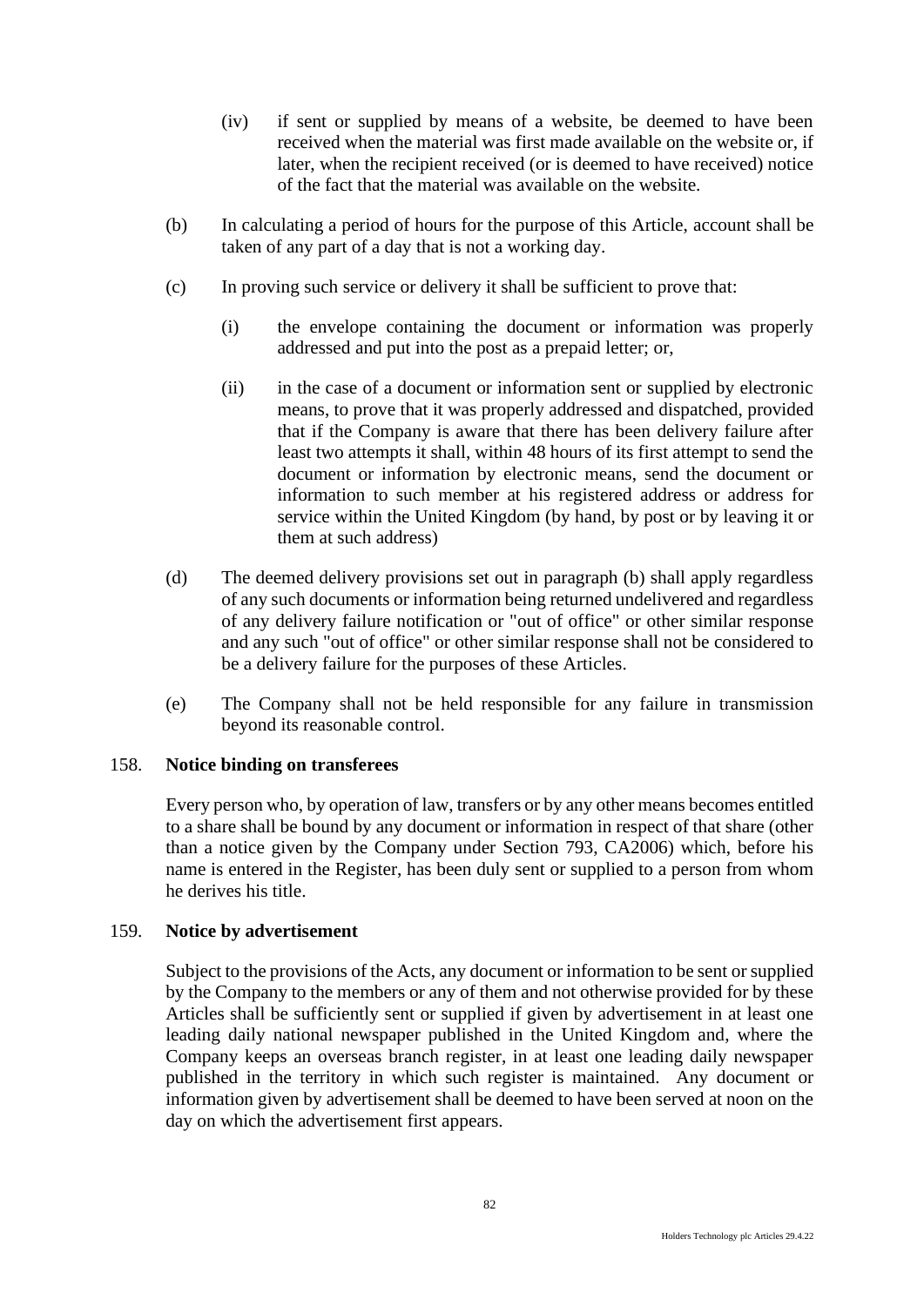(iv) if sent or supplied by means of a website, be deemed to have been received when the material was first made available on the website or, if later, when the recipient received (or is deemed to have received) notice of the fact that the material was available on the website.

(b) In calculating a period of hours for the purpose of this Article, account shall be taken of any part of a day that is not a working day.

(c) In proving such service or delivery it shall be sufficient to prove that:

(i) the envelope containing the document or information was properly addressed and put into the post as a prepaid letter; or,

(ii) in the case of a document or information sent or supplied by electronic means, to prove that it was properly addressed and dispatched, provided that if the Company is aware that there has been delivery failure after least two attempts it shall, within 48 hours of its first attempt to send the document or information by electronic means, send the document or information to such member at his registered address or address for service within the United Kingdom (by hand, by post or by leaving it or them at such address)

(d) The deemed delivery provisions set out in paragraph (b) shall apply regardless of any such documents or information being returned undelivered and regardless of any delivery failure notification or "out of office" or other similar response and any such "out of office" or other similar response shall not be considered to be a delivery failure for the purposes of these Articles.

(e) The Company shall not be held responsible for any failure in transmission beyond its reasonable control.

158. **Notice binding on transferees**

Every person who, by operation of law, transfers or by any other means becomes entitled to a share shall be bound by any document or information in respect of that share (other than a notice given by the Company under Section 793, CA2006) which, before his name is entered in the Register, has been duly sent or supplied to a person from whom he derives his title.

159. **Notice by advertisement**

Subject to the provisions of the Acts, any document or information to be sent or supplied by the Company to the members or any of them and not otherwise provided for by these Articles shall be sufficiently sent or supplied if given by advertisement in at least one leading daily national newspaper published in the United Kingdom and, where the Company keeps an overseas branch register, in at least one leading daily newspaper published in the territory in which such register is maintained. Any document or information given by advertisement shall be deemed to have been served at noon on the day on which the advertisement first appears.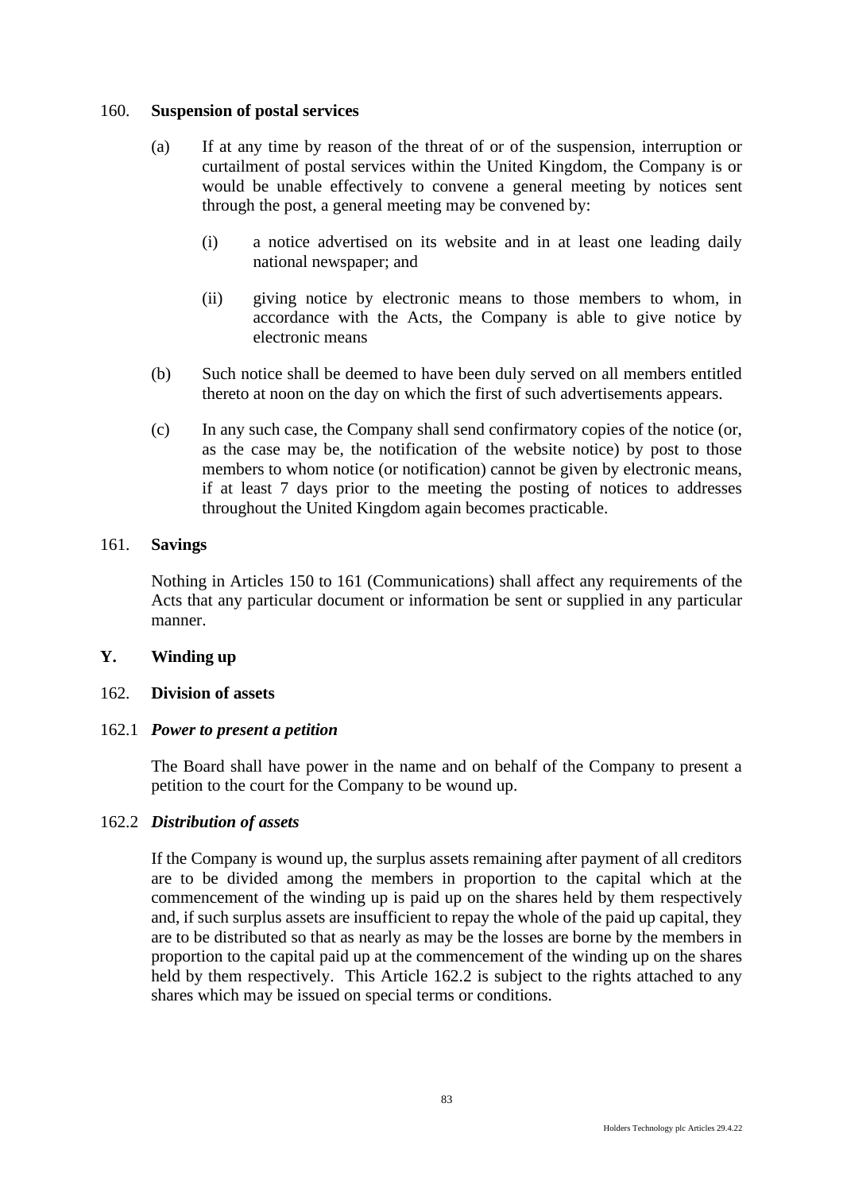160. **Suspension of postal services**

(a) If at any time by reason of the threat of or of the suspension, interruption or curtailment of postal services within the United Kingdom, the Company is or would be unable effectively to convene a general meeting by notices sent through the post, a general meeting may be convened by:

(i) a notice advertised on its website and in at least one leading daily national newspaper; and

(ii) giving notice by electronic means to those members to whom, in accordance with the Acts, the Company is able to give notice by electronic means

(b) Such notice shall be deemed to have been duly served on all members entitled thereto at noon on the day on which the first of such advertisements appears.

(c) In any such case, the Company shall send confirmatory copies of the notice (or, as the case may be, the notification of the website notice) by post to those members to whom notice (or notification) cannot be given by electronic means, if at least 7 days prior to the meeting the posting of notices to addresses throughout the United Kingdom again becomes practicable.

161. **Savings**

Nothing in Articles 150 to 161 (Communications) shall affect any requirements of the Acts that any particular document or information be sent or supplied in any particular manner.

## Y. Winding up

162. **Division of assets**

162.1 ***Power to present a petition***

The Board shall have power in the name and on behalf of the Company to present a petition to the court for the Company to be wound up.

162.2 ***Distribution of assets***

If the Company is wound up, the surplus assets remaining after payment of all creditors are to be divided among the members in proportion to the capital which at the commencement of the winding up is paid up on the shares held by them respectively and, if such surplus assets are insufficient to repay the whole of the paid up capital, they are to be distributed so that as nearly as may be the losses are borne by the members in proportion to the capital paid up at the commencement of the winding up on the shares held by them respectively. This Article 162.2 is subject to the rights attached to any shares which may be issued on special terms or conditions.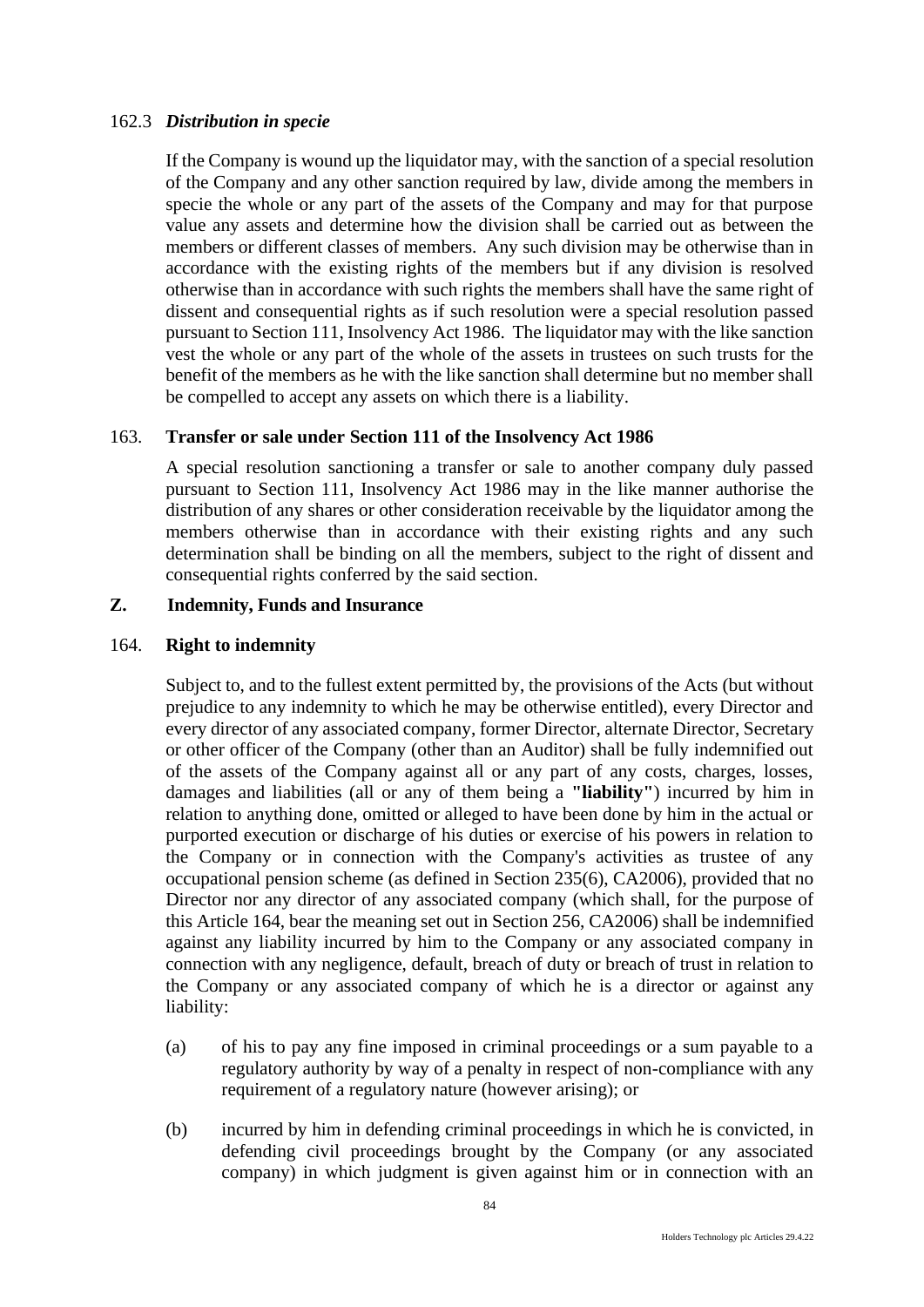162.3 ***Distribution in specie***

If the Company is wound up the liquidator may, with the sanction of a special resolution of the Company and any other sanction required by law, divide among the members in specie the whole or any part of the assets of the Company and may for that purpose value any assets and determine how the division shall be carried out as between the members or different classes of members. Any such division may be otherwise than in accordance with the existing rights of the members but if any division is resolved otherwise than in accordance with such rights the members shall have the same right of dissent and consequential rights as if such resolution were a special resolution passed pursuant to Section 111, Insolvency Act 1986. The liquidator may with the like sanction vest the whole or any part of the whole of the assets in trustees on such trusts for the benefit of the members as he with the like sanction shall determine but no member shall be compelled to accept any assets on which there is a liability.

### 163. Transfer or sale under Section 111 of the Insolvency Act 1986

A special resolution sanctioning a transfer or sale to another company duly passed pursuant to Section 111, Insolvency Act 1986 may in the like manner authorise the distribution of any shares or other consideration receivable by the liquidator among the members otherwise than in accordance with their existing rights and any such determination shall be binding on all the members, subject to the right of dissent and consequential rights conferred by the said section.

## Z. Indemnity, Funds and Insurance

### 164. Right to indemnity

Subject to, and to the fullest extent permitted by, the provisions of the Acts (but without prejudice to any indemnity to which he may be otherwise entitled), every Director and every director of any associated company, former Director, alternate Director, Secretary or other officer of the Company (other than an Auditor) shall be fully indemnified out of the assets of the Company against all or any part of any costs, charges, losses, damages and liabilities (all or any of them being a **"liability"**) incurred by him in relation to anything done, omitted or alleged to have been done by him in the actual or purported execution or discharge of his duties or exercise of his powers in relation to the Company or in connection with the Company's activities as trustee of any occupational pension scheme (as defined in Section 235(6), CA2006), provided that no Director nor any director of any associated company (which shall, for the purpose of this Article 164, bear the meaning set out in Section 256, CA2006) shall be indemnified against any liability incurred by him to the Company or any associated company in connection with any negligence, default, breach of duty or breach of trust in relation to the Company or any associated company of which he is a director or against any liability:

(a) of his to pay any fine imposed in criminal proceedings or a sum payable to a regulatory authority by way of a penalty in respect of non-compliance with any requirement of a regulatory nature (however arising); or

(b) incurred by him in defending criminal proceedings in which he is convicted, in defending civil proceedings brought by the Company (or any associated company) in which judgment is given against him or in connection with an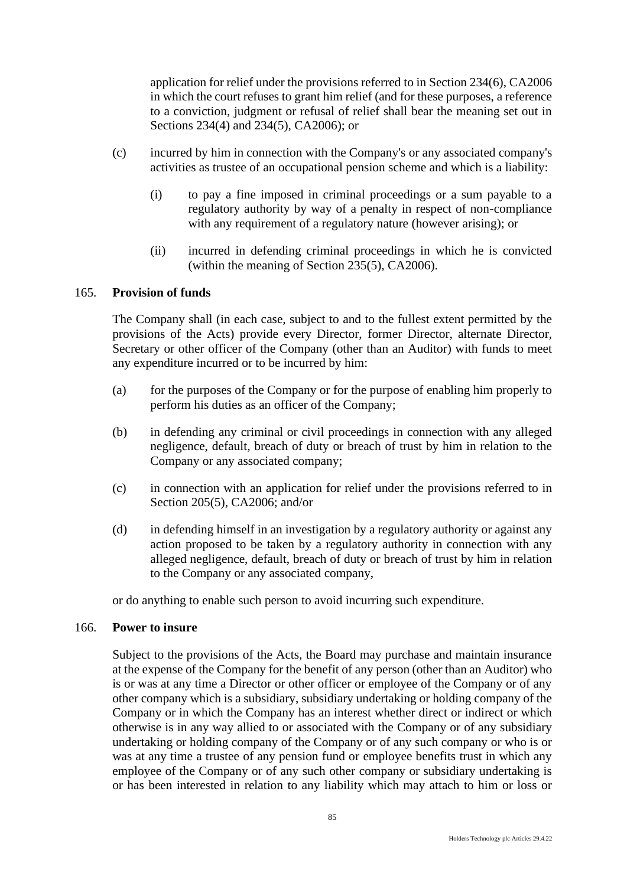application for relief under the provisions referred to in Section 234(6), CA2006 in which the court refuses to grant him relief (and for these purposes, a reference to a conviction, judgment or refusal of relief shall bear the meaning set out in Sections 234(4) and 234(5), CA2006); or

(c) incurred by him in connection with the Company's or any associated company's activities as trustee of an occupational pension scheme and which is a liability:

  (i) to pay a fine imposed in criminal proceedings or a sum payable to a regulatory authority by way of a penalty in respect of non-compliance with any requirement of a regulatory nature (however arising); or

  (ii) incurred in defending criminal proceedings in which he is convicted (within the meaning of Section 235(5), CA2006).

## 165. Provision of funds

The Company shall (in each case, subject to and to the fullest extent permitted by the provisions of the Acts) provide every Director, former Director, alternate Director, Secretary or other officer of the Company (other than an Auditor) with funds to meet any expenditure incurred or to be incurred by him:

(a) for the purposes of the Company or for the purpose of enabling him properly to perform his duties as an officer of the Company;

(b) in defending any criminal or civil proceedings in connection with any alleged negligence, default, breach of duty or breach of trust by him in relation to the Company or any associated company;

(c) in connection with an application for relief under the provisions referred to in Section 205(5), CA2006; and/or

(d) in defending himself in an investigation by a regulatory authority or against any action proposed to be taken by a regulatory authority in connection with any alleged negligence, default, breach of duty or breach of trust by him in relation to the Company or any associated company,

or do anything to enable such person to avoid incurring such expenditure.

## 166. Power to insure

Subject to the provisions of the Acts, the Board may purchase and maintain insurance at the expense of the Company for the benefit of any person (other than an Auditor) who is or was at any time a Director or other officer or employee of the Company or of any other company which is a subsidiary, subsidiary undertaking or holding company of the Company or in which the Company has an interest whether direct or indirect or which otherwise is in any way allied to or associated with the Company or of any subsidiary undertaking or holding company of the Company or of any such company or who is or was at any time a trustee of any pension fund or employee benefits trust in which any employee of the Company or of any such other company or subsidiary undertaking is or has been interested in relation to any liability which may attach to him or loss or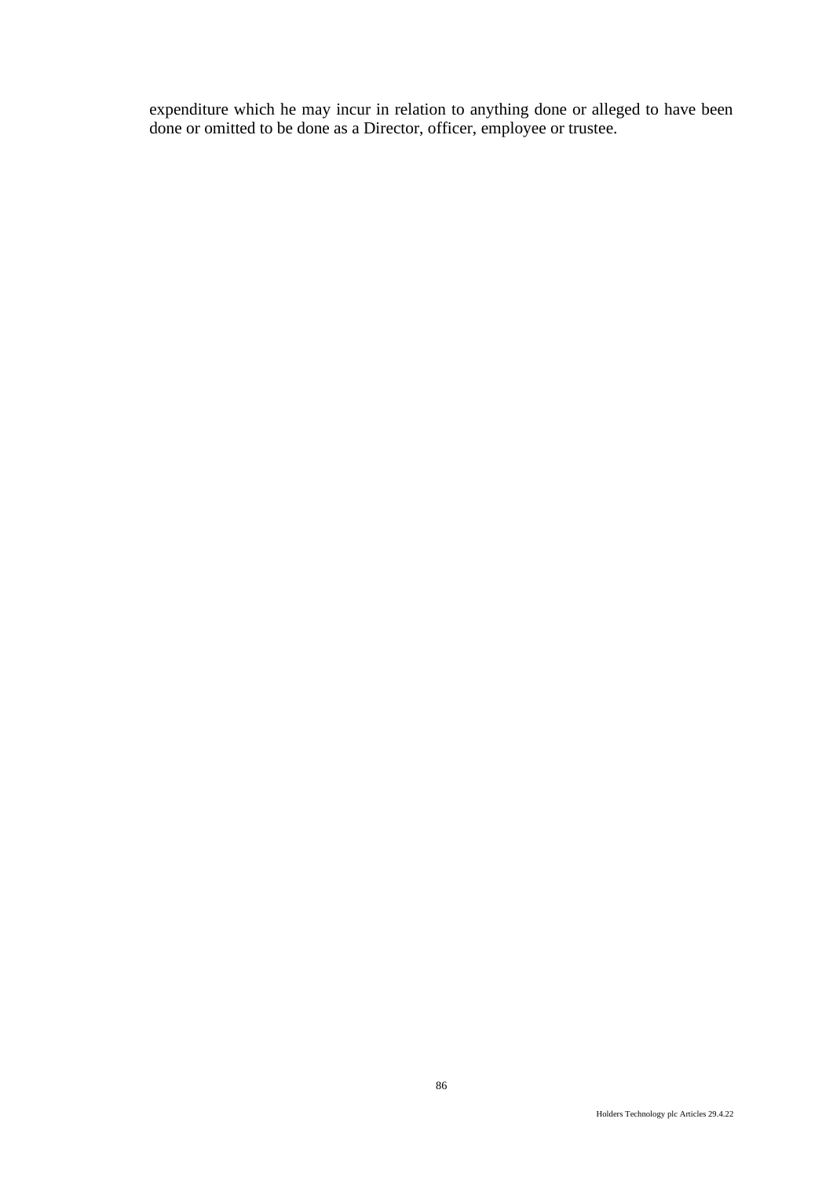expenditure which he may incur in relation to anything done or alleged to have been done or omitted to be done as a Director, officer, employee or trustee.